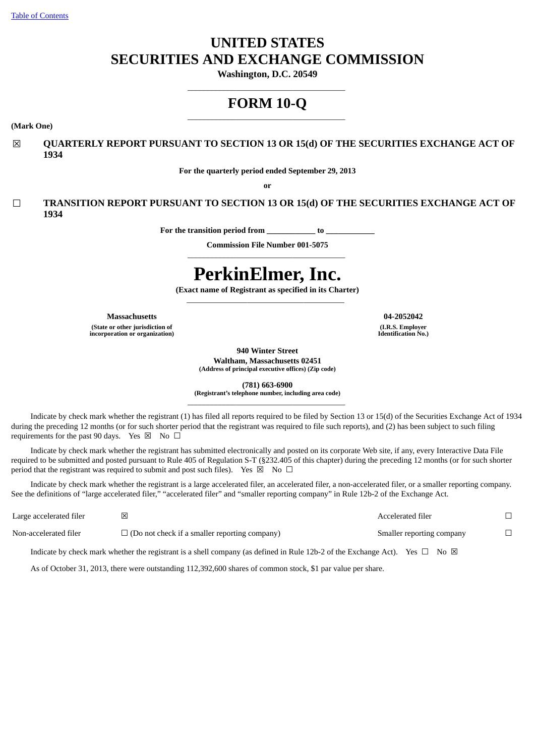[Table of Contents](#)

# UNITED STATES
# SECURITIES AND EXCHANGE COMMISSION

**Washington, D.C. 20549**

---

# FORM 10-Q

---

**(Mark One)**

☒ **QUARTERLY REPORT PURSUANT TO SECTION 13 OR 15(d) OF THE SECURITIES EXCHANGE ACT OF 1934**

**For the quarterly period ended September 29, 2013**

**or**

☐ **TRANSITION REPORT PURSUANT TO SECTION 13 OR 15(d) OF THE SECURITIES EXCHANGE ACT OF 1934**

**For the transition period from \_\_\_\_\_\_\_\_\_\_\_\_ to \_\_\_\_\_\_\_\_\_\_\_\_**

**Commission File Number 001-5075**

---

# PerkinElmer, Inc.

**(Exact name of Registrant as specified in its Charter)**

---

| **Massachusetts** | **04-2052042** |
|---|---|
| **(State or other jurisdiction of incorporation or organization)** | **(I.R.S. Employer Identification No.)** |

**940 Winter Street**
**Waltham, Massachusetts 02451**
**(Address of principal executive offices) (Zip code)**

**(781) 663-6900**
**(Registrant's telephone number, including area code)**

---

Indicate by check mark whether the registrant (1) has filed all reports required to be filed by Section 13 or 15(d) of the Securities Exchange Act of 1934 during the preceding 12 months (or for such shorter period that the registrant was required to file such reports), and (2) has been subject to such filing requirements for the past 90 days. Yes ☒ No ☐

Indicate by check mark whether the registrant has submitted electronically and posted on its corporate Web site, if any, every Interactive Data File required to be submitted and posted pursuant to Rule 405 of Regulation S-T (§232.405 of this chapter) during the preceding 12 months (or for such shorter period that the registrant was required to submit and post such files). Yes ☒ No ☐

Indicate by check mark whether the registrant is a large accelerated filer, an accelerated filer, a non-accelerated filer, or a smaller reporting company. See the definitions of "large accelerated filer," "accelerated filer" and "smaller reporting company" in Rule 12b-2 of the Exchange Act.

| | | | |
|---|---|---|---|
| Large accelerated filer | ☒ | Accelerated filer | ☐ |
| Non-accelerated filer | ☐ (Do not check if a smaller reporting company) | Smaller reporting company | ☐ |

Indicate by check mark whether the registrant is a shell company (as defined in Rule 12b-2 of the Exchange Act). Yes ☐ No ☒

As of October 31, 2013, there were outstanding 112,392,600 shares of common stock, $1 par value per share.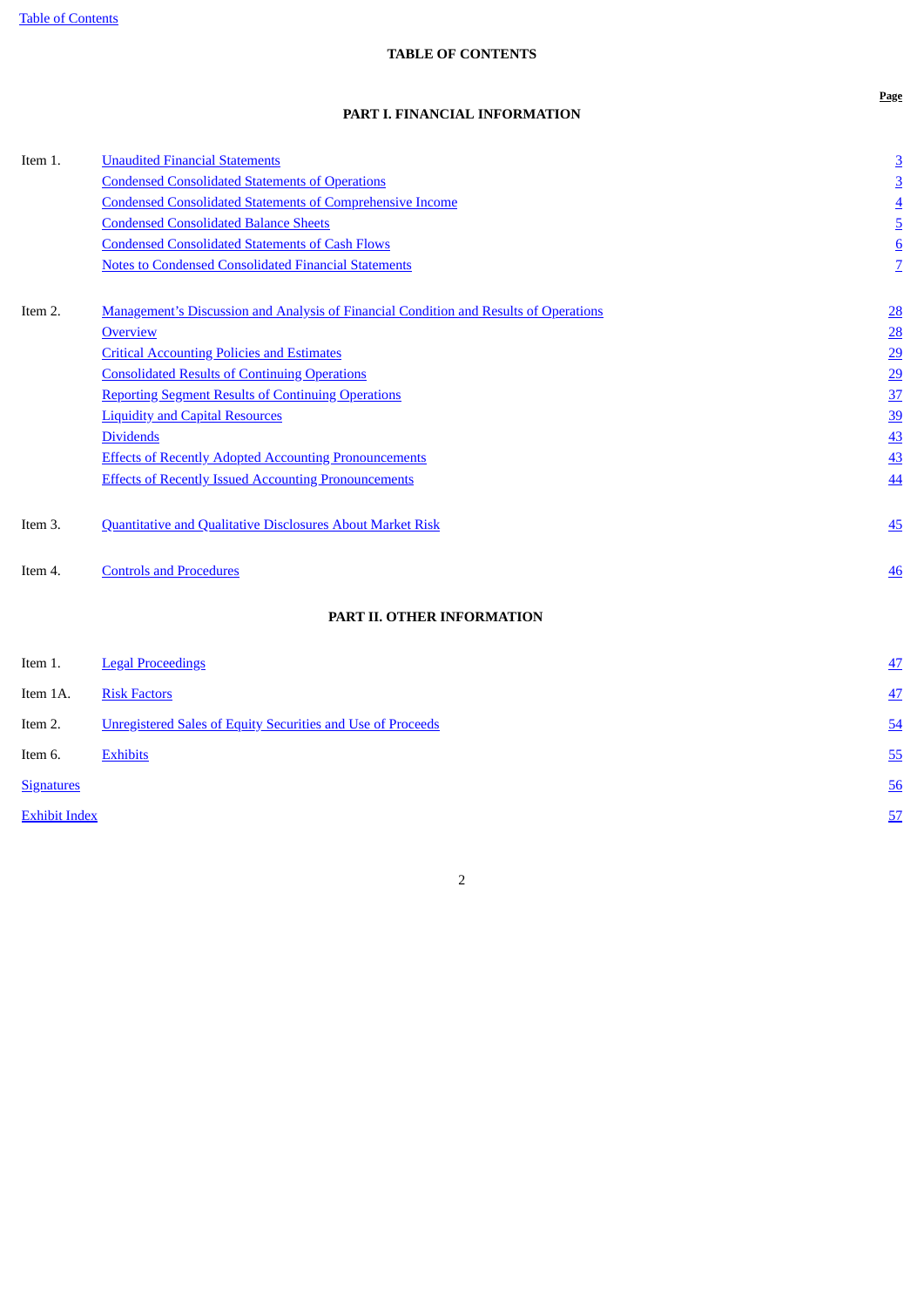## TABLE OF CONTENTS

### PART I. FINANCIAL INFORMATION

| | | Page |
|---|---|---|
| Item 1. | Unaudited Financial Statements | 3 |
| | Condensed Consolidated Statements of Operations | 3 |
| | Condensed Consolidated Statements of Comprehensive Income | 4 |
| | Condensed Consolidated Balance Sheets | 5 |
| | Condensed Consolidated Statements of Cash Flows | 6 |
| | Notes to Condensed Consolidated Financial Statements | 7 |
| Item 2. | Management's Discussion and Analysis of Financial Condition and Results of Operations | 28 |
| | Overview | 28 |
| | Critical Accounting Policies and Estimates | 29 |
| | Consolidated Results of Continuing Operations | 29 |
| | Reporting Segment Results of Continuing Operations | 37 |
| | Liquidity and Capital Resources | 39 |
| | Dividends | 43 |
| | Effects of Recently Adopted Accounting Pronouncements | 43 |
| | Effects of Recently Issued Accounting Pronouncements | 44 |
| Item 3. | Quantitative and Qualitative Disclosures About Market Risk | 45 |
| Item 4. | Controls and Procedures | 46 |

### PART II. OTHER INFORMATION

| | | Page |
|---|---|---|
| Item 1. | Legal Proceedings | 47 |
| Item 1A. | Risk Factors | 47 |
| Item 2. | Unregistered Sales of Equity Securities and Use of Proceeds | 54 |
| Item 6. | Exhibits | 55 |
| Signatures | | 56 |
| Exhibit Index | | 57 |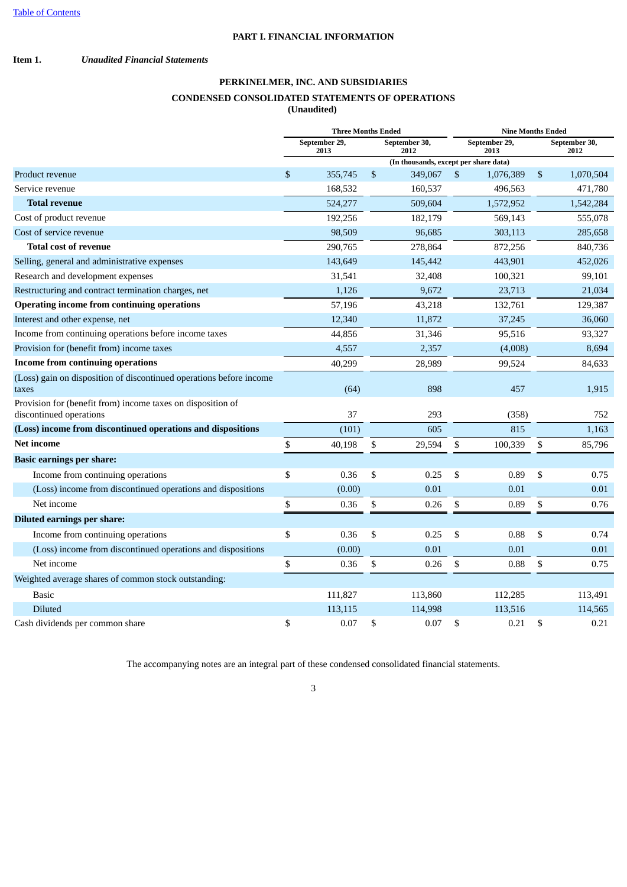[Table of Contents](#)

# PART I. FINANCIAL INFORMATION

**Item 1.** ***Unaudited Financial Statements***

## PERKINELMER, INC. AND SUBSIDIARIES

## CONDENSED CONSOLIDATED STATEMENTS OF OPERATIONS

**(Unaudited)**

| | Three Months Ended | | Nine Months Ended | |
|---|---|---|---|---|
| | September 29, 2013 | September 30, 2012 | September 29, 2013 | September 30, 2012 |
| | (In thousands, except per share data) | | | |
| Product revenue | $ 355,745 | $ 349,067 | $ 1,076,389 | $ 1,070,504 |
| Service revenue | 168,532 | 160,537 | 496,563 | 471,780 |
| **Total revenue** | 524,277 | 509,604 | 1,572,952 | 1,542,284 |
| Cost of product revenue | 192,256 | 182,179 | 569,143 | 555,078 |
| Cost of service revenue | 98,509 | 96,685 | 303,113 | 285,658 |
| **Total cost of revenue** | 290,765 | 278,864 | 872,256 | 840,736 |
| Selling, general and administrative expenses | 143,649 | 145,442 | 443,901 | 452,026 |
| Research and development expenses | 31,541 | 32,408 | 100,321 | 99,101 |
| Restructuring and contract termination charges, net | 1,126 | 9,672 | 23,713 | 21,034 |
| **Operating income from continuing operations** | 57,196 | 43,218 | 132,761 | 129,387 |
| Interest and other expense, net | 12,340 | 11,872 | 37,245 | 36,060 |
| Income from continuing operations before income taxes | 44,856 | 31,346 | 95,516 | 93,327 |
| Provision for (benefit from) income taxes | 4,557 | 2,357 | (4,008) | 8,694 |
| **Income from continuing operations** | 40,299 | 28,989 | 99,524 | 84,633 |
| (Loss) gain on disposition of discontinued operations before income taxes | (64) | 898 | 457 | 1,915 |
| Provision for (benefit from) income taxes on disposition of discontinued operations | 37 | 293 | (358) | 752 |
| **(Loss) income from discontinued operations and dispositions** | (101) | 605 | 815 | 1,163 |
| **Net income** | $ 40,198 | $ 29,594 | $ 100,339 | $ 85,796 |
| **Basic earnings per share:** | | | | |
| Income from continuing operations | $ 0.36 | $ 0.25 | $ 0.89 | $ 0.75 |
| (Loss) income from discontinued operations and dispositions | (0.00) | 0.01 | 0.01 | 0.01 |
| Net income | $ 0.36 | $ 0.26 | $ 0.89 | $ 0.76 |
| **Diluted earnings per share:** | | | | |
| Income from continuing operations | $ 0.36 | $ 0.25 | $ 0.88 | $ 0.74 |
| (Loss) income from discontinued operations and dispositions | (0.00) | 0.01 | 0.01 | 0.01 |
| Net income | $ 0.36 | $ 0.26 | $ 0.88 | $ 0.75 |
| Weighted average shares of common stock outstanding: | | | | |
| Basic | 111,827 | 113,860 | 112,285 | 113,491 |
| Diluted | 113,115 | 114,998 | 113,516 | 114,565 |
| Cash dividends per common share | $ 0.07 | $ 0.07 | $ 0.21 | $ 0.21 |

The accompanying notes are an integral part of these condensed consolidated financial statements.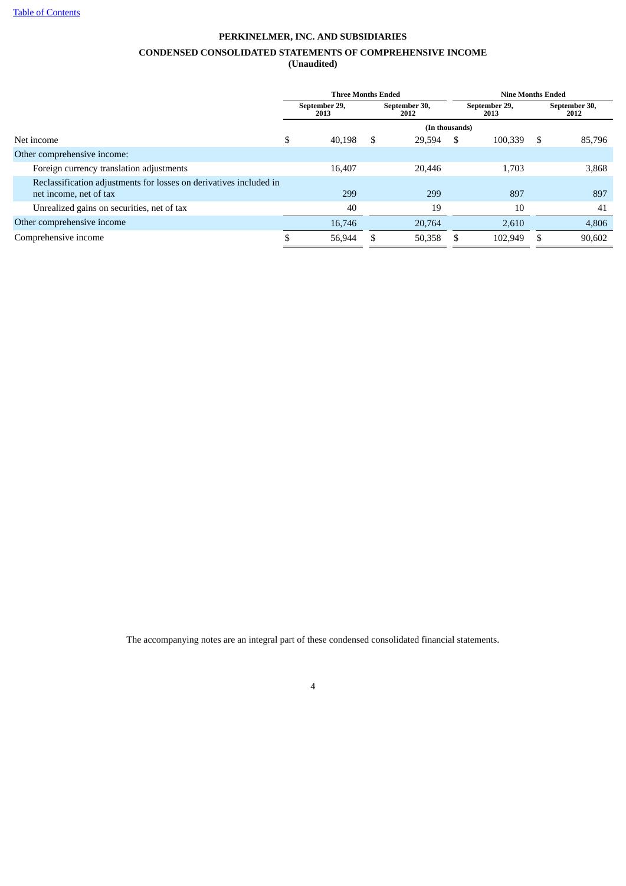[Table of Contents]

# PERKINELMER, INC. AND SUBSIDIARIES

## CONDENSED CONSOLIDATED STATEMENTS OF COMPREHENSIVE INCOME

**(Unaudited)**

| | Three Months Ended | | Nine Months Ended | |
|---|---|---|---|---|
| | September 29, 2013 | September 30, 2012 | September 29, 2013 | September 30, 2012 |
| | (In thousands) | | | |
| Net income | $ 40,198 | $ 29,594 | $ 100,339 | $ 85,796 |
| Other comprehensive income: | | | | |
| Foreign currency translation adjustments | 16,407 | 20,446 | 1,703 | 3,868 |
| Reclassification adjustments for losses on derivatives included in net income, net of tax | 299 | 299 | 897 | 897 |
| Unrealized gains on securities, net of tax | 40 | 19 | 10 | 41 |
| Other comprehensive income | 16,746 | 20,764 | 2,610 | 4,806 |
| Comprehensive income | $ 56,944 | $ 50,358 | $ 102,949 | $ 90,602 |

The accompanying notes are an integral part of these condensed consolidated financial statements.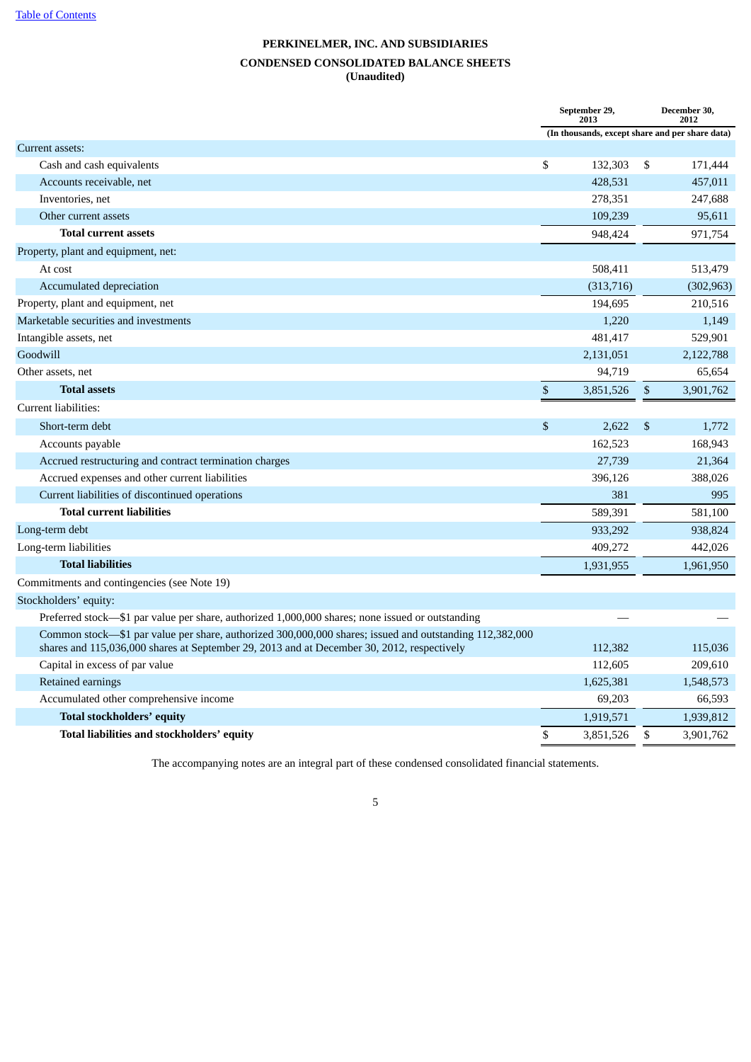[Table of Contents](#)

# PERKINELMER, INC. AND SUBSIDIARIES

## CONDENSED CONSOLIDATED BALANCE SHEETS

**(Unaudited)**

| | September 29, 2013 | December 30, 2012 |
|---|---|---|
| | (In thousands, except share and per share data) | |
| Current assets: | | |
| Cash and cash equivalents | $ 132,303 | $ 171,444 |
| Accounts receivable, net | 428,531 | 457,011 |
| Inventories, net | 278,351 | 247,688 |
| Other current assets | 109,239 | 95,611 |
| **Total current assets** | 948,424 | 971,754 |
| Property, plant and equipment, net: | | |
| At cost | 508,411 | 513,479 |
| Accumulated depreciation | (313,716) | (302,963) |
| Property, plant and equipment, net | 194,695 | 210,516 |
| Marketable securities and investments | 1,220 | 1,149 |
| Intangible assets, net | 481,417 | 529,901 |
| Goodwill | 2,131,051 | 2,122,788 |
| Other assets, net | 94,719 | 65,654 |
| **Total assets** | $ 3,851,526 | $ 3,901,762 |
| Current liabilities: | | |
| Short-term debt | $ 2,622 | $ 1,772 |
| Accounts payable | 162,523 | 168,943 |
| Accrued restructuring and contract termination charges | 27,739 | 21,364 |
| Accrued expenses and other current liabilities | 396,126 | 388,026 |
| Current liabilities of discontinued operations | 381 | 995 |
| **Total current liabilities** | 589,391 | 581,100 |
| Long-term debt | 933,292 | 938,824 |
| Long-term liabilities | 409,272 | 442,026 |
| **Total liabilities** | 1,931,955 | 1,961,950 |
| Commitments and contingencies (see Note 19) | | |
| Stockholders' equity: | | |
| Preferred stock—$1 par value per share, authorized 1,000,000 shares; none issued or outstanding | — | — |
| Common stock—$1 par value per share, authorized 300,000,000 shares; issued and outstanding 112,382,000 shares and 115,036,000 shares at September 29, 2013 and at December 30, 2012, respectively | 112,382 | 115,036 |
| Capital in excess of par value | 112,605 | 209,610 |
| Retained earnings | 1,625,381 | 1,548,573 |
| Accumulated other comprehensive income | 69,203 | 66,593 |
| **Total stockholders' equity** | 1,919,571 | 1,939,812 |
| **Total liabilities and stockholders' equity** | $ 3,851,526 | $ 3,901,762 |

The accompanying notes are an integral part of these condensed consolidated financial statements.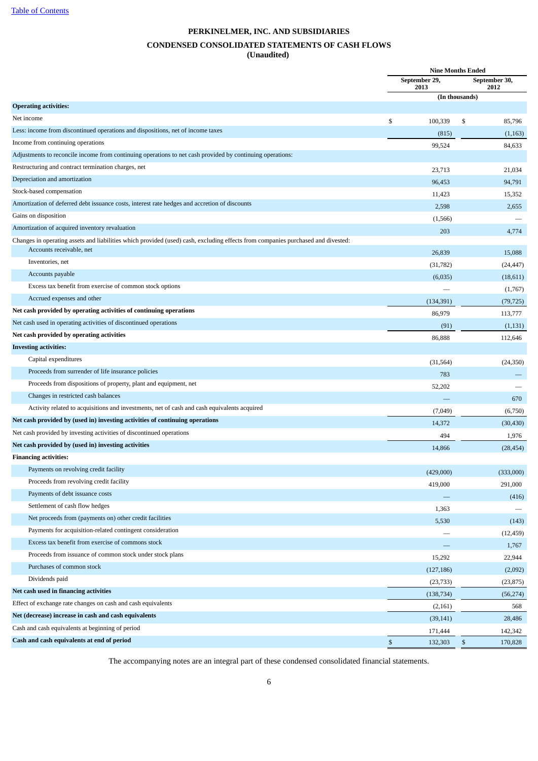[Table of Contents](#)

# PERKINELMER, INC. AND SUBSIDIARIES

## CONDENSED CONSOLIDATED STATEMENTS OF CASH FLOWS
### (Unaudited)

| | Nine Months Ended | |
|---|---|---|
| | September 29, 2013 | September 30, 2012 |
| | (In thousands) | |
| **Operating activities:** | | |
| Net income | $ 100,339 | $ 85,796 |
| Less: income from discontinued operations and dispositions, net of income taxes | (815) | (1,163) |
| Income from continuing operations | 99,524 | 84,633 |
| Adjustments to reconcile income from continuing operations to net cash provided by continuing operations: | | |
| Restructuring and contract termination charges, net | 23,713 | 21,034 |
| Depreciation and amortization | 96,453 | 94,791 |
| Stock-based compensation | 11,423 | 15,352 |
| Amortization of deferred debt issuance costs, interest rate hedges and accretion of discounts | 2,598 | 2,655 |
| Gains on disposition | (1,566) | — |
| Amortization of acquired inventory revaluation | 203 | 4,774 |
| Changes in operating assets and liabilities which provided (used) cash, excluding effects from companies purchased and divested: | | |
| Accounts receivable, net | 26,839 | 15,088 |
| Inventories, net | (31,782) | (24,447) |
| Accounts payable | (6,035) | (18,611) |
| Excess tax benefit from exercise of common stock options | — | (1,767) |
| Accrued expenses and other | (134,391) | (79,725) |
| **Net cash provided by operating activities of continuing operations** | 86,979 | 113,777 |
| Net cash used in operating activities of discontinued operations | (91) | (1,131) |
| **Net cash provided by operating activities** | 86,888 | 112,646 |
| **Investing activities:** | | |
| Capital expenditures | (31,564) | (24,350) |
| Proceeds from surrender of life insurance policies | 783 | — |
| Proceeds from dispositions of property, plant and equipment, net | 52,202 | — |
| Changes in restricted cash balances | — | 670 |
| Activity related to acquisitions and investments, net of cash and cash equivalents acquired | (7,049) | (6,750) |
| **Net cash provided by (used in) investing activities of continuing operations** | 14,372 | (30,430) |
| Net cash provided by investing activities of discontinued operations | 494 | 1,976 |
| **Net cash provided by (used in) investing activities** | 14,866 | (28,454) |
| **Financing activities:** | | |
| Payments on revolving credit facility | (429,000) | (333,000) |
| Proceeds from revolving credit facility | 419,000 | 291,000 |
| Payments of debt issuance costs | — | (416) |
| Settlement of cash flow hedges | 1,363 | — |
| Net proceeds from (payments on) other credit facilities | 5,530 | (143) |
| Payments for acquisition-related contingent consideration | — | (12,459) |
| Excess tax benefit from exercise of commons stock | — | 1,767 |
| Proceeds from issuance of common stock under stock plans | 15,292 | 22,944 |
| Purchases of common stock | (127,186) | (2,092) |
| Dividends paid | (23,733) | (23,875) |
| **Net cash used in financing activities** | (138,734) | (56,274) |
| Effect of exchange rate changes on cash and cash equivalents | (2,161) | 568 |
| **Net (decrease) increase in cash and cash equivalents** | (39,141) | 28,486 |
| Cash and cash equivalents at beginning of period | 171,444 | 142,342 |
| **Cash and cash equivalents at end of period** | $ 132,303 | $ 170,828 |

The accompanying notes are an integral part of these condensed consolidated financial statements.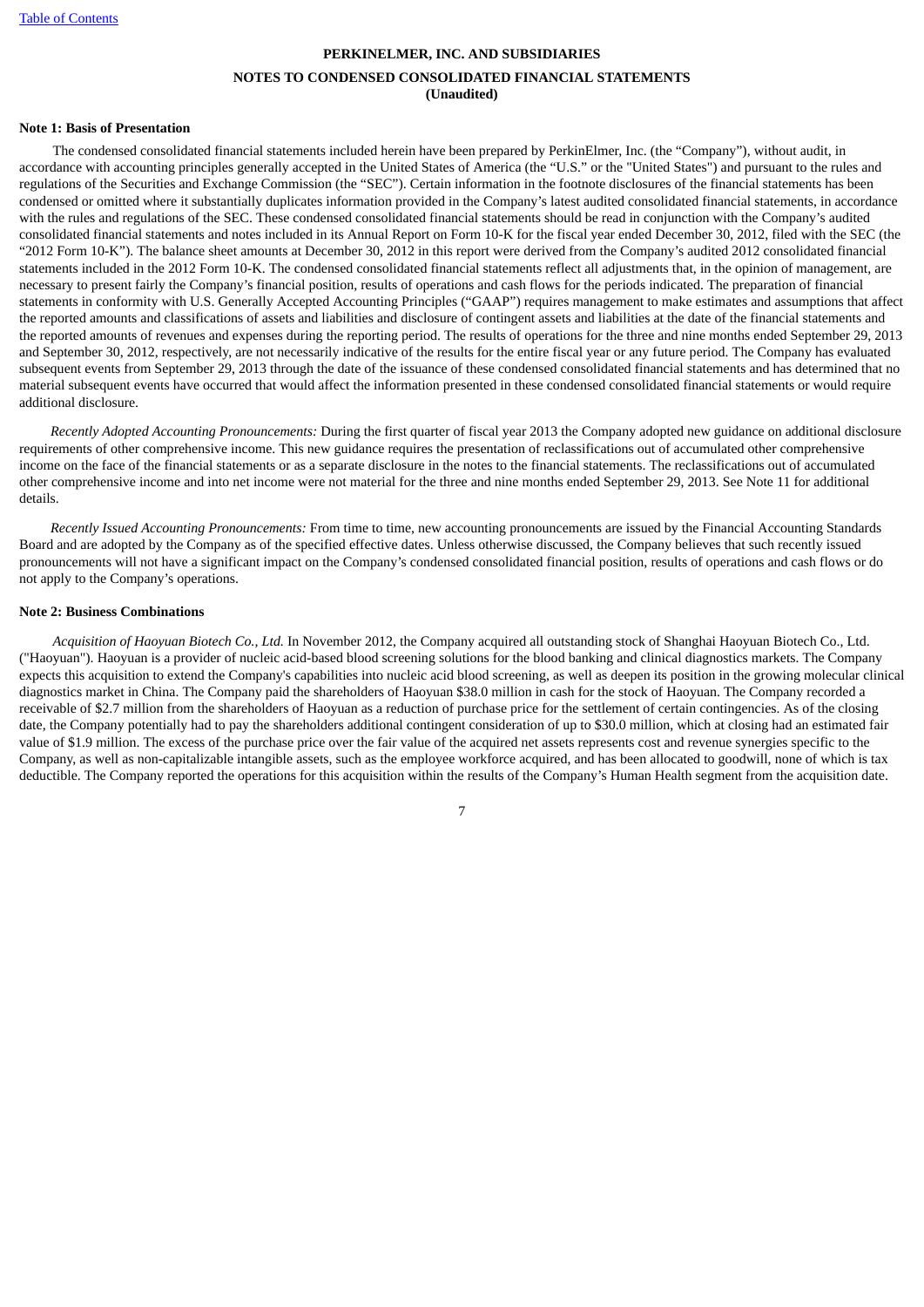**PERKINELMER, INC. AND SUBSIDIARIES**

**NOTES TO CONDENSED CONSOLIDATED FINANCIAL STATEMENTS**
**(Unaudited)**

**Note 1: Basis of Presentation**

The condensed consolidated financial statements included herein have been prepared by PerkinElmer, Inc. (the "Company"), without audit, in accordance with accounting principles generally accepted in the United States of America (the "U.S." or the "United States") and pursuant to the rules and regulations of the Securities and Exchange Commission (the "SEC"). Certain information in the footnote disclosures of the financial statements has been condensed or omitted where it substantially duplicates information provided in the Company's latest audited consolidated financial statements, in accordance with the rules and regulations of the SEC. These condensed consolidated financial statements should be read in conjunction with the Company's audited consolidated financial statements and notes included in its Annual Report on Form 10-K for the fiscal year ended December 30, 2012, filed with the SEC (the "2012 Form 10-K"). The balance sheet amounts at December 30, 2012 in this report were derived from the Company's audited 2012 consolidated financial statements included in the 2012 Form 10-K. The condensed consolidated financial statements reflect all adjustments that, in the opinion of management, are necessary to present fairly the Company's financial position, results of operations and cash flows for the periods indicated. The preparation of financial statements in conformity with U.S. Generally Accepted Accounting Principles ("GAAP") requires management to make estimates and assumptions that affect the reported amounts and classifications of assets and liabilities and disclosure of contingent assets and liabilities at the date of the financial statements and the reported amounts of revenues and expenses during the reporting period. The results of operations for the three and nine months ended September 29, 2013 and September 30, 2012, respectively, are not necessarily indicative of the results for the entire fiscal year or any future period. The Company has evaluated subsequent events from September 29, 2013 through the date of the issuance of these condensed consolidated financial statements and has determined that no material subsequent events have occurred that would affect the information presented in these condensed consolidated financial statements or would require additional disclosure.

*Recently Adopted Accounting Pronouncements:* During the first quarter of fiscal year 2013 the Company adopted new guidance on additional disclosure requirements of other comprehensive income. This new guidance requires the presentation of reclassifications out of accumulated other comprehensive income on the face of the financial statements or as a separate disclosure in the notes to the financial statements. The reclassifications out of accumulated other comprehensive income and into net income were not material for the three and nine months ended September 29, 2013. See Note 11 for additional details.

*Recently Issued Accounting Pronouncements:* From time to time, new accounting pronouncements are issued by the Financial Accounting Standards Board and are adopted by the Company as of the specified effective dates. Unless otherwise discussed, the Company believes that such recently issued pronouncements will not have a significant impact on the Company's condensed consolidated financial position, results of operations and cash flows or do not apply to the Company's operations.

**Note 2: Business Combinations**

*Acquisition of Haoyuan Biotech Co., Ltd.* In November 2012, the Company acquired all outstanding stock of Shanghai Haoyuan Biotech Co., Ltd. ("Haoyuan"). Haoyuan is a provider of nucleic acid-based blood screening solutions for the blood banking and clinical diagnostics markets. The Company expects this acquisition to extend the Company's capabilities into nucleic acid blood screening, as well as deepen its position in the growing molecular clinical diagnostics market in China. The Company paid the shareholders of Haoyuan $38.0 million in cash for the stock of Haoyuan. The Company recorded a receivable of $2.7 million from the shareholders of Haoyuan as a reduction of purchase price for the settlement of certain contingencies. As of the closing date, the Company potentially had to pay the shareholders additional contingent consideration of up to $30.0 million, which at closing had an estimated fair value of $1.9 million. The excess of the purchase price over the fair value of the acquired net assets represents cost and revenue synergies specific to the Company, as well as non-capitalizable intangible assets, such as the employee workforce acquired, and has been allocated to goodwill, none of which is tax deductible. The Company reported the operations for this acquisition within the results of the Company's Human Health segment from the acquisition date.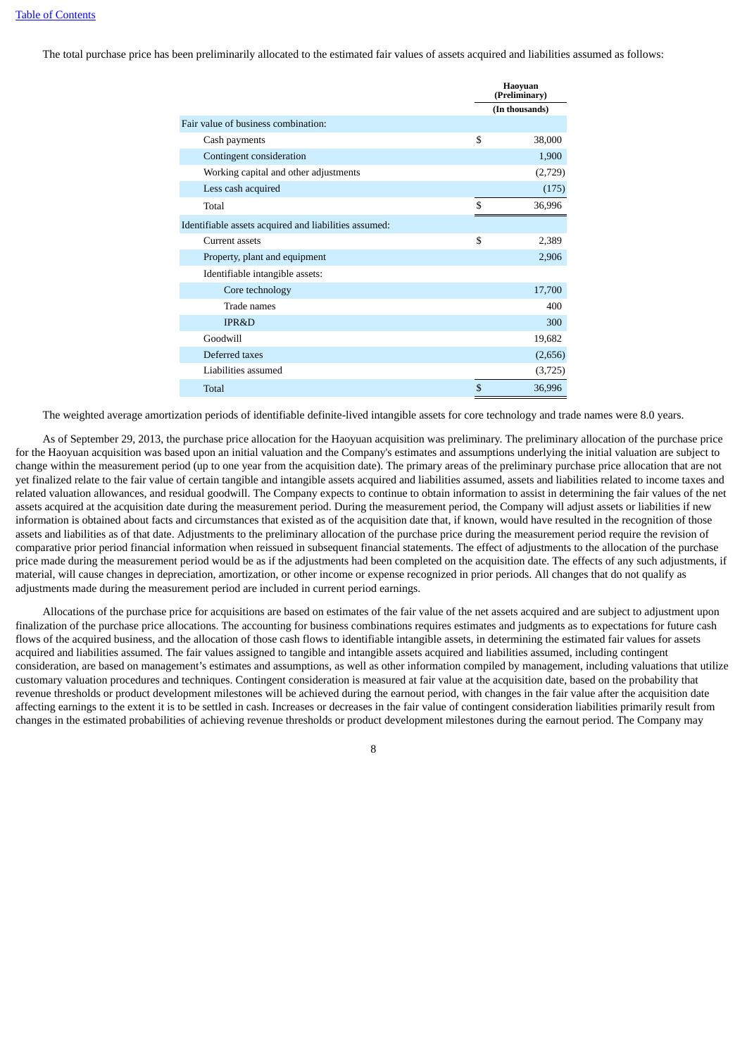[Table of Contents]

The total purchase price has been preliminarily allocated to the estimated fair values of assets acquired and liabilities assumed as follows:

| | Haoyuan (Preliminary) |
|---|---|
| | (In thousands) |
| Fair value of business combination: | |
| Cash payments | $ 38,000 |
| Contingent consideration | 1,900 |
| Working capital and other adjustments | (2,729) |
| Less cash acquired | (175) |
| Total | $ 36,996 |
| Identifiable assets acquired and liabilities assumed: | |
| Current assets | $ 2,389 |
| Property, plant and equipment | 2,906 |
| Identifiable intangible assets: | |
| Core technology | 17,700 |
| Trade names | 400 |
| IPR&D | 300 |
| Goodwill | 19,682 |
| Deferred taxes | (2,656) |
| Liabilities assumed | (3,725) |
| Total | $ 36,996 |

The weighted average amortization periods of identifiable definite-lived intangible assets for core technology and trade names were 8.0 years.

As of September 29, 2013, the purchase price allocation for the Haoyuan acquisition was preliminary. The preliminary allocation of the purchase price for the Haoyuan acquisition was based upon an initial valuation and the Company's estimates and assumptions underlying the initial valuation are subject to change within the measurement period (up to one year from the acquisition date). The primary areas of the preliminary purchase price allocation that are not yet finalized relate to the fair value of certain tangible and intangible assets acquired and liabilities assumed, assets and liabilities related to income taxes and related valuation allowances, and residual goodwill. The Company expects to continue to obtain information to assist in determining the fair values of the net assets acquired at the acquisition date during the measurement period. During the measurement period, the Company will adjust assets or liabilities if new information is obtained about facts and circumstances that existed as of the acquisition date that, if known, would have resulted in the recognition of those assets and liabilities as of that date. Adjustments to the preliminary allocation of the purchase price during the measurement period require the revision of comparative prior period financial information when reissued in subsequent financial statements. The effect of adjustments to the allocation of the purchase price made during the measurement period would be as if the adjustments had been completed on the acquisition date. The effects of any such adjustments, if material, will cause changes in depreciation, amortization, or other income or expense recognized in prior periods. All changes that do not qualify as adjustments made during the measurement period are included in current period earnings.

Allocations of the purchase price for acquisitions are based on estimates of the fair value of the net assets acquired and are subject to adjustment upon finalization of the purchase price allocations. The accounting for business combinations requires estimates and judgments as to expectations for future cash flows of the acquired business, and the allocation of those cash flows to identifiable intangible assets, in determining the estimated fair values for assets acquired and liabilities assumed. The fair values assigned to tangible and intangible assets acquired and liabilities assumed, including contingent consideration, are based on management's estimates and assumptions, as well as other information compiled by management, including valuations that utilize customary valuation procedures and techniques. Contingent consideration is measured at fair value at the acquisition date, based on the probability that revenue thresholds or product development milestones will be achieved during the earnout period, with changes in the fair value after the acquisition date affecting earnings to the extent it is to be settled in cash. Increases or decreases in the fair value of contingent consideration liabilities primarily result from changes in the estimated probabilities of achieving revenue thresholds or product development milestones during the earnout period. The Company may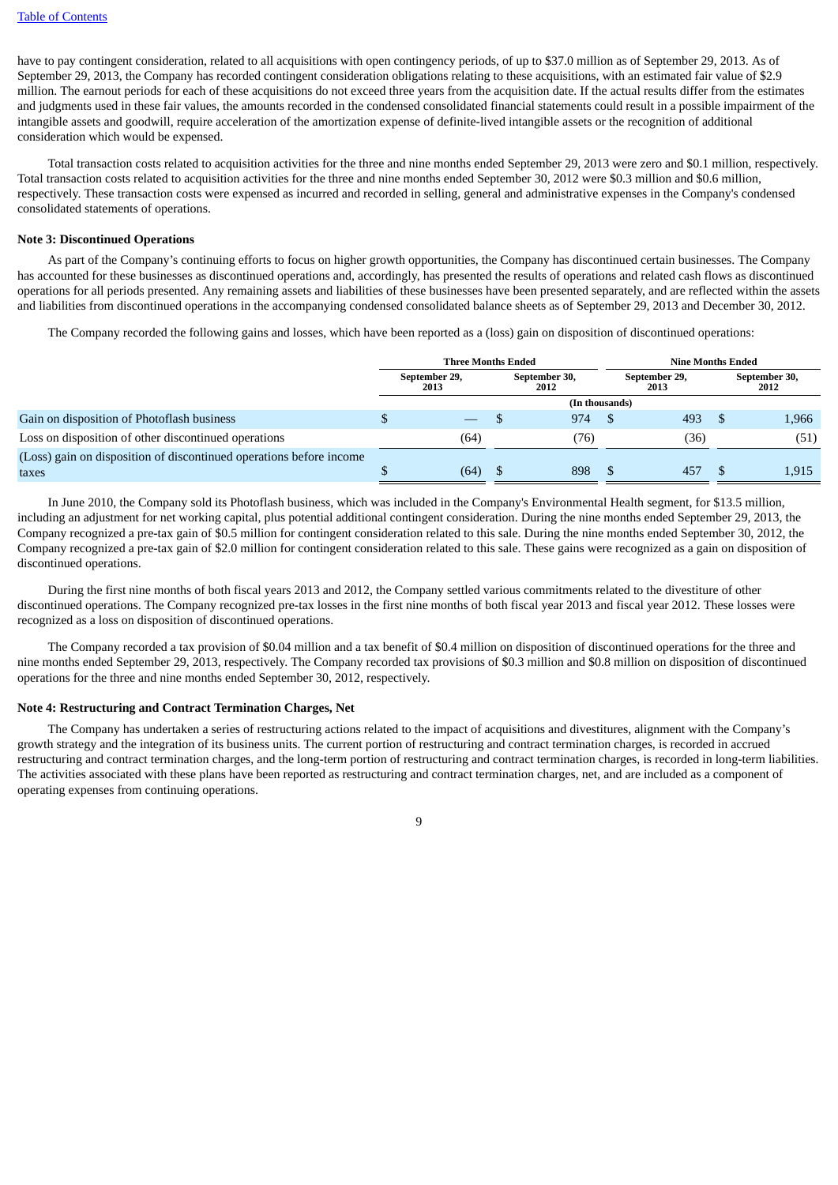have to pay contingent consideration, related to all acquisitions with open contingency periods, of up to $37.0 million as of September 29, 2013. As of September 29, 2013, the Company has recorded contingent consideration obligations relating to these acquisitions, with an estimated fair value of $2.9 million. The earnout periods for each of these acquisitions do not exceed three years from the acquisition date. If the actual results differ from the estimates and judgments used in these fair values, the amounts recorded in the condensed consolidated financial statements could result in a possible impairment of the intangible assets and goodwill, require acceleration of the amortization expense of definite-lived intangible assets or the recognition of additional consideration which would be expensed.

Total transaction costs related to acquisition activities for the three and nine months ended September 29, 2013 were zero and $0.1 million, respectively. Total transaction costs related to acquisition activities for the three and nine months ended September 30, 2012 were $0.3 million and $0.6 million, respectively. These transaction costs were expensed as incurred and recorded in selling, general and administrative expenses in the Company's condensed consolidated statements of operations.

**Note 3: Discontinued Operations**

As part of the Company's continuing efforts to focus on higher growth opportunities, the Company has discontinued certain businesses. The Company has accounted for these businesses as discontinued operations and, accordingly, has presented the results of operations and related cash flows as discontinued operations for all periods presented. Any remaining assets and liabilities of these businesses have been presented separately, and are reflected within the assets and liabilities from discontinued operations in the accompanying condensed consolidated balance sheets as of September 29, 2013 and December 30, 2012.

The Company recorded the following gains and losses, which have been reported as a (loss) gain on disposition of discontinued operations:

| | Three Months Ended | | Nine Months Ended | |
|---|---|---|---|---|
| | September 29, 2013 | September 30, 2012 | September 29, 2013 | September 30, 2012 |
| | (In thousands) | | | |
| Gain on disposition of Photoflash business | $ — | $ 974 | $ 493 | $ 1,966 |
| Loss on disposition of other discontinued operations | (64) | (76) | (36) | (51) |
| (Loss) gain on disposition of discontinued operations before income taxes | $ (64) | $ 898 | $ 457 | $ 1,915 |

In June 2010, the Company sold its Photoflash business, which was included in the Company's Environmental Health segment, for $13.5 million, including an adjustment for net working capital, plus potential additional contingent consideration. During the nine months ended September 29, 2013, the Company recognized a pre-tax gain of $0.5 million for contingent consideration related to this sale. During the nine months ended September 30, 2012, the Company recognized a pre-tax gain of $2.0 million for contingent consideration related to this sale. These gains were recognized as a gain on disposition of discontinued operations.

During the first nine months of both fiscal years 2013 and 2012, the Company settled various commitments related to the divestiture of other discontinued operations. The Company recognized pre-tax losses in the first nine months of both fiscal year 2013 and fiscal year 2012. These losses were recognized as a loss on disposition of discontinued operations.

The Company recorded a tax provision of $0.04 million and a tax benefit of $0.4 million on disposition of discontinued operations for the three and nine months ended September 29, 2013, respectively. The Company recorded tax provisions of $0.3 million and $0.8 million on disposition of discontinued operations for the three and nine months ended September 30, 2012, respectively.

**Note 4: Restructuring and Contract Termination Charges, Net**

The Company has undertaken a series of restructuring actions related to the impact of acquisitions and divestitures, alignment with the Company's growth strategy and the integration of its business units. The current portion of restructuring and contract termination charges, is recorded in accrued restructuring and contract termination charges, and the long-term portion of restructuring and contract termination charges, is recorded in long-term liabilities. The activities associated with these plans have been reported as restructuring and contract termination charges, net, and are included as a component of operating expenses from continuing operations.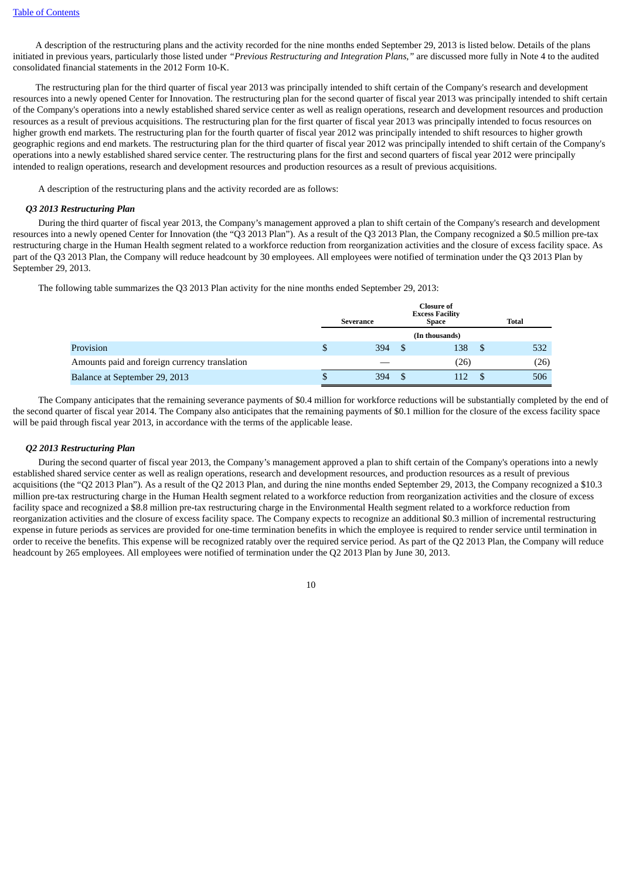A description of the restructuring plans and the activity recorded for the nine months ended September 29, 2013 is listed below. Details of the plans initiated in previous years, particularly those listed under *"Previous Restructuring and Integration Plans,"* are discussed more fully in Note 4 to the audited consolidated financial statements in the 2012 Form 10-K.

The restructuring plan for the third quarter of fiscal year 2013 was principally intended to shift certain of the Company's research and development resources into a newly opened Center for Innovation. The restructuring plan for the second quarter of fiscal year 2013 was principally intended to shift certain of the Company's operations into a newly established shared service center as well as realign operations, research and development resources and production resources as a result of previous acquisitions. The restructuring plan for the first quarter of fiscal year 2013 was principally intended to focus resources on higher growth end markets. The restructuring plan for the fourth quarter of fiscal year 2012 was principally intended to shift resources to higher growth geographic regions and end markets. The restructuring plan for the third quarter of fiscal year 2012 was principally intended to shift certain of the Company's operations into a newly established shared service center. The restructuring plans for the first and second quarters of fiscal year 2012 were principally intended to realign operations, research and development resources and production resources as a result of previous acquisitions.

A description of the restructuring plans and the activity recorded are as follows:

***Q3 2013 Restructuring Plan***

During the third quarter of fiscal year 2013, the Company's management approved a plan to shift certain of the Company's research and development resources into a newly opened Center for Innovation (the "Q3 2013 Plan"). As a result of the Q3 2013 Plan, the Company recognized a $0.5 million pre-tax restructuring charge in the Human Health segment related to a workforce reduction from reorganization activities and the closure of excess facility space. As part of the Q3 2013 Plan, the Company will reduce headcount by 30 employees. All employees were notified of termination under the Q3 2013 Plan by September 29, 2013.

The following table summarizes the Q3 2013 Plan activity for the nine months ended September 29, 2013:

| | Severance | Closure of Excess Facility Space | Total |
|---|---|---|---|
| | | (In thousands) | |
| Provision | $ 394 | $ 138 | $ 532 |
| Amounts paid and foreign currency translation | — | (26) | (26) |
| Balance at September 29, 2013 | $ 394 | $ 112 | $ 506 |

The Company anticipates that the remaining severance payments of $0.4 million for workforce reductions will be substantially completed by the end of the second quarter of fiscal year 2014. The Company also anticipates that the remaining payments of $0.1 million for the closure of the excess facility space will be paid through fiscal year 2013, in accordance with the terms of the applicable lease.

***Q2 2013 Restructuring Plan***

During the second quarter of fiscal year 2013, the Company's management approved a plan to shift certain of the Company's operations into a newly established shared service center as well as realign operations, research and development resources, and production resources as a result of previous acquisitions (the "Q2 2013 Plan"). As a result of the Q2 2013 Plan, and during the nine months ended September 29, 2013, the Company recognized a $10.3 million pre-tax restructuring charge in the Human Health segment related to a workforce reduction from reorganization activities and the closure of excess facility space and recognized a $8.8 million pre-tax restructuring charge in the Environmental Health segment related to a workforce reduction from reorganization activities and the closure of excess facility space. The Company expects to recognize an additional $0.3 million of incremental restructuring expense in future periods as services are provided for one-time termination benefits in which the employee is required to render service until termination in order to receive the benefits. This expense will be recognized ratably over the required service period. As part of the Q2 2013 Plan, the Company will reduce headcount by 265 employees. All employees were notified of termination under the Q2 2013 Plan by June 30, 2013.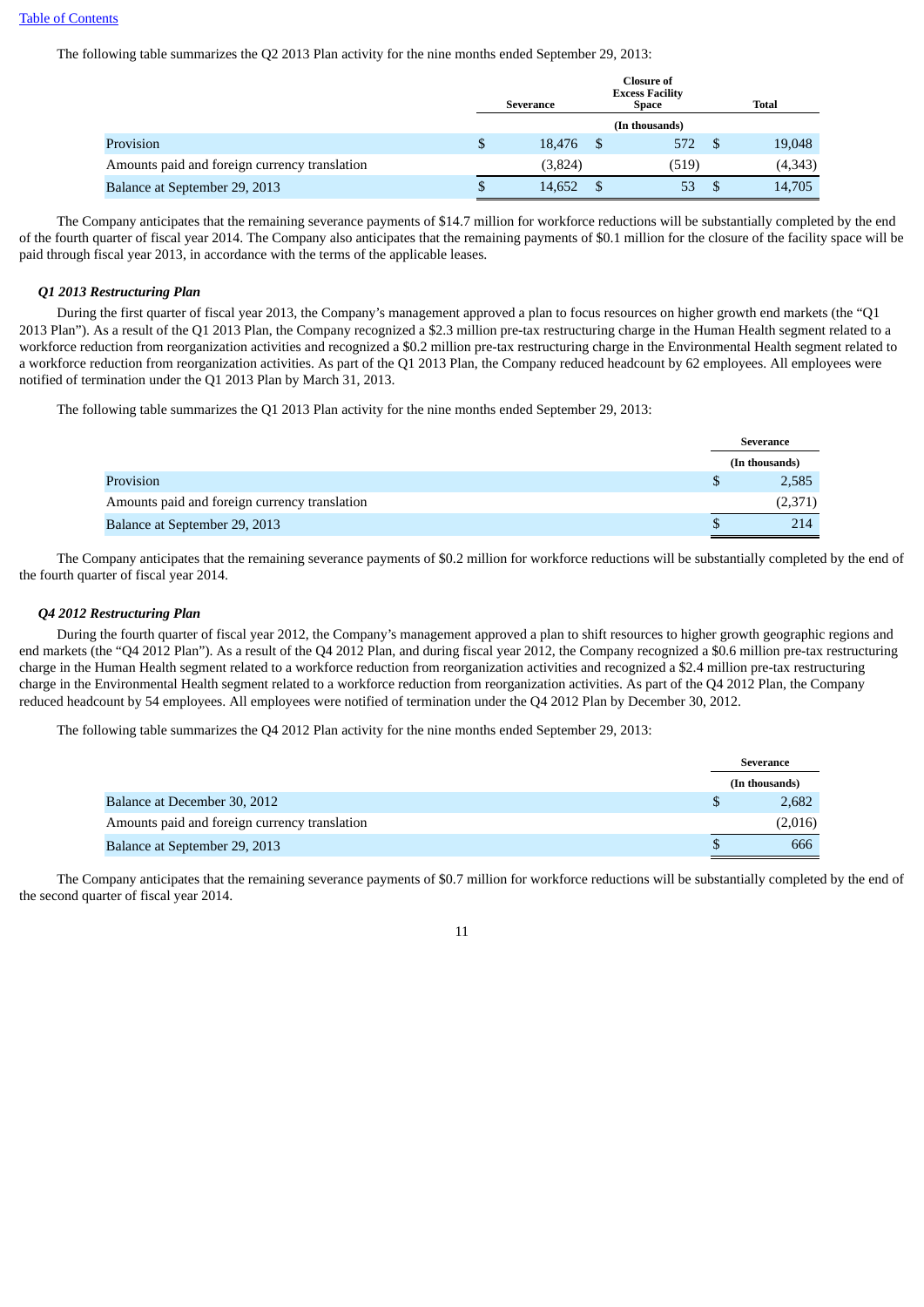The following table summarizes the Q2 2013 Plan activity for the nine months ended September 29, 2013:

| | Severance | Closure of Excess Facility Space | Total |
|---|---|---|---|
| | | (In thousands) | |
| Provision | $ 18,476 | $ 572 | $ 19,048 |
| Amounts paid and foreign currency translation | (3,824) | (519) | (4,343) |
| Balance at September 29, 2013 | $ 14,652 | $ 53 | $ 14,705 |

The Company anticipates that the remaining severance payments of $14.7 million for workforce reductions will be substantially completed by the end of the fourth quarter of fiscal year 2014. The Company also anticipates that the remaining payments of $0.1 million for the closure of the facility space will be paid through fiscal year 2013, in accordance with the terms of the applicable leases.

***Q1 2013 Restructuring Plan***

During the first quarter of fiscal year 2013, the Company's management approved a plan to focus resources on higher growth end markets (the "Q1 2013 Plan"). As a result of the Q1 2013 Plan, the Company recognized a $2.3 million pre-tax restructuring charge in the Human Health segment related to a workforce reduction from reorganization activities and recognized a $0.2 million pre-tax restructuring charge in the Environmental Health segment related to a workforce reduction from reorganization activities. As part of the Q1 2013 Plan, the Company reduced headcount by 62 employees. All employees were notified of termination under the Q1 2013 Plan by March 31, 2013.

The following table summarizes the Q1 2013 Plan activity for the nine months ended September 29, 2013:

| | Severance |
|---|---|
| | (In thousands) |
| Provision | $ 2,585 |
| Amounts paid and foreign currency translation | (2,371) |
| Balance at September 29, 2013 | $ 214 |

The Company anticipates that the remaining severance payments of $0.2 million for workforce reductions will be substantially completed by the end of the fourth quarter of fiscal year 2014.

***Q4 2012 Restructuring Plan***

During the fourth quarter of fiscal year 2012, the Company's management approved a plan to shift resources to higher growth geographic regions and end markets (the "Q4 2012 Plan"). As a result of the Q4 2012 Plan, and during fiscal year 2012, the Company recognized a $0.6 million pre-tax restructuring charge in the Human Health segment related to a workforce reduction from reorganization activities and recognized a $2.4 million pre-tax restructuring charge in the Environmental Health segment related to a workforce reduction from reorganization activities. As part of the Q4 2012 Plan, the Company reduced headcount by 54 employees. All employees were notified of termination under the Q4 2012 Plan by December 30, 2012.

The following table summarizes the Q4 2012 Plan activity for the nine months ended September 29, 2013:

| | Severance |
|---|---|
| | (In thousands) |
| Balance at December 30, 2012 | $ 2,682 |
| Amounts paid and foreign currency translation | (2,016) |
| Balance at September 29, 2013 | $ 666 |

The Company anticipates that the remaining severance payments of $0.7 million for workforce reductions will be substantially completed by the end of the second quarter of fiscal year 2014.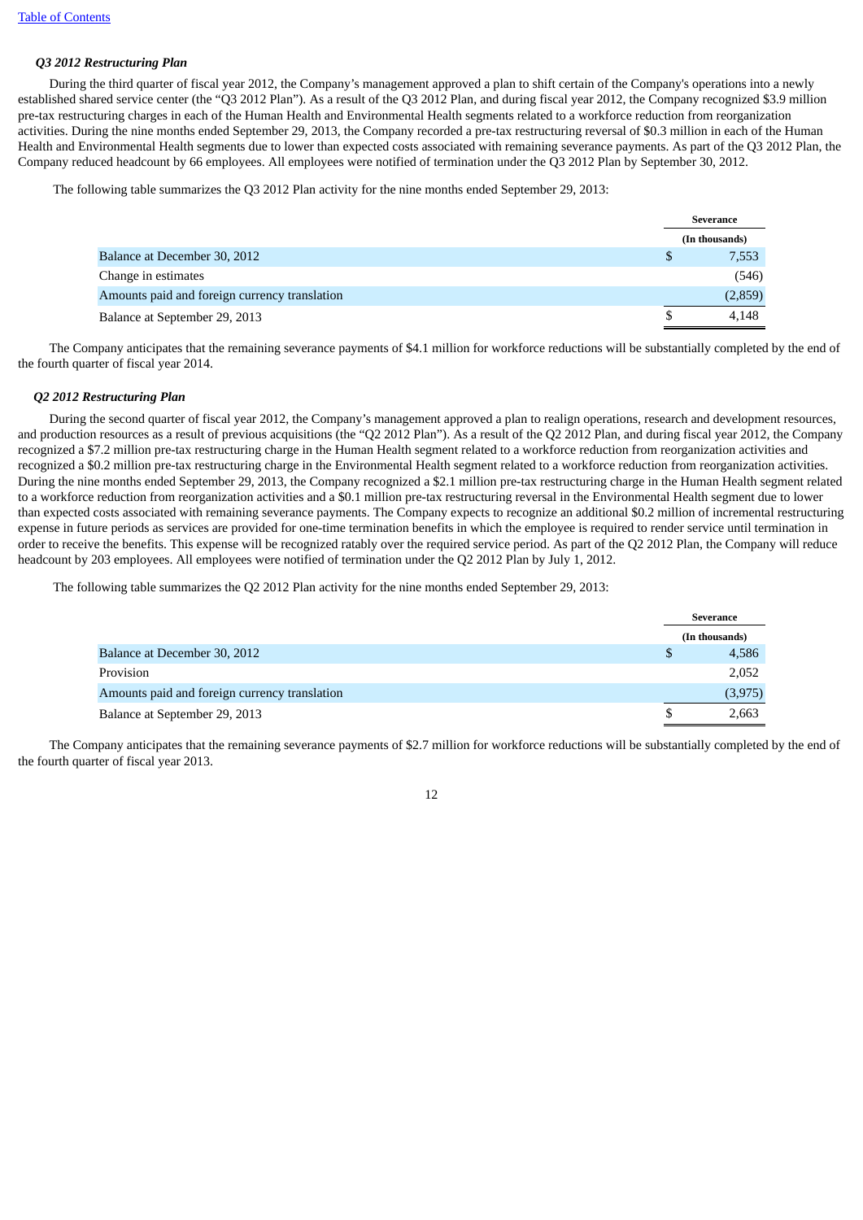### *Q3 2012 Restructuring Plan*

During the third quarter of fiscal year 2012, the Company's management approved a plan to shift certain of the Company's operations into a newly established shared service center (the "Q3 2012 Plan"). As a result of the Q3 2012 Plan, and during fiscal year 2012, the Company recognized $3.9 million pre-tax restructuring charges in each of the Human Health and Environmental Health segments related to a workforce reduction from reorganization activities. During the nine months ended September 29, 2013, the Company recorded a pre-tax restructuring reversal of $0.3 million in each of the Human Health and Environmental Health segments due to lower than expected costs associated with remaining severance payments. As part of the Q3 2012 Plan, the Company reduced headcount by 66 employees. All employees were notified of termination under the Q3 2012 Plan by September 30, 2012.

The following table summarizes the Q3 2012 Plan activity for the nine months ended September 29, 2013:

| | Severance |
|---|---|
| | (In thousands) |
| Balance at December 30, 2012 | $ 7,553 |
| Change in estimates | (546) |
| Amounts paid and foreign currency translation | (2,859) |
| Balance at September 29, 2013 | $ 4,148 |

The Company anticipates that the remaining severance payments of $4.1 million for workforce reductions will be substantially completed by the end of the fourth quarter of fiscal year 2014.

### *Q2 2012 Restructuring Plan*

During the second quarter of fiscal year 2012, the Company's management approved a plan to realign operations, research and development resources, and production resources as a result of previous acquisitions (the "Q2 2012 Plan"). As a result of the Q2 2012 Plan, and during fiscal year 2012, the Company recognized a $7.2 million pre-tax restructuring charge in the Human Health segment related to a workforce reduction from reorganization activities and recognized a $0.2 million pre-tax restructuring charge in the Environmental Health segment related to a workforce reduction from reorganization activities. During the nine months ended September 29, 2013, the Company recognized a $2.1 million pre-tax restructuring charge in the Human Health segment related to a workforce reduction from reorganization activities and a $0.1 million pre-tax restructuring reversal in the Environmental Health segment due to lower than expected costs associated with remaining severance payments. The Company expects to recognize an additional $0.2 million of incremental restructuring expense in future periods as services are provided for one-time termination benefits in which the employee is required to render service until termination in order to receive the benefits. This expense will be recognized ratably over the required service period. As part of the Q2 2012 Plan, the Company will reduce headcount by 203 employees. All employees were notified of termination under the Q2 2012 Plan by July 1, 2012.

The following table summarizes the Q2 2012 Plan activity for the nine months ended September 29, 2013:

| | Severance |
|---|---|
| | (In thousands) |
| Balance at December 30, 2012 | $ 4,586 |
| Provision | 2,052 |
| Amounts paid and foreign currency translation | (3,975) |
| Balance at September 29, 2013 | $ 2,663 |

The Company anticipates that the remaining severance payments of $2.7 million for workforce reductions will be substantially completed by the end of the fourth quarter of fiscal year 2013.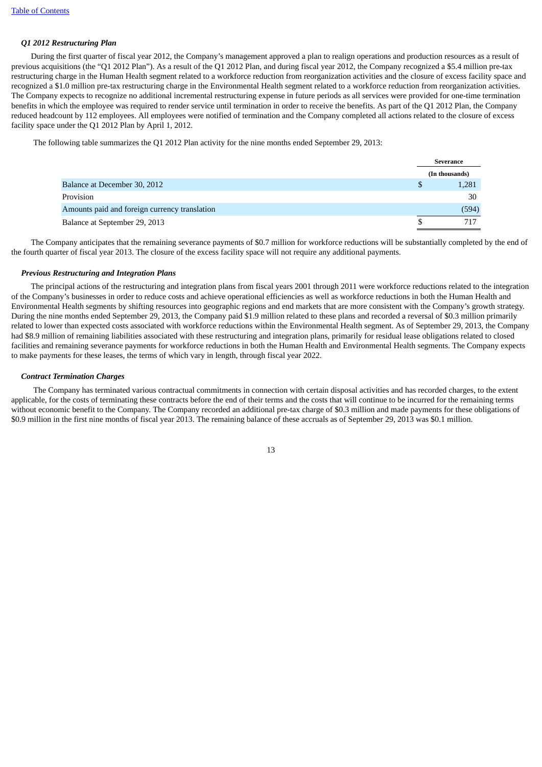***Q1 2012 Restructuring Plan***

During the first quarter of fiscal year 2012, the Company's management approved a plan to realign operations and production resources as a result of previous acquisitions (the "Q1 2012 Plan"). As a result of the Q1 2012 Plan, and during fiscal year 2012, the Company recognized a $5.4 million pre-tax restructuring charge in the Human Health segment related to a workforce reduction from reorganization activities and the closure of excess facility space and recognized a $1.0 million pre-tax restructuring charge in the Environmental Health segment related to a workforce reduction from reorganization activities. The Company expects to recognize no additional incremental restructuring expense in future periods as all services were provided for one-time termination benefits in which the employee was required to render service until termination in order to receive the benefits. As part of the Q1 2012 Plan, the Company reduced headcount by 112 employees. All employees were notified of termination and the Company completed all actions related to the closure of excess facility space under the Q1 2012 Plan by April 1, 2012.

The following table summarizes the Q1 2012 Plan activity for the nine months ended September 29, 2013:

| | Severance |
|---|---|
| | (In thousands) |
| Balance at December 30, 2012 | $ 1,281 |
| Provision | 30 |
| Amounts paid and foreign currency translation | (594) |
| Balance at September 29, 2013 | $ 717 |

The Company anticipates that the remaining severance payments of $0.7 million for workforce reductions will be substantially completed by the end of the fourth quarter of fiscal year 2013. The closure of the excess facility space will not require any additional payments.

***Previous Restructuring and Integration Plans***

The principal actions of the restructuring and integration plans from fiscal years 2001 through 2011 were workforce reductions related to the integration of the Company's businesses in order to reduce costs and achieve operational efficiencies as well as workforce reductions in both the Human Health and Environmental Health segments by shifting resources into geographic regions and end markets that are more consistent with the Company's growth strategy. During the nine months ended September 29, 2013, the Company paid $1.9 million related to these plans and recorded a reversal of $0.3 million primarily related to lower than expected costs associated with workforce reductions within the Environmental Health segment. As of September 29, 2013, the Company had $8.9 million of remaining liabilities associated with these restructuring and integration plans, primarily for residual lease obligations related to closed facilities and remaining severance payments for workforce reductions in both the Human Health and Environmental Health segments. The Company expects to make payments for these leases, the terms of which vary in length, through fiscal year 2022.

***Contract Termination Charges***

The Company has terminated various contractual commitments in connection with certain disposal activities and has recorded charges, to the extent applicable, for the costs of terminating these contracts before the end of their terms and the costs that will continue to be incurred for the remaining terms without economic benefit to the Company. The Company recorded an additional pre-tax charge of $0.3 million and made payments for these obligations of $0.9 million in the first nine months of fiscal year 2013. The remaining balance of these accruals as of September 29, 2013 was $0.1 million.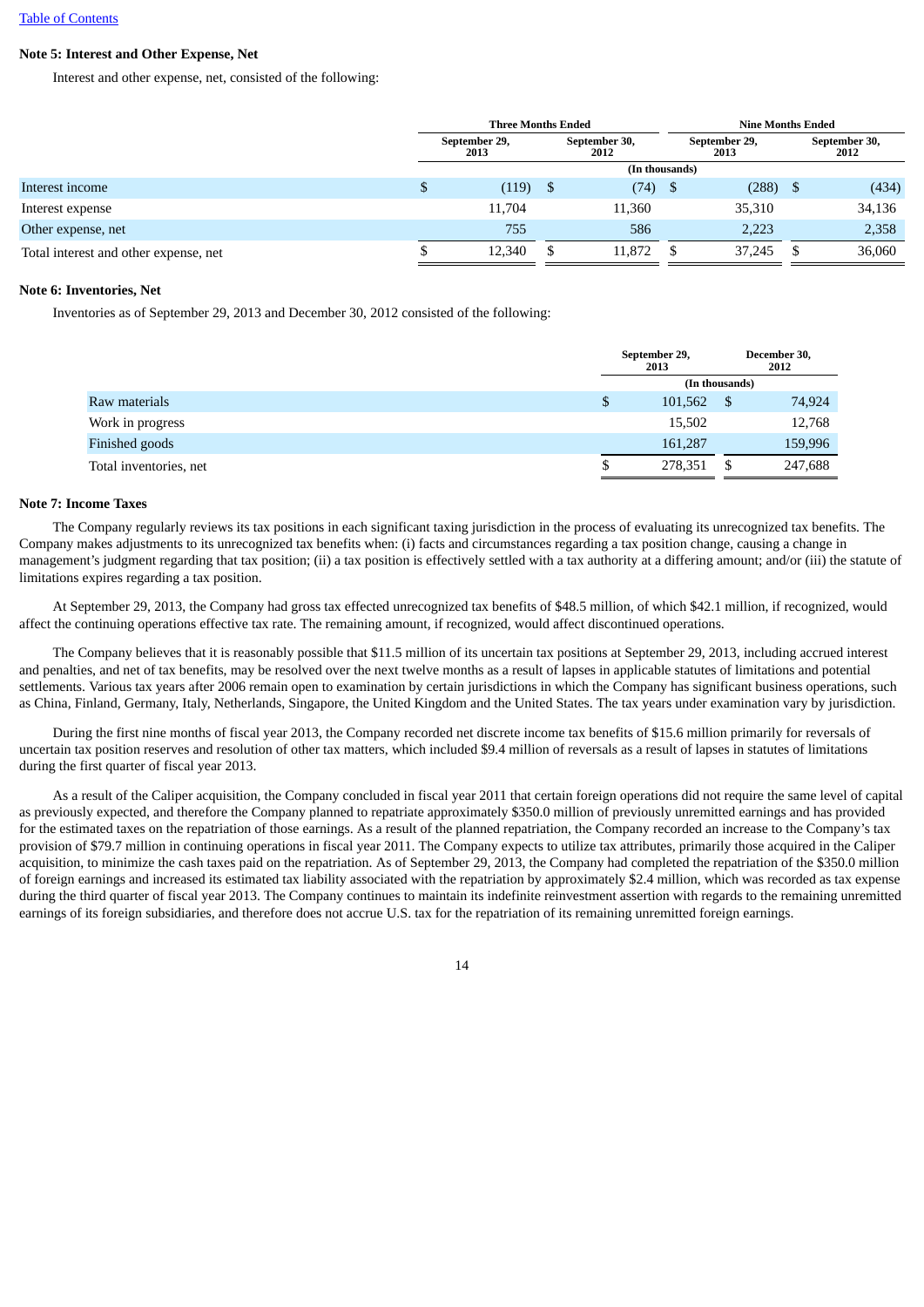[Table of Contents](#)

**Note 5: Interest and Other Expense, Net**

Interest and other expense, net, consisted of the following:

| | Three Months Ended | | Nine Months Ended | |
|---|---|---|---|---|
| | September 29, 2013 | September 30, 2012 | September 29, 2013 | September 30, 2012 |
| | (In thousands) | | | |
| Interest income | $ (119) | $ (74) | $ (288) | $ (434) |
| Interest expense | 11,704 | 11,360 | 35,310 | 34,136 |
| Other expense, net | 755 | 586 | 2,223 | 2,358 |
| Total interest and other expense, net | $ 12,340 | $ 11,872 | $ 37,245 | $ 36,060 |

**Note 6: Inventories, Net**

Inventories as of September 29, 2013 and December 30, 2012 consisted of the following:

| | September 29, 2013 | December 30, 2012 |
|---|---|---|
| | (In thousands) | |
| Raw materials | $ 101,562 | $ 74,924 |
| Work in progress | 15,502 | 12,768 |
| Finished goods | 161,287 | 159,996 |
| Total inventories, net | $ 278,351 | $ 247,688 |

**Note 7: Income Taxes**

The Company regularly reviews its tax positions in each significant taxing jurisdiction in the process of evaluating its unrecognized tax benefits. The Company makes adjustments to its unrecognized tax benefits when: (i) facts and circumstances regarding a tax position change, causing a change in management's judgment regarding that tax position; (ii) a tax position is effectively settled with a tax authority at a differing amount; and/or (iii) the statute of limitations expires regarding a tax position.

At September 29, 2013, the Company had gross tax effected unrecognized tax benefits of $48.5 million, of which $42.1 million, if recognized, would affect the continuing operations effective tax rate. The remaining amount, if recognized, would affect discontinued operations.

The Company believes that it is reasonably possible that $11.5 million of its uncertain tax positions at September 29, 2013, including accrued interest and penalties, and net of tax benefits, may be resolved over the next twelve months as a result of lapses in applicable statutes of limitations and potential settlements. Various tax years after 2006 remain open to examination by certain jurisdictions in which the Company has significant business operations, such as China, Finland, Germany, Italy, Netherlands, Singapore, the United Kingdom and the United States. The tax years under examination vary by jurisdiction.

During the first nine months of fiscal year 2013, the Company recorded net discrete income tax benefits of $15.6 million primarily for reversals of uncertain tax position reserves and resolution of other tax matters, which included $9.4 million of reversals as a result of lapses in statutes of limitations during the first quarter of fiscal year 2013.

As a result of the Caliper acquisition, the Company concluded in fiscal year 2011 that certain foreign operations did not require the same level of capital as previously expected, and therefore the Company planned to repatriate approximately $350.0 million of previously unremitted earnings and has provided for the estimated taxes on the repatriation of those earnings. As a result of the planned repatriation, the Company recorded an increase to the Company's tax provision of $79.7 million in continuing operations in fiscal year 2011. The Company expects to utilize tax attributes, primarily those acquired in the Caliper acquisition, to minimize the cash taxes paid on the repatriation. As of September 29, 2013, the Company had completed the repatriation of the $350.0 million of foreign earnings and increased its estimated tax liability associated with the repatriation by approximately $2.4 million, which was recorded as tax expense during the third quarter of fiscal year 2013. The Company continues to maintain its indefinite reinvestment assertion with regards to the remaining unremitted earnings of its foreign subsidiaries, and therefore does not accrue U.S. tax for the repatriation of its remaining unremitted foreign earnings.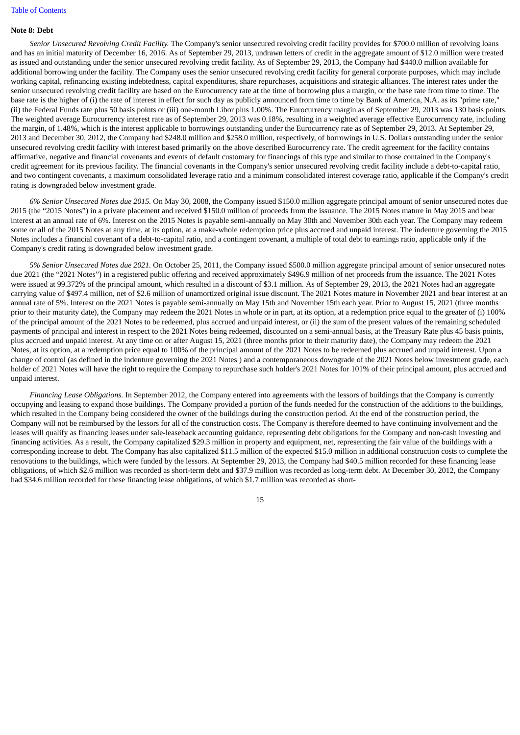**Note 8: Debt**

*Senior Unsecured Revolving Credit Facility.* The Company's senior unsecured revolving credit facility provides for $700.0 million of revolving loans and has an initial maturity of December 16, 2016. As of September 29, 2013, undrawn letters of credit in the aggregate amount of $12.0 million were treated as issued and outstanding under the senior unsecured revolving credit facility. As of September 29, 2013, the Company had $440.0 million available for additional borrowing under the facility. The Company uses the senior unsecured revolving credit facility for general corporate purposes, which may include working capital, refinancing existing indebtedness, capital expenditures, share repurchases, acquisitions and strategic alliances. The interest rates under the senior unsecured revolving credit facility are based on the Eurocurrency rate at the time of borrowing plus a margin, or the base rate from time to time. The base rate is the higher of (i) the rate of interest in effect for such day as publicly announced from time to time by Bank of America, N.A. as its "prime rate," (ii) the Federal Funds rate plus 50 basis points or (iii) one-month Libor plus 1.00%. The Eurocurrency margin as of September 29, 2013 was 130 basis points. The weighted average Eurocurrency interest rate as of September 29, 2013 was 0.18%, resulting in a weighted average effective Eurocurrency rate, including the margin, of 1.48%, which is the interest applicable to borrowings outstanding under the Eurocurrency rate as of September 29, 2013. At September 29, 2013 and December 30, 2012, the Company had $248.0 million and $258.0 million, respectively, of borrowings in U.S. Dollars outstanding under the senior unsecured revolving credit facility with interest based primarily on the above described Eurocurrency rate. The credit agreement for the facility contains affirmative, negative and financial covenants and events of default customary for financings of this type and similar to those contained in the Company's credit agreement for its previous facility. The financial covenants in the Company's senior unsecured revolving credit facility include a debt-to-capital ratio, and two contingent covenants, a maximum consolidated leverage ratio and a minimum consolidated interest coverage ratio, applicable if the Company's credit rating is downgraded below investment grade.

*6% Senior Unsecured Notes due 2015.* On May 30, 2008, the Company issued $150.0 million aggregate principal amount of senior unsecured notes due 2015 (the "2015 Notes") in a private placement and received $150.0 million of proceeds from the issuance. The 2015 Notes mature in May 2015 and bear interest at an annual rate of 6%. Interest on the 2015 Notes is payable semi-annually on May 30th and November 30th each year. The Company may redeem some or all of the 2015 Notes at any time, at its option, at a make-whole redemption price plus accrued and unpaid interest. The indenture governing the 2015 Notes includes a financial covenant of a debt-to-capital ratio, and a contingent covenant, a multiple of total debt to earnings ratio, applicable only if the Company's credit rating is downgraded below investment grade.

*5% Senior Unsecured Notes due 2021.* On October 25, 2011, the Company issued $500.0 million aggregate principal amount of senior unsecured notes due 2021 (the "2021 Notes") in a registered public offering and received approximately $496.9 million of net proceeds from the issuance. The 2021 Notes were issued at 99.372% of the principal amount, which resulted in a discount of $3.1 million. As of September 29, 2013, the 2021 Notes had an aggregate carrying value of $497.4 million, net of $2.6 million of unamortized original issue discount. The 2021 Notes mature in November 2021 and bear interest at an annual rate of 5%. Interest on the 2021 Notes is payable semi-annually on May 15th and November 15th each year. Prior to August 15, 2021 (three months prior to their maturity date), the Company may redeem the 2021 Notes in whole or in part, at its option, at a redemption price equal to the greater of (i) 100% of the principal amount of the 2021 Notes to be redeemed, plus accrued and unpaid interest, or (ii) the sum of the present values of the remaining scheduled payments of principal and interest in respect to the 2021 Notes being redeemed, discounted on a semi-annual basis, at the Treasury Rate plus 45 basis points, plus accrued and unpaid interest. At any time on or after August 15, 2021 (three months prior to their maturity date), the Company may redeem the 2021 Notes, at its option, at a redemption price equal to 100% of the principal amount of the 2021 Notes to be redeemed plus accrued and unpaid interest. Upon a change of control (as defined in the indenture governing the 2021 Notes ) and a contemporaneous downgrade of the 2021 Notes below investment grade, each holder of 2021 Notes will have the right to require the Company to repurchase such holder's 2021 Notes for 101% of their principal amount, plus accrued and unpaid interest.

*Financing Lease Obligations.* In September 2012, the Company entered into agreements with the lessors of buildings that the Company is currently occupying and leasing to expand those buildings. The Company provided a portion of the funds needed for the construction of the additions to the buildings, which resulted in the Company being considered the owner of the buildings during the construction period. At the end of the construction period, the Company will not be reimbursed by the lessors for all of the construction costs. The Company is therefore deemed to have continuing involvement and the leases will qualify as financing leases under sale-leaseback accounting guidance, representing debt obligations for the Company and non-cash investing and financing activities. As a result, the Company capitalized $29.3 million in property and equipment, net, representing the fair value of the buildings with a corresponding increase to debt. The Company has also capitalized $11.5 million of the expected $15.0 million in additional construction costs to complete the renovations to the buildings, which were funded by the lessors. At September 29, 2013, the Company had $40.5 million recorded for these financing lease obligations, of which $2.6 million was recorded as short-term debt and $37.9 million was recorded as long-term debt. At December 30, 2012, the Company had $34.6 million recorded for these financing lease obligations, of which $1.7 million was recorded as short-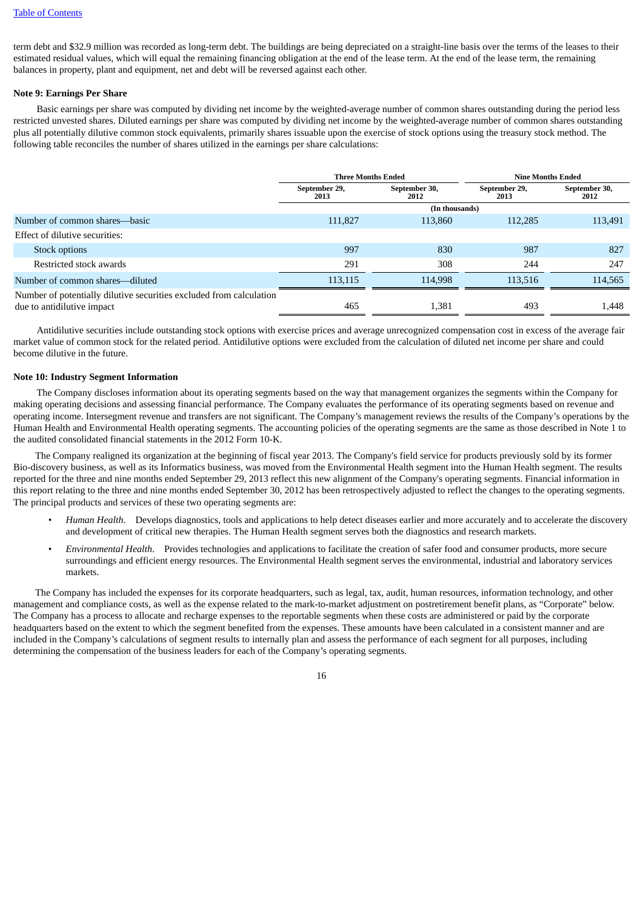term debt and $32.9 million was recorded as long-term debt. The buildings are being depreciated on a straight-line basis over the terms of the leases to their estimated residual values, which will equal the remaining financing obligation at the end of the lease term. At the end of the lease term, the remaining balances in property, plant and equipment, net and debt will be reversed against each other.

**Note 9: Earnings Per Share**

Basic earnings per share was computed by dividing net income by the weighted-average number of common shares outstanding during the period less restricted unvested shares. Diluted earnings per share was computed by dividing net income by the weighted-average number of common shares outstanding plus all potentially dilutive common stock equivalents, primarily shares issuable upon the exercise of stock options using the treasury stock method. The following table reconciles the number of shares utilized in the earnings per share calculations:

| | Three Months Ended | | Nine Months Ended | |
|---|---|---|---|---|
| | September 29, 2013 | September 30, 2012 | September 29, 2013 | September 30, 2012 |
| | (In thousands) | | | |
| Number of common shares—basic | 111,827 | 113,860 | 112,285 | 113,491 |
| Effect of dilutive securities: | | | | |
| Stock options | 997 | 830 | 987 | 827 |
| Restricted stock awards | 291 | 308 | 244 | 247 |
| Number of common shares—diluted | 113,115 | 114,998 | 113,516 | 114,565 |
| Number of potentially dilutive securities excluded from calculation due to antidilutive impact | 465 | 1,381 | 493 | 1,448 |

Antidilutive securities include outstanding stock options with exercise prices and average unrecognized compensation cost in excess of the average fair market value of common stock for the related period. Antidilutive options were excluded from the calculation of diluted net income per share and could become dilutive in the future.

**Note 10: Industry Segment Information**

The Company discloses information about its operating segments based on the way that management organizes the segments within the Company for making operating decisions and assessing financial performance. The Company evaluates the performance of its operating segments based on revenue and operating income. Intersegment revenue and transfers are not significant. The Company's management reviews the results of the Company's operations by the Human Health and Environmental Health operating segments. The accounting policies of the operating segments are the same as those described in Note 1 to the audited consolidated financial statements in the 2012 Form 10-K.

The Company realigned its organization at the beginning of fiscal year 2013. The Company's field service for products previously sold by its former Bio-discovery business, as well as its Informatics business, was moved from the Environmental Health segment into the Human Health segment. The results reported for the three and nine months ended September 29, 2013 reflect this new alignment of the Company's operating segments. Financial information in this report relating to the three and nine months ended September 30, 2012 has been retrospectively adjusted to reflect the changes to the operating segments. The principal products and services of these two operating segments are:

- *Human Health*. Develops diagnostics, tools and applications to help detect diseases earlier and more accurately and to accelerate the discovery and development of critical new therapies. The Human Health segment serves both the diagnostics and research markets.
- *Environmental Health*. Provides technologies and applications to facilitate the creation of safer food and consumer products, more secure surroundings and efficient energy resources. The Environmental Health segment serves the environmental, industrial and laboratory services markets.

The Company has included the expenses for its corporate headquarters, such as legal, tax, audit, human resources, information technology, and other management and compliance costs, as well as the expense related to the mark-to-market adjustment on postretirement benefit plans, as "Corporate" below. The Company has a process to allocate and recharge expenses to the reportable segments when these costs are administered or paid by the corporate headquarters based on the extent to which the segment benefited from the expenses. These amounts have been calculated in a consistent manner and are included in the Company's calculations of segment results to internally plan and assess the performance of each segment for all purposes, including determining the compensation of the business leaders for each of the Company's operating segments.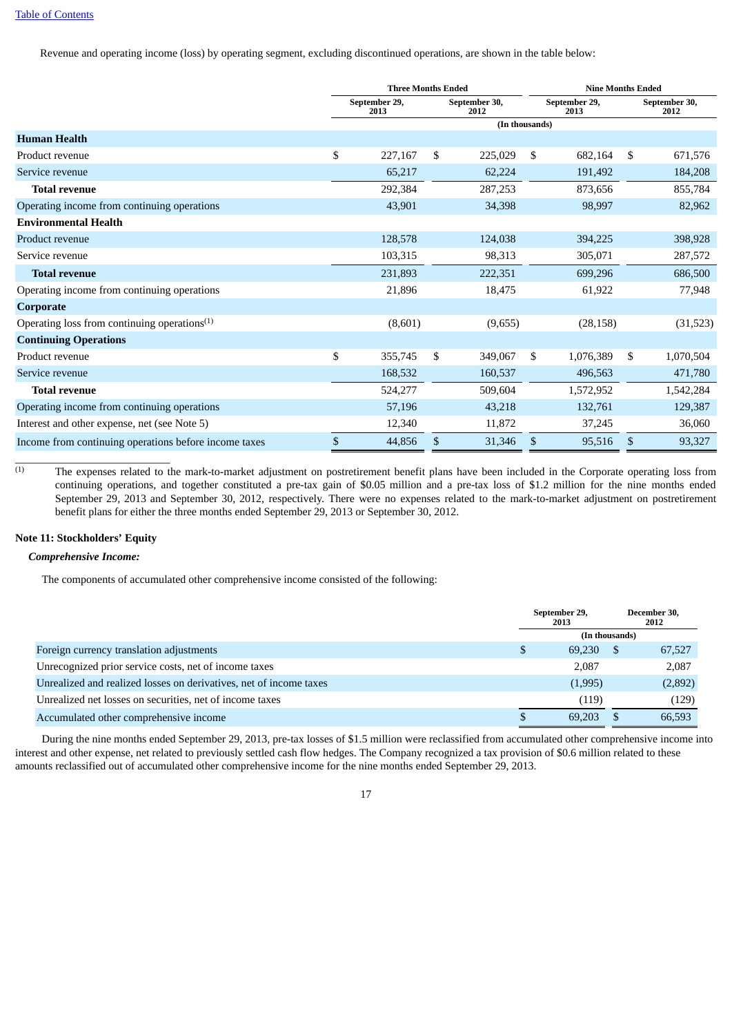Revenue and operating income (loss) by operating segment, excluding discontinued operations, are shown in the table below:

| | Three Months Ended | | Nine Months Ended | |
|---|---|---|---|---|
| | September 29, 2013 | September 30, 2012 | September 29, 2013 | September 30, 2012 |
| | (In thousands) | | | |
| **Human Health** | | | | |
| Product revenue | $ 227,167 | $ 225,029 | $ 682,164 | $ 671,576 |
| Service revenue | 65,217 | 62,224 | 191,492 | 184,208 |
| **Total revenue** | 292,384 | 287,253 | 873,656 | 855,784 |
| Operating income from continuing operations | 43,901 | 34,398 | 98,997 | 82,962 |
| **Environmental Health** | | | | |
| Product revenue | 128,578 | 124,038 | 394,225 | 398,928 |
| Service revenue | 103,315 | 98,313 | 305,071 | 287,572 |
| **Total revenue** | 231,893 | 222,351 | 699,296 | 686,500 |
| Operating income from continuing operations | 21,896 | 18,475 | 61,922 | 77,948 |
| **Corporate** | | | | |
| Operating loss from continuing operations[(1)] | (8,601) | (9,655) | (28,158) | (31,523) |
| **Continuing Operations** | | | | |
| Product revenue | $ 355,745 | $ 349,067 | $ 1,076,389 | $ 1,070,504 |
| Service revenue | 168,532 | 160,537 | 496,563 | 471,780 |
| **Total revenue** | 524,277 | 509,604 | 1,572,952 | 1,542,284 |
| Operating income from continuing operations | 57,196 | 43,218 | 132,761 | 129,387 |
| Interest and other expense, net (see Note 5) | 12,340 | 11,872 | 37,245 | 36,060 |
| Income from continuing operations before income taxes | $ 44,856 | $ 31,346 | $ 95,516 | $ 93,327 |

(1) The expenses related to the mark-to-market adjustment on postretirement benefit plans have been included in the Corporate operating loss from continuing operations, and together constituted a pre-tax gain of $0.05 million and a pre-tax loss of $1.2 million for the nine months ended September 29, 2013 and September 30, 2012, respectively. There were no expenses related to the mark-to-market adjustment on postretirement benefit plans for either the three months ended September 29, 2013 or September 30, 2012.

**Note 11: Stockholders' Equity**

***Comprehensive Income:***

The components of accumulated other comprehensive income consisted of the following:

| | September 29, 2013 | December 30, 2012 |
|---|---|---|
| | (In thousands) | |
| Foreign currency translation adjustments | $ 69,230 | $ 67,527 |
| Unrecognized prior service costs, net of income taxes | 2,087 | 2,087 |
| Unrealized and realized losses on derivatives, net of income taxes | (1,995) | (2,892) |
| Unrealized net losses on securities, net of income taxes | (119) | (129) |
| Accumulated other comprehensive income | $ 69,203 | $ 66,593 |

During the nine months ended September 29, 2013, pre-tax losses of $1.5 million were reclassified from accumulated other comprehensive income into interest and other expense, net related to previously settled cash flow hedges. The Company recognized a tax provision of $0.6 million related to these amounts reclassified out of accumulated other comprehensive income for the nine months ended September 29, 2013.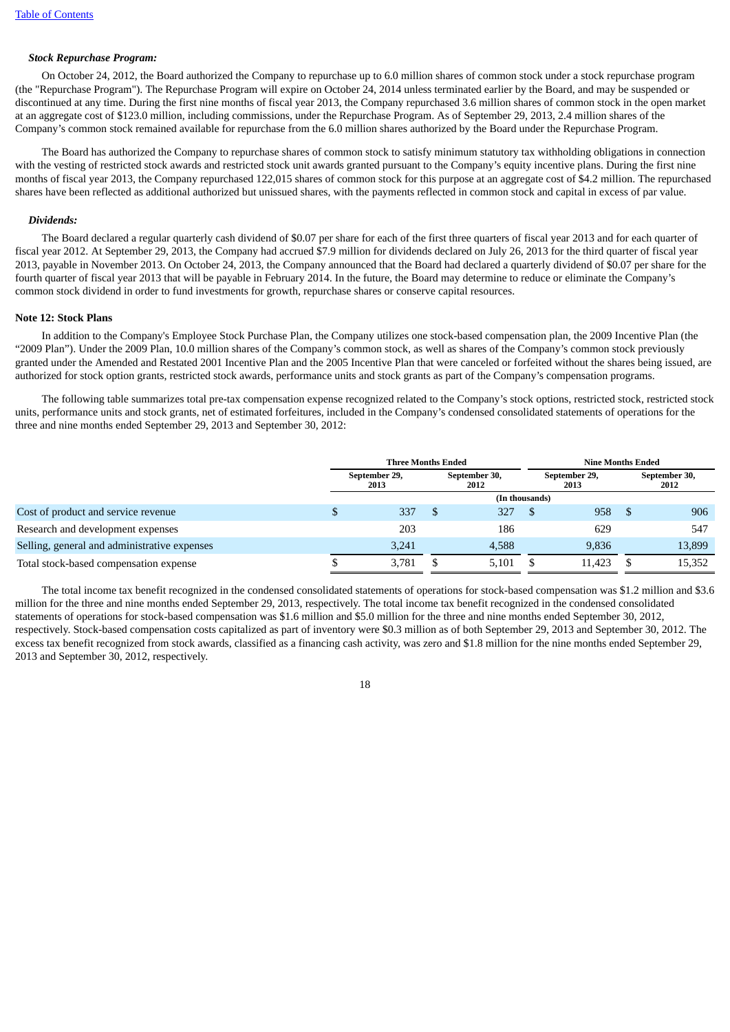***Stock Repurchase Program:***

On October 24, 2012, the Board authorized the Company to repurchase up to 6.0 million shares of common stock under a stock repurchase program (the "Repurchase Program"). The Repurchase Program will expire on October 24, 2014 unless terminated earlier by the Board, and may be suspended or discontinued at any time. During the first nine months of fiscal year 2013, the Company repurchased 3.6 million shares of common stock in the open market at an aggregate cost of $123.0 million, including commissions, under the Repurchase Program. As of September 29, 2013, 2.4 million shares of the Company's common stock remained available for repurchase from the 6.0 million shares authorized by the Board under the Repurchase Program.

The Board has authorized the Company to repurchase shares of common stock to satisfy minimum statutory tax withholding obligations in connection with the vesting of restricted stock awards and restricted stock unit awards granted pursuant to the Company's equity incentive plans. During the first nine months of fiscal year 2013, the Company repurchased 122,015 shares of common stock for this purpose at an aggregate cost of $4.2 million. The repurchased shares have been reflected as additional authorized but unissued shares, with the payments reflected in common stock and capital in excess of par value.

***Dividends:***

The Board declared a regular quarterly cash dividend of $0.07 per share for each of the first three quarters of fiscal year 2013 and for each quarter of fiscal year 2012. At September 29, 2013, the Company had accrued $7.9 million for dividends declared on July 26, 2013 for the third quarter of fiscal year 2013, payable in November 2013. On October 24, 2013, the Company announced that the Board had declared a quarterly dividend of $0.07 per share for the fourth quarter of fiscal year 2013 that will be payable in February 2014. In the future, the Board may determine to reduce or eliminate the Company's common stock dividend in order to fund investments for growth, repurchase shares or conserve capital resources.

**Note 12: Stock Plans**

In addition to the Company's Employee Stock Purchase Plan, the Company utilizes one stock-based compensation plan, the 2009 Incentive Plan (the "2009 Plan"). Under the 2009 Plan, 10.0 million shares of the Company's common stock, as well as shares of the Company's common stock previously granted under the Amended and Restated 2001 Incentive Plan and the 2005 Incentive Plan that were canceled or forfeited without the shares being issued, are authorized for stock option grants, restricted stock awards, performance units and stock grants as part of the Company's compensation programs.

The following table summarizes total pre-tax compensation expense recognized related to the Company's stock options, restricted stock, restricted stock units, performance units and stock grants, net of estimated forfeitures, included in the Company's condensed consolidated statements of operations for the three and nine months ended September 29, 2013 and September 30, 2012:

| | Three Months Ended | | Nine Months Ended | |
|---|---|---|---|---|
| | September 29, 2013 | September 30, 2012 | September 29, 2013 | September 30, 2012 |
| | (In thousands) | | | |
| Cost of product and service revenue | $ 337 | $ 327 | $ 958 | $ 906 |
| Research and development expenses | 203 | 186 | 629 | 547 |
| Selling, general and administrative expenses | 3,241 | 4,588 | 9,836 | 13,899 |
| Total stock-based compensation expense | $ 3,781 | $ 5,101 | $ 11,423 | $ 15,352 |

The total income tax benefit recognized in the condensed consolidated statements of operations for stock-based compensation was $1.2 million and $3.6 million for the three and nine months ended September 29, 2013, respectively. The total income tax benefit recognized in the condensed consolidated statements of operations for stock-based compensation was $1.6 million and $5.0 million for the three and nine months ended September 30, 2012, respectively. Stock-based compensation costs capitalized as part of inventory were $0.3 million as of both September 29, 2013 and September 30, 2012. The excess tax benefit recognized from stock awards, classified as a financing cash activity, was zero and $1.8 million for the nine months ended September 29, 2013 and September 30, 2012, respectively.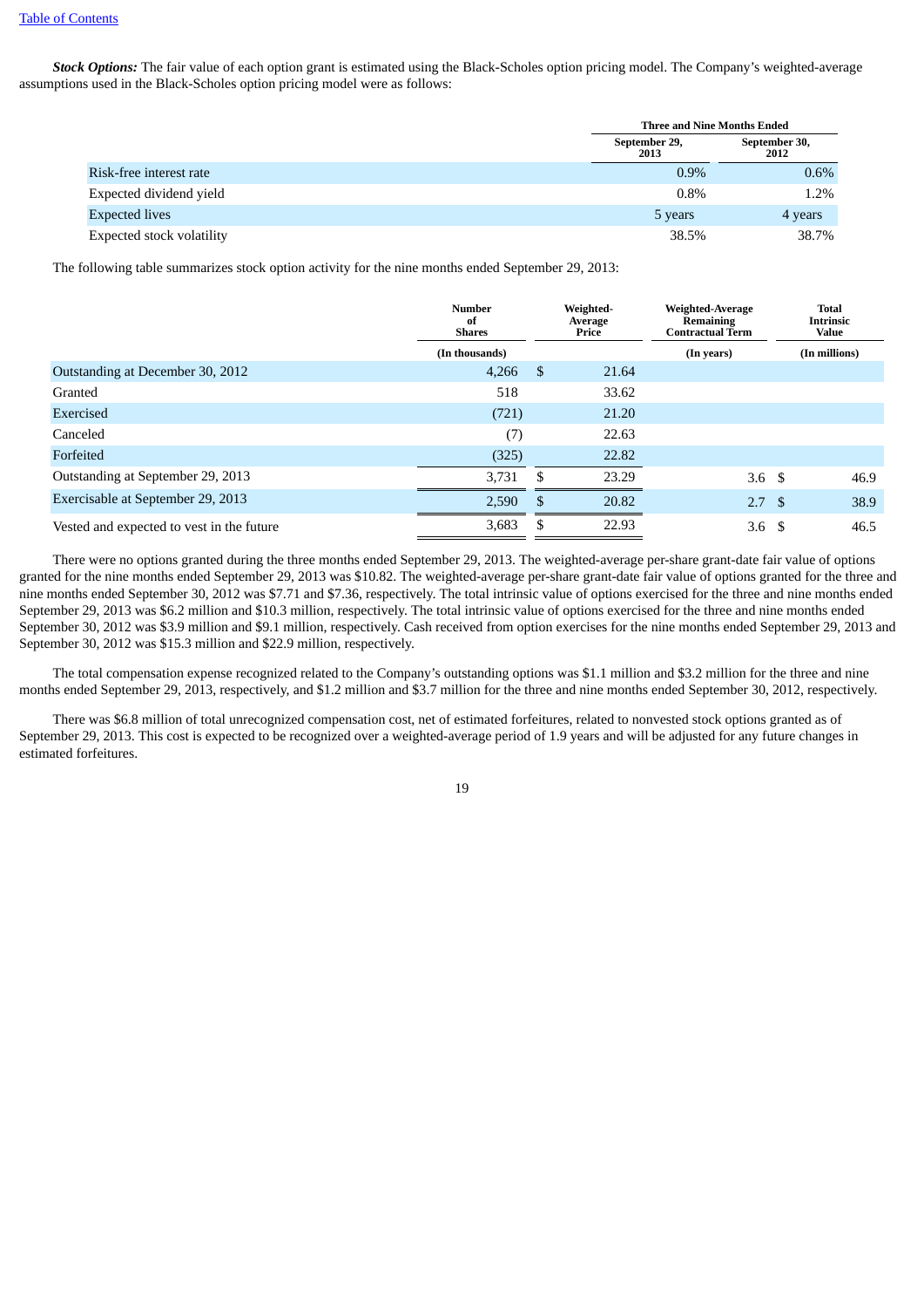[Table of Contents](#)

***Stock Options:*** The fair value of each option grant is estimated using the Black-Scholes option pricing model. The Company's weighted-average assumptions used in the Black-Scholes option pricing model were as follows:

| | Three and Nine Months Ended | |
|---|---|---|
| | September 29, 2013 | September 30, 2012 |
| Risk-free interest rate | 0.9% | 0.6% |
| Expected dividend yield | 0.8% | 1.2% |
| Expected lives | 5 years | 4 years |
| Expected stock volatility | 38.5% | 38.7% |

The following table summarizes stock option activity for the nine months ended September 29, 2013:

| | Number of Shares | Weighted-Average Price | Weighted-Average Remaining Contractual Term | Total Intrinsic Value |
|---|---|---|---|---|
| | (In thousands) | | (In years) | (In millions) |
| Outstanding at December 30, 2012 | 4,266 | $ 21.64 | | |
| Granted | 518 | 33.62 | | |
| Exercised | (721) | 21.20 | | |
| Canceled | (7) | 22.63 | | |
| Forfeited | (325) | 22.82 | | |
| Outstanding at September 29, 2013 | 3,731 | $ 23.29 | 3.6 | $ 46.9 |
| Exercisable at September 29, 2013 | 2,590 | $ 20.82 | 2.7 | $ 38.9 |
| Vested and expected to vest in the future | 3,683 | $ 22.93 | 3.6 | $ 46.5 |

There were no options granted during the three months ended September 29, 2013. The weighted-average per-share grant-date fair value of options granted for the nine months ended September 29, 2013 was $10.82. The weighted-average per-share grant-date fair value of options granted for the three and nine months ended September 30, 2012 was $7.71 and $7.36, respectively. The total intrinsic value of options exercised for the three and nine months ended September 29, 2013 was $6.2 million and $10.3 million, respectively. The total intrinsic value of options exercised for the three and nine months ended September 30, 2012 was $3.9 million and $9.1 million, respectively. Cash received from option exercises for the nine months ended September 29, 2013 and September 30, 2012 was $15.3 million and $22.9 million, respectively.

The total compensation expense recognized related to the Company's outstanding options was $1.1 million and $3.2 million for the three and nine months ended September 29, 2013, respectively, and $1.2 million and $3.7 million for the three and nine months ended September 30, 2012, respectively.

There was $6.8 million of total unrecognized compensation cost, net of estimated forfeitures, related to nonvested stock options granted as of September 29, 2013. This cost is expected to be recognized over a weighted-average period of 1.9 years and will be adjusted for any future changes in estimated forfeitures.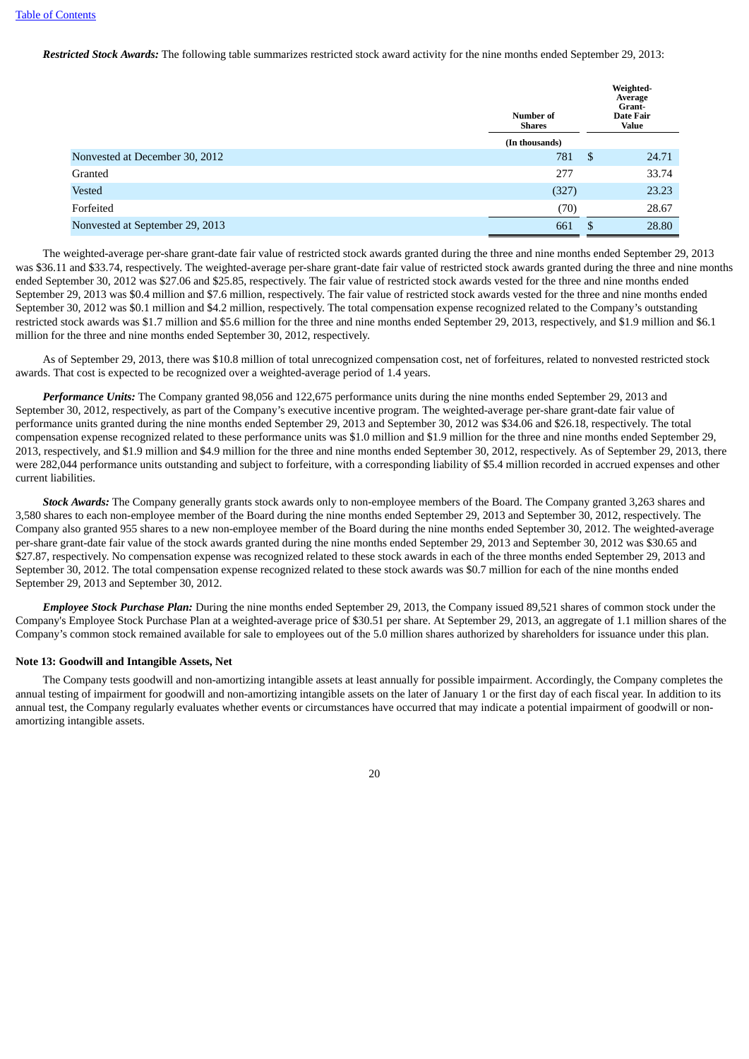***Restricted Stock Awards:*** The following table summarizes restricted stock award activity for the nine months ended September 29, 2013:

| | Number of Shares | Weighted-Average Grant-Date Fair Value |
|---|---|---|
| | (In thousands) | |
| Nonvested at December 30, 2012 | 781 | $ 24.71 |
| Granted | 277 | 33.74 |
| Vested | (327) | 23.23 |
| Forfeited | (70) | 28.67 |
| Nonvested at September 29, 2013 | 661 | $ 28.80 |

The weighted-average per-share grant-date fair value of restricted stock awards granted during the three and nine months ended September 29, 2013 was $36.11 and $33.74, respectively. The weighted-average per-share grant-date fair value of restricted stock awards granted during the three and nine months ended September 30, 2012 was $27.06 and $25.85, respectively. The fair value of restricted stock awards vested for the three and nine months ended September 29, 2013 was $0.4 million and $7.6 million, respectively. The fair value of restricted stock awards vested for the three and nine months ended September 30, 2012 was $0.1 million and $4.2 million, respectively. The total compensation expense recognized related to the Company's outstanding restricted stock awards was $1.7 million and $5.6 million for the three and nine months ended September 29, 2013, respectively, and $1.9 million and $6.1 million for the three and nine months ended September 30, 2012, respectively.

As of September 29, 2013, there was $10.8 million of total unrecognized compensation cost, net of forfeitures, related to nonvested restricted stock awards. That cost is expected to be recognized over a weighted-average period of 1.4 years.

***Performance Units:*** The Company granted 98,056 and 122,675 performance units during the nine months ended September 29, 2013 and September 30, 2012, respectively, as part of the Company's executive incentive program. The weighted-average per-share grant-date fair value of performance units granted during the nine months ended September 29, 2013 and September 30, 2012 was $34.06 and $26.18, respectively. The total compensation expense recognized related to these performance units was $1.0 million and $1.9 million for the three and nine months ended September 29, 2013, respectively, and $1.9 million and $4.9 million for the three and nine months ended September 30, 2012, respectively. As of September 29, 2013, there were 282,044 performance units outstanding and subject to forfeiture, with a corresponding liability of $5.4 million recorded in accrued expenses and other current liabilities.

***Stock Awards:*** The Company generally grants stock awards only to non-employee members of the Board. The Company granted 3,263 shares and 3,580 shares to each non-employee member of the Board during the nine months ended September 29, 2013 and September 30, 2012, respectively. The Company also granted 955 shares to a new non-employee member of the Board during the nine months ended September 30, 2012. The weighted-average per-share grant-date fair value of the stock awards granted during the nine months ended September 29, 2013 and September 30, 2012 was $30.65 and $27.87, respectively. No compensation expense was recognized related to these stock awards in each of the three months ended September 29, 2013 and September 30, 2012. The total compensation expense recognized related to these stock awards was $0.7 million for each of the nine months ended September 29, 2013 and September 30, 2012.

***Employee Stock Purchase Plan:*** During the nine months ended September 29, 2013, the Company issued 89,521 shares of common stock under the Company's Employee Stock Purchase Plan at a weighted-average price of $30.51 per share. At September 29, 2013, an aggregate of 1.1 million shares of the Company's common stock remained available for sale to employees out of the 5.0 million shares authorized by shareholders for issuance under this plan.

**Note 13: Goodwill and Intangible Assets, Net**

The Company tests goodwill and non-amortizing intangible assets at least annually for possible impairment. Accordingly, the Company completes the annual testing of impairment for goodwill and non-amortizing intangible assets on the later of January 1 or the first day of each fiscal year. In addition to its annual test, the Company regularly evaluates whether events or circumstances have occurred that may indicate a potential impairment of goodwill or non-amortizing intangible assets.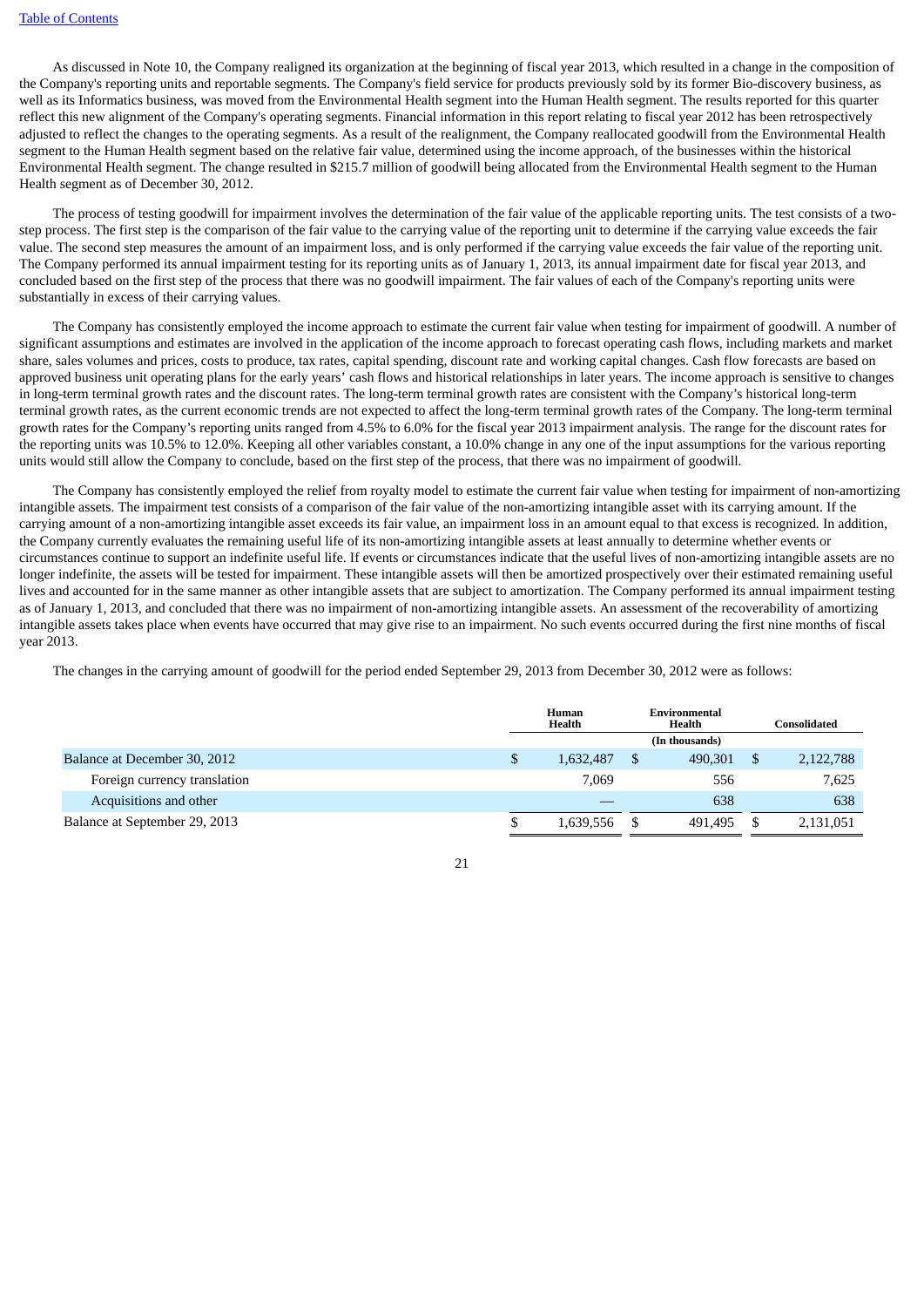As discussed in Note 10, the Company realigned its organization at the beginning of fiscal year 2013, which resulted in a change in the composition of the Company's reporting units and reportable segments. The Company's field service for products previously sold by its former Bio-discovery business, as well as its Informatics business, was moved from the Environmental Health segment into the Human Health segment. The results reported for this quarter reflect this new alignment of the Company's operating segments. Financial information in this report relating to fiscal year 2012 has been retrospectively adjusted to reflect the changes to the operating segments. As a result of the realignment, the Company reallocated goodwill from the Environmental Health segment to the Human Health segment based on the relative fair value, determined using the income approach, of the businesses within the historical Environmental Health segment. The change resulted in $215.7 million of goodwill being allocated from the Environmental Health segment to the Human Health segment as of December 30, 2012.

The process of testing goodwill for impairment involves the determination of the fair value of the applicable reporting units. The test consists of a two-step process. The first step is the comparison of the fair value to the carrying value of the reporting unit to determine if the carrying value exceeds the fair value. The second step measures the amount of an impairment loss, and is only performed if the carrying value exceeds the fair value of the reporting unit. The Company performed its annual impairment testing for its reporting units as of January 1, 2013, its annual impairment date for fiscal year 2013, and concluded based on the first step of the process that there was no goodwill impairment. The fair values of each of the Company's reporting units were substantially in excess of their carrying values.

The Company has consistently employed the income approach to estimate the current fair value when testing for impairment of goodwill. A number of significant assumptions and estimates are involved in the application of the income approach to forecast operating cash flows, including markets and market share, sales volumes and prices, costs to produce, tax rates, capital spending, discount rate and working capital changes. Cash flow forecasts are based on approved business unit operating plans for the early years' cash flows and historical relationships in later years. The income approach is sensitive to changes in long-term terminal growth rates and the discount rates. The long-term terminal growth rates are consistent with the Company's historical long-term terminal growth rates, as the current economic trends are not expected to affect the long-term terminal growth rates of the Company. The long-term terminal growth rates for the Company's reporting units ranged from 4.5% to 6.0% for the fiscal year 2013 impairment analysis. The range for the discount rates for the reporting units was 10.5% to 12.0%. Keeping all other variables constant, a 10.0% change in any one of the input assumptions for the various reporting units would still allow the Company to conclude, based on the first step of the process, that there was no impairment of goodwill.

The Company has consistently employed the relief from royalty model to estimate the current fair value when testing for impairment of non-amortizing intangible assets. The impairment test consists of a comparison of the fair value of the non-amortizing intangible asset with its carrying amount. If the carrying amount of a non-amortizing intangible asset exceeds its fair value, an impairment loss in an amount equal to that excess is recognized. In addition, the Company currently evaluates the remaining useful life of its non-amortizing intangible assets at least annually to determine whether events or circumstances continue to support an indefinite useful life. If events or circumstances indicate that the useful lives of non-amortizing intangible assets are no longer indefinite, the assets will be tested for impairment. These intangible assets will then be amortized prospectively over their estimated remaining useful lives and accounted for in the same manner as other intangible assets that are subject to amortization. The Company performed its annual impairment testing as of January 1, 2013, and concluded that there was no impairment of non-amortizing intangible assets. An assessment of the recoverability of amortizing intangible assets takes place when events have occurred that may give rise to an impairment. No such events occurred during the first nine months of fiscal year 2013.

The changes in the carrying amount of goodwill for the period ended September 29, 2013 from December 30, 2012 were as follows:

| | Human Health | Environmental Health | Consolidated |
|---|---|---|---|
| | | (In thousands) | |
| Balance at December 30, 2012 | $ 1,632,487 | $ 490,301 | $ 2,122,788 |
| Foreign currency translation | 7,069 | 556 | 7,625 |
| Acquisitions and other | — | 638 | 638 |
| Balance at September 29, 2013 | $ 1,639,556 | $ 491,495 | $ 2,131,051 |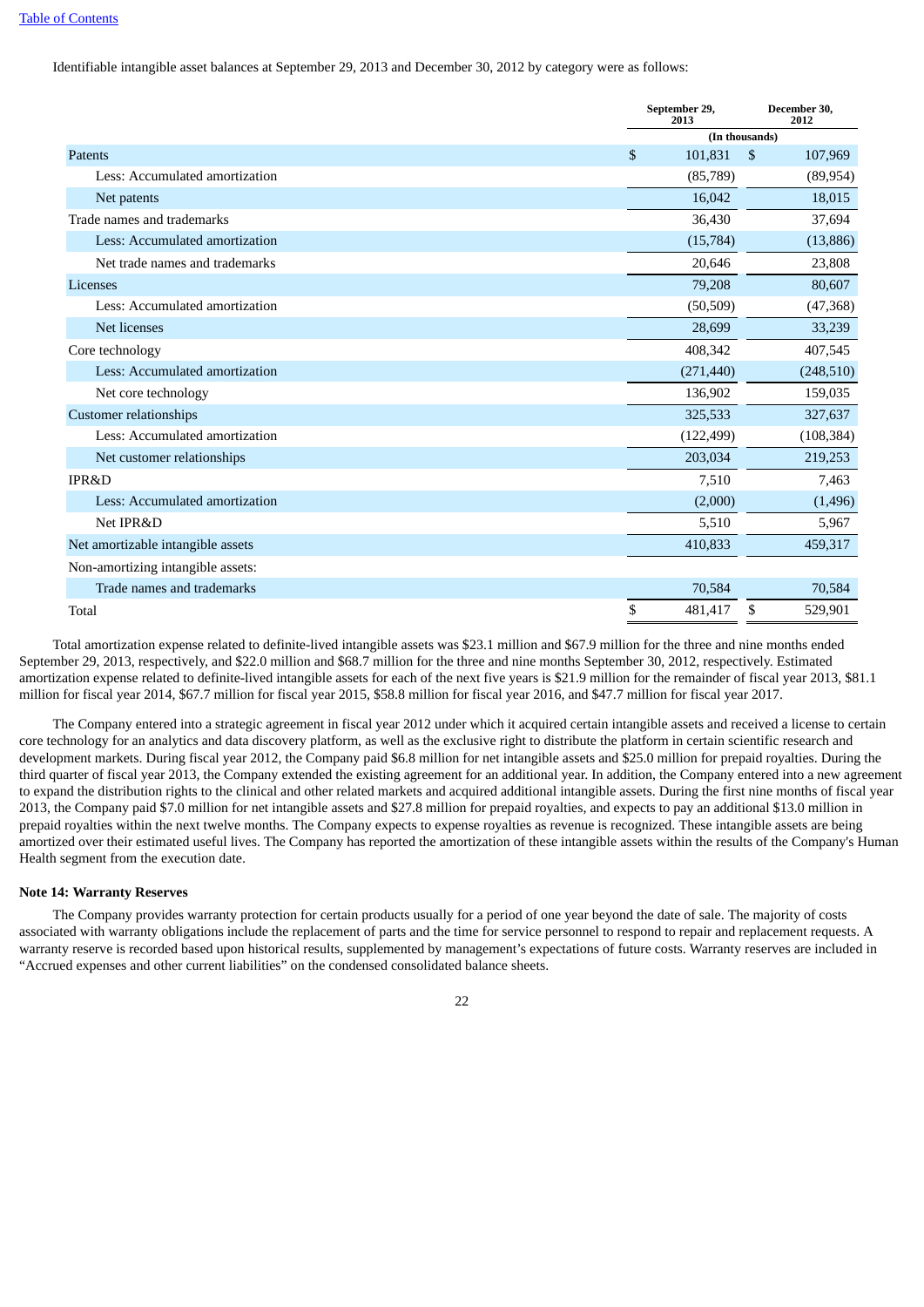Identifiable intangible asset balances at September 29, 2013 and December 30, 2012 by category were as follows:

| | September 29, 2013 | December 30, 2012 |
|---|---|---|
| | (In thousands) | |
| Patents | $ 101,831 | $ 107,969 |
| Less: Accumulated amortization | (85,789) | (89,954) |
| Net patents | 16,042 | 18,015 |
| Trade names and trademarks | 36,430 | 37,694 |
| Less: Accumulated amortization | (15,784) | (13,886) |
| Net trade names and trademarks | 20,646 | 23,808 |
| Licenses | 79,208 | 80,607 |
| Less: Accumulated amortization | (50,509) | (47,368) |
| Net licenses | 28,699 | 33,239 |
| Core technology | 408,342 | 407,545 |
| Less: Accumulated amortization | (271,440) | (248,510) |
| Net core technology | 136,902 | 159,035 |
| Customer relationships | 325,533 | 327,637 |
| Less: Accumulated amortization | (122,499) | (108,384) |
| Net customer relationships | 203,034 | 219,253 |
| IPR&D | 7,510 | 7,463 |
| Less: Accumulated amortization | (2,000) | (1,496) |
| Net IPR&D | 5,510 | 5,967 |
| Net amortizable intangible assets | 410,833 | 459,317 |
| Non-amortizing intangible assets: | | |
| Trade names and trademarks | 70,584 | 70,584 |
| Total | $ 481,417 | $ 529,901 |

Total amortization expense related to definite-lived intangible assets was $23.1 million and $67.9 million for the three and nine months ended September 29, 2013, respectively, and $22.0 million and $68.7 million for the three and nine months September 30, 2012, respectively. Estimated amortization expense related to definite-lived intangible assets for each of the next five years is $21.9 million for the remainder of fiscal year 2013, $81.1 million for fiscal year 2014, $67.7 million for fiscal year 2015, $58.8 million for fiscal year 2016, and $47.7 million for fiscal year 2017.

The Company entered into a strategic agreement in fiscal year 2012 under which it acquired certain intangible assets and received a license to certain core technology for an analytics and data discovery platform, as well as the exclusive right to distribute the platform in certain scientific research and development markets. During fiscal year 2012, the Company paid $6.8 million for net intangible assets and $25.0 million for prepaid royalties. During the third quarter of fiscal year 2013, the Company extended the existing agreement for an additional year. In addition, the Company entered into a new agreement to expand the distribution rights to the clinical and other related markets and acquired additional intangible assets. During the first nine months of fiscal year 2013, the Company paid $7.0 million for net intangible assets and $27.8 million for prepaid royalties, and expects to pay an additional $13.0 million in prepaid royalties within the next twelve months. The Company expects to expense royalties as revenue is recognized. These intangible assets are being amortized over their estimated useful lives. The Company has reported the amortization of these intangible assets within the results of the Company's Human Health segment from the execution date.

**Note 14: Warranty Reserves**

The Company provides warranty protection for certain products usually for a period of one year beyond the date of sale. The majority of costs associated with warranty obligations include the replacement of parts and the time for service personnel to respond to repair and replacement requests. A warranty reserve is recorded based upon historical results, supplemented by management's expectations of future costs. Warranty reserves are included in "Accrued expenses and other current liabilities" on the condensed consolidated balance sheets.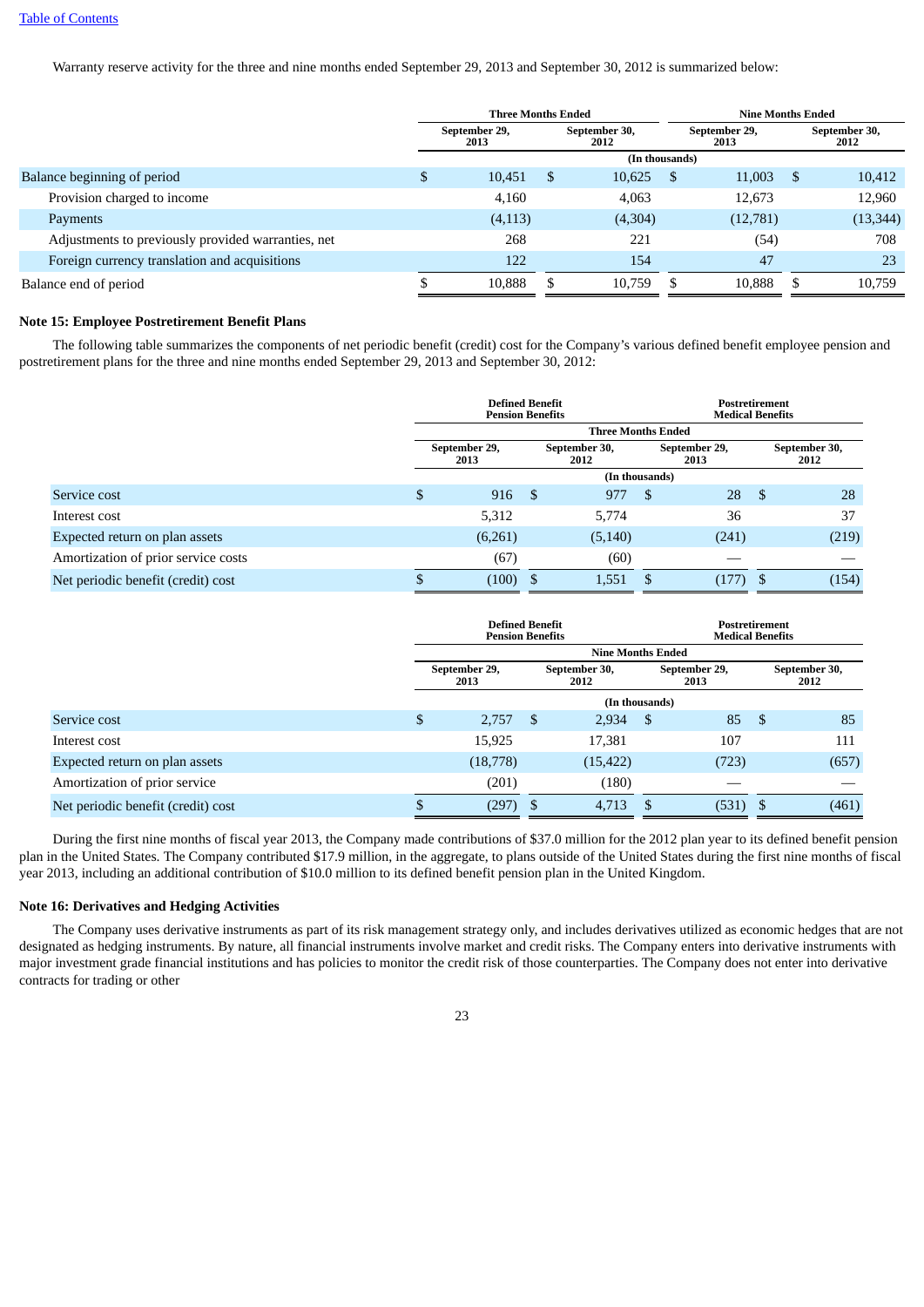Warranty reserve activity for the three and nine months ended September 29, 2013 and September 30, 2012 is summarized below:

| | Three Months Ended | | Nine Months Ended | |
|---|---|---|---|---|
| | September 29, 2013 | September 30, 2012 | September 29, 2013 | September 30, 2012 |
| | (In thousands) | | | |
| Balance beginning of period | $ 10,451 | $ 10,625 | $ 11,003 | $ 10,412 |
| Provision charged to income | 4,160 | 4,063 | 12,673 | 12,960 |
| Payments | (4,113) | (4,304) | (12,781) | (13,344) |
| Adjustments to previously provided warranties, net | 268 | 221 | (54) | 708 |
| Foreign currency translation and acquisitions | 122 | 154 | 47 | 23 |
| Balance end of period | $ 10,888 | $ 10,759 | $ 10,888 | $ 10,759 |

## Note 15: Employee Postretirement Benefit Plans

The following table summarizes the components of net periodic benefit (credit) cost for the Company's various defined benefit employee pension and postretirement plans for the three and nine months ended September 29, 2013 and September 30, 2012:

| | Defined Benefit Pension Benefits | | Postretirement Medical Benefits | |
|---|---|---|---|---|
| | Three Months Ended | | | |
| | September 29, 2013 | September 30, 2012 | September 29, 2013 | September 30, 2012 |
| | (In thousands) | | | |
| Service cost | $ 916 | $ 977 | $ 28 | $ 28 |
| Interest cost | 5,312 | 5,774 | 36 | 37 |
| Expected return on plan assets | (6,261) | (5,140) | (241) | (219) |
| Amortization of prior service costs | (67) | (60) | — | — |
| Net periodic benefit (credit) cost | $ (100) | $ 1,551 | $ (177) | $ (154) |

| | Defined Benefit Pension Benefits | | Postretirement Medical Benefits | |
|---|---|---|---|---|
| | Nine Months Ended | | | |
| | September 29, 2013 | September 30, 2012 | September 29, 2013 | September 30, 2012 |
| | (In thousands) | | | |
| Service cost | $ 2,757 | $ 2,934 | $ 85 | $ 85 |
| Interest cost | 15,925 | 17,381 | 107 | 111 |
| Expected return on plan assets | (18,778) | (15,422) | (723) | (657) |
| Amortization of prior service | (201) | (180) | — | — |
| Net periodic benefit (credit) cost | $ (297) | $ 4,713 | $ (531) | $ (461) |

During the first nine months of fiscal year 2013, the Company made contributions of $37.0 million for the 2012 plan year to its defined benefit pension plan in the United States. The Company contributed $17.9 million, in the aggregate, to plans outside of the United States during the first nine months of fiscal year 2013, including an additional contribution of $10.0 million to its defined benefit pension plan in the United Kingdom.

## Note 16: Derivatives and Hedging Activities

The Company uses derivative instruments as part of its risk management strategy only, and includes derivatives utilized as economic hedges that are not designated as hedging instruments. By nature, all financial instruments involve market and credit risks. The Company enters into derivative instruments with major investment grade financial institutions and has policies to monitor the credit risk of those counterparties. The Company does not enter into derivative contracts for trading or other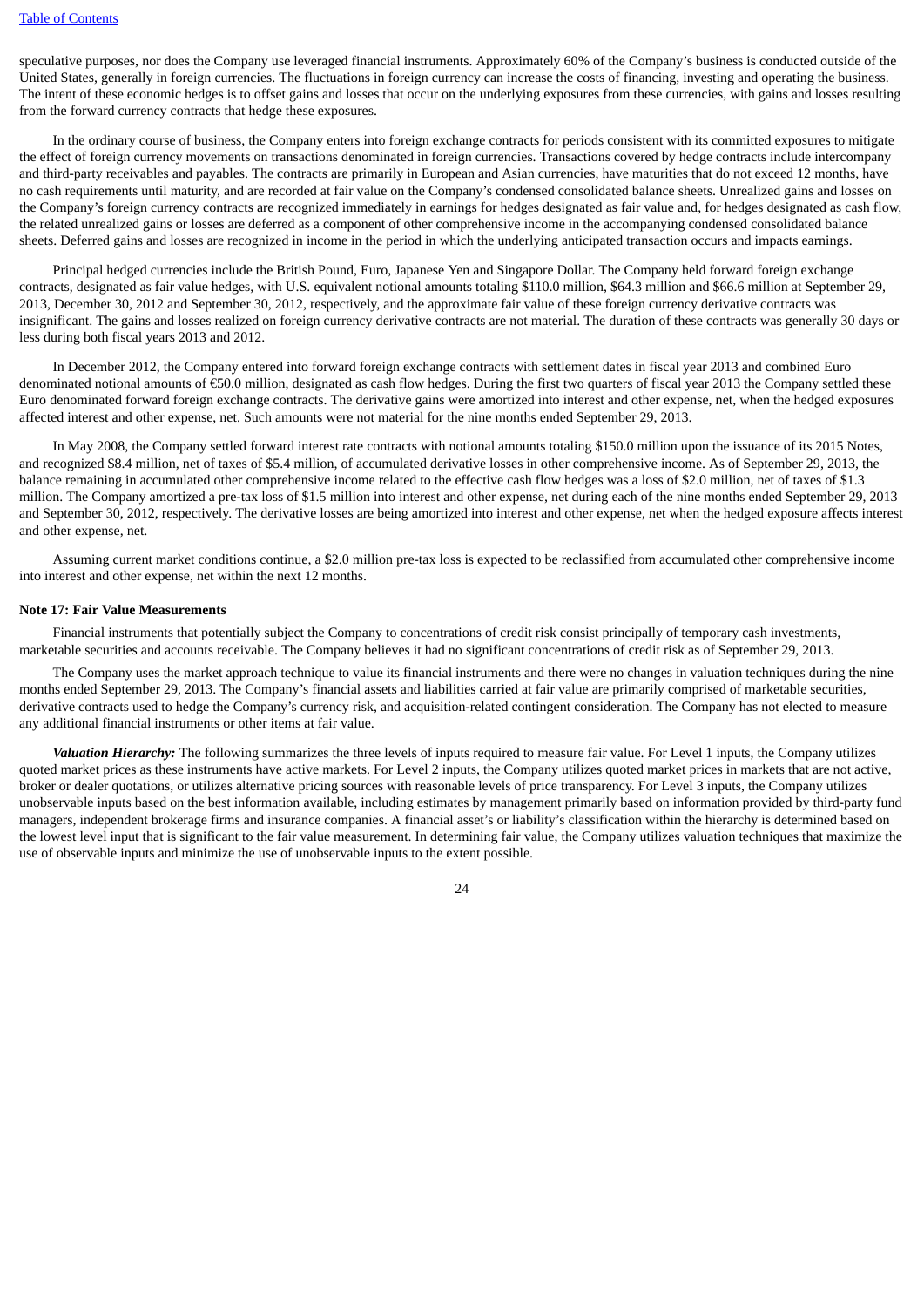speculative purposes, nor does the Company use leveraged financial instruments. Approximately 60% of the Company's business is conducted outside of the United States, generally in foreign currencies. The fluctuations in foreign currency can increase the costs of financing, investing and operating the business. The intent of these economic hedges is to offset gains and losses that occur on the underlying exposures from these currencies, with gains and losses resulting from the forward currency contracts that hedge these exposures.

In the ordinary course of business, the Company enters into foreign exchange contracts for periods consistent with its committed exposures to mitigate the effect of foreign currency movements on transactions denominated in foreign currencies. Transactions covered by hedge contracts include intercompany and third-party receivables and payables. The contracts are primarily in European and Asian currencies, have maturities that do not exceed 12 months, have no cash requirements until maturity, and are recorded at fair value on the Company's condensed consolidated balance sheets. Unrealized gains and losses on the Company's foreign currency contracts are recognized immediately in earnings for hedges designated as fair value and, for hedges designated as cash flow, the related unrealized gains or losses are deferred as a component of other comprehensive income in the accompanying condensed consolidated balance sheets. Deferred gains and losses are recognized in income in the period in which the underlying anticipated transaction occurs and impacts earnings.

Principal hedged currencies include the British Pound, Euro, Japanese Yen and Singapore Dollar. The Company held forward foreign exchange contracts, designated as fair value hedges, with U.S. equivalent notional amounts totaling $110.0 million, $64.3 million and $66.6 million at September 29, 2013, December 30, 2012 and September 30, 2012, respectively, and the approximate fair value of these foreign currency derivative contracts was insignificant. The gains and losses realized on foreign currency derivative contracts are not material. The duration of these contracts was generally 30 days or less during both fiscal years 2013 and 2012.

In December 2012, the Company entered into forward foreign exchange contracts with settlement dates in fiscal year 2013 and combined Euro denominated notional amounts of €50.0 million, designated as cash flow hedges. During the first two quarters of fiscal year 2013 the Company settled these Euro denominated forward foreign exchange contracts. The derivative gains were amortized into interest and other expense, net, when the hedged exposures affected interest and other expense, net. Such amounts were not material for the nine months ended September 29, 2013.

In May 2008, the Company settled forward interest rate contracts with notional amounts totaling $150.0 million upon the issuance of its 2015 Notes, and recognized $8.4 million, net of taxes of $5.4 million, of accumulated derivative losses in other comprehensive income. As of September 29, 2013, the balance remaining in accumulated other comprehensive income related to the effective cash flow hedges was a loss of $2.0 million, net of taxes of $1.3 million. The Company amortized a pre-tax loss of $1.5 million into interest and other expense, net during each of the nine months ended September 29, 2013 and September 30, 2012, respectively. The derivative losses are being amortized into interest and other expense, net when the hedged exposure affects interest and other expense, net.

Assuming current market conditions continue, a $2.0 million pre-tax loss is expected to be reclassified from accumulated other comprehensive income into interest and other expense, net within the next 12 months.

**Note 17: Fair Value Measurements**

Financial instruments that potentially subject the Company to concentrations of credit risk consist principally of temporary cash investments, marketable securities and accounts receivable. The Company believes it had no significant concentrations of credit risk as of September 29, 2013.

The Company uses the market approach technique to value its financial instruments and there were no changes in valuation techniques during the nine months ended September 29, 2013. The Company's financial assets and liabilities carried at fair value are primarily comprised of marketable securities, derivative contracts used to hedge the Company's currency risk, and acquisition-related contingent consideration. The Company has not elected to measure any additional financial instruments or other items at fair value.

***Valuation Hierarchy:*** The following summarizes the three levels of inputs required to measure fair value. For Level 1 inputs, the Company utilizes quoted market prices as these instruments have active markets. For Level 2 inputs, the Company utilizes quoted market prices in markets that are not active, broker or dealer quotations, or utilizes alternative pricing sources with reasonable levels of price transparency. For Level 3 inputs, the Company utilizes unobservable inputs based on the best information available, including estimates by management primarily based on information provided by third-party fund managers, independent brokerage firms and insurance companies. A financial asset's or liability's classification within the hierarchy is determined based on the lowest level input that is significant to the fair value measurement. In determining fair value, the Company utilizes valuation techniques that maximize the use of observable inputs and minimize the use of unobservable inputs to the extent possible.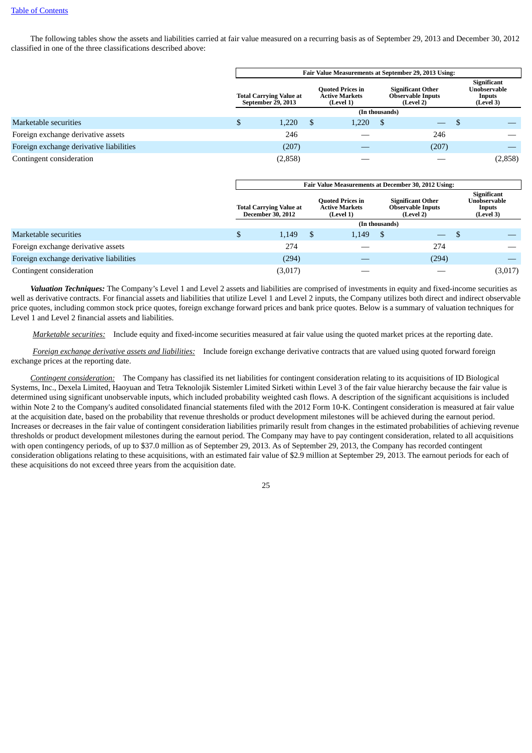The following tables show the assets and liabilities carried at fair value measured on a recurring basis as of September 29, 2013 and December 30, 2012 classified in one of the three classifications described above:

| | Fair Value Measurements at September 29, 2013 Using: | | | |
|---|---|---|---|---|
| | Total Carrying Value at September 29, 2013 | Quoted Prices in Active Markets (Level 1) | Significant Other Observable Inputs (Level 2) | Significant Unobservable Inputs (Level 3) |
| | (In thousands) | | | |
| Marketable securities | $ 1,220 | $ 1,220 | $ — | $ — |
| Foreign exchange derivative assets | 246 | — | 246 | — |
| Foreign exchange derivative liabilities | (207) | — | (207) | — |
| Contingent consideration | (2,858) | — | — | (2,858) |

| | Fair Value Measurements at December 30, 2012 Using: | | | |
|---|---|---|---|---|
| | Total Carrying Value at December 30, 2012 | Quoted Prices in Active Markets (Level 1) | Significant Other Observable Inputs (Level 2) | Significant Unobservable Inputs (Level 3) |
| | (In thousands) | | | |
| Marketable securities | $ 1,149 | $ 1,149 | $ — | $ — |
| Foreign exchange derivative assets | 274 | — | 274 | — |
| Foreign exchange derivative liabilities | (294) | — | (294) | — |
| Contingent consideration | (3,017) | — | — | (3,017) |

***Valuation Techniques:*** The Company's Level 1 and Level 2 assets and liabilities are comprised of investments in equity and fixed-income securities as well as derivative contracts. For financial assets and liabilities that utilize Level 1 and Level 2 inputs, the Company utilizes both direct and indirect observable price quotes, including common stock price quotes, foreign exchange forward prices and bank price quotes. Below is a summary of valuation techniques for Level 1 and Level 2 financial assets and liabilities.

*Marketable securities:* Include equity and fixed-income securities measured at fair value using the quoted market prices at the reporting date.

*Foreign exchange derivative assets and liabilities:* Include foreign exchange derivative contracts that are valued using quoted forward foreign exchange prices at the reporting date.

*Contingent consideration:* The Company has classified its net liabilities for contingent consideration relating to its acquisitions of ID Biological Systems, Inc., Dexela Limited, Haoyuan and Tetra Teknolojik Sistemler Limited Sirketi within Level 3 of the fair value hierarchy because the fair value is determined using significant unobservable inputs, which included probability weighted cash flows. A description of the significant acquisitions is included within Note 2 to the Company's audited consolidated financial statements filed with the 2012 Form 10-K. Contingent consideration is measured at fair value at the acquisition date, based on the probability that revenue thresholds or product development milestones will be achieved during the earnout period. Increases or decreases in the fair value of contingent consideration liabilities primarily result from changes in the estimated probabilities of achieving revenue thresholds or product development milestones during the earnout period. The Company may have to pay contingent consideration, related to all acquisitions with open contingency periods, of up to $37.0 million as of September 29, 2013. As of September 29, 2013, the Company has recorded contingent consideration obligations relating to these acquisitions, with an estimated fair value of $2.9 million at September 29, 2013. The earnout periods for each of these acquisitions do not exceed three years from the acquisition date.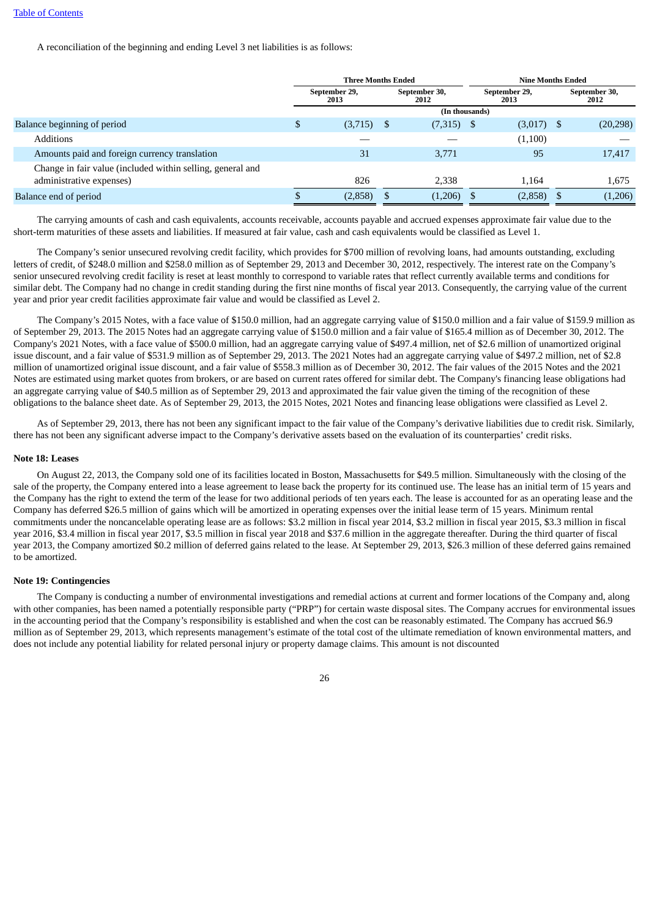A reconciliation of the beginning and ending Level 3 net liabilities is as follows:

| | Three Months Ended | | Nine Months Ended | |
|---|---|---|---|---|
| | September 29, 2013 | September 30, 2012 | September 29, 2013 | September 30, 2012 |
| | (In thousands) | | | |
| Balance beginning of period | $ (3,715) | $ (7,315) | $ (3,017) | $ (20,298) |
| Additions | — | — | (1,100) | — |
| Amounts paid and foreign currency translation | 31 | 3,771 | 95 | 17,417 |
| Change in fair value (included within selling, general and administrative expenses) | 826 | 2,338 | 1,164 | 1,675 |
| Balance end of period | $ (2,858) | $ (1,206) | $ (2,858) | $ (1,206) |

The carrying amounts of cash and cash equivalents, accounts receivable, accounts payable and accrued expenses approximate fair value due to the short-term maturities of these assets and liabilities. If measured at fair value, cash and cash equivalents would be classified as Level 1.

The Company's senior unsecured revolving credit facility, which provides for $700 million of revolving loans, had amounts outstanding, excluding letters of credit, of $248.0 million and $258.0 million as of September 29, 2013 and December 30, 2012, respectively. The interest rate on the Company's senior unsecured revolving credit facility is reset at least monthly to correspond to variable rates that reflect currently available terms and conditions for similar debt. The Company had no change in credit standing during the first nine months of fiscal year 2013. Consequently, the carrying value of the current year and prior year credit facilities approximate fair value and would be classified as Level 2.

The Company's 2015 Notes, with a face value of $150.0 million, had an aggregate carrying value of $150.0 million and a fair value of $159.9 million as of September 29, 2013. The 2015 Notes had an aggregate carrying value of $150.0 million and a fair value of $165.4 million as of December 30, 2012. The Company's 2021 Notes, with a face value of $500.0 million, had an aggregate carrying value of $497.4 million, net of $2.6 million of unamortized original issue discount, and a fair value of $531.9 million as of September 29, 2013. The 2021 Notes had an aggregate carrying value of $497.2 million, net of $2.8 million of unamortized original issue discount, and a fair value of $558.3 million as of December 30, 2012. The fair values of the 2015 Notes and the 2021 Notes are estimated using market quotes from brokers, or are based on current rates offered for similar debt. The Company's financing lease obligations had an aggregate carrying value of $40.5 million as of September 29, 2013 and approximated the fair value given the timing of the recognition of these obligations to the balance sheet date. As of September 29, 2013, the 2015 Notes, 2021 Notes and financing lease obligations were classified as Level 2.

As of September 29, 2013, there has not been any significant impact to the fair value of the Company's derivative liabilities due to credit risk. Similarly, there has not been any significant adverse impact to the Company's derivative assets based on the evaluation of its counterparties' credit risks.

**Note 18: Leases**

On August 22, 2013, the Company sold one of its facilities located in Boston, Massachusetts for $49.5 million. Simultaneously with the closing of the sale of the property, the Company entered into a lease agreement to lease back the property for its continued use. The lease has an initial term of 15 years and the Company has the right to extend the term of the lease for two additional periods of ten years each. The lease is accounted for as an operating lease and the Company has deferred $26.5 million of gains which will be amortized in operating expenses over the initial lease term of 15 years. Minimum rental commitments under the noncancelable operating lease are as follows: $3.2 million in fiscal year 2014, $3.2 million in fiscal year 2015, $3.3 million in fiscal year 2016, $3.4 million in fiscal year 2017, $3.5 million in fiscal year 2018 and $37.6 million in the aggregate thereafter. During the third quarter of fiscal year 2013, the Company amortized $0.2 million of deferred gains related to the lease. At September 29, 2013, $26.3 million of these deferred gains remained to be amortized.

**Note 19: Contingencies**

The Company is conducting a number of environmental investigations and remedial actions at current and former locations of the Company and, along with other companies, has been named a potentially responsible party ("PRP") for certain waste disposal sites. The Company accrues for environmental issues in the accounting period that the Company's responsibility is established and when the cost can be reasonably estimated. The Company has accrued $6.9 million as of September 29, 2013, which represents management's estimate of the total cost of the ultimate remediation of known environmental matters, and does not include any potential liability for related personal injury or property damage claims. This amount is not discounted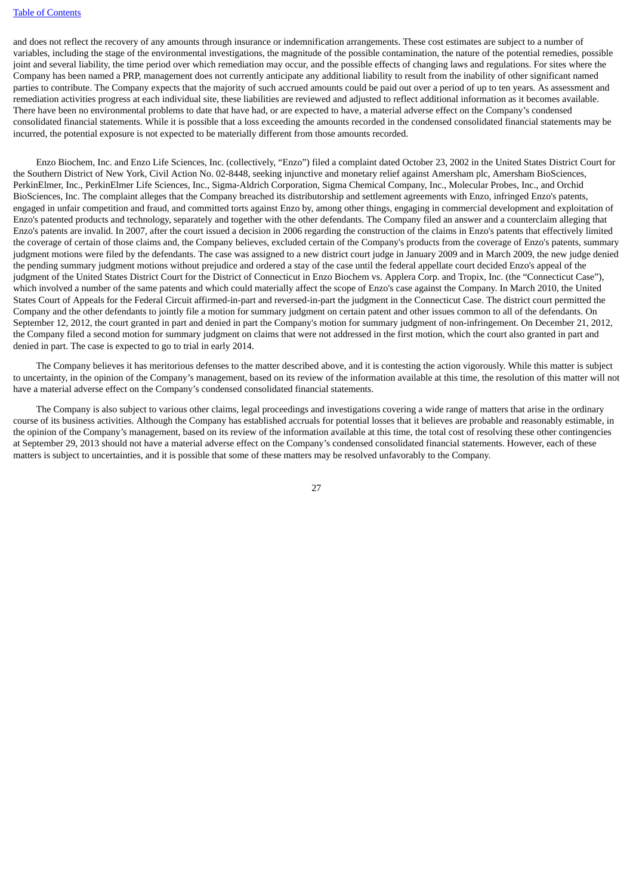and does not reflect the recovery of any amounts through insurance or indemnification arrangements. These cost estimates are subject to a number of variables, including the stage of the environmental investigations, the magnitude of the possible contamination, the nature of the potential remedies, possible joint and several liability, the time period over which remediation may occur, and the possible effects of changing laws and regulations. For sites where the Company has been named a PRP, management does not currently anticipate any additional liability to result from the inability of other significant named parties to contribute. The Company expects that the majority of such accrued amounts could be paid out over a period of up to ten years. As assessment and remediation activities progress at each individual site, these liabilities are reviewed and adjusted to reflect additional information as it becomes available. There have been no environmental problems to date that have had, or are expected to have, a material adverse effect on the Company's condensed consolidated financial statements. While it is possible that a loss exceeding the amounts recorded in the condensed consolidated financial statements may be incurred, the potential exposure is not expected to be materially different from those amounts recorded.

Enzo Biochem, Inc. and Enzo Life Sciences, Inc. (collectively, "Enzo") filed a complaint dated October 23, 2002 in the United States District Court for the Southern District of New York, Civil Action No. 02-8448, seeking injunctive and monetary relief against Amersham plc, Amersham BioSciences, PerkinElmer, Inc., PerkinElmer Life Sciences, Inc., Sigma-Aldrich Corporation, Sigma Chemical Company, Inc., Molecular Probes, Inc., and Orchid BioSciences, Inc. The complaint alleges that the Company breached its distributorship and settlement agreements with Enzo, infringed Enzo's patents, engaged in unfair competition and fraud, and committed torts against Enzo by, among other things, engaging in commercial development and exploitation of Enzo's patented products and technology, separately and together with the other defendants. The Company filed an answer and a counterclaim alleging that Enzo's patents are invalid. In 2007, after the court issued a decision in 2006 regarding the construction of the claims in Enzo's patents that effectively limited the coverage of certain of those claims and, the Company believes, excluded certain of the Company's products from the coverage of Enzo's patents, summary judgment motions were filed by the defendants. The case was assigned to a new district court judge in January 2009 and in March 2009, the new judge denied the pending summary judgment motions without prejudice and ordered a stay of the case until the federal appellate court decided Enzo's appeal of the judgment of the United States District Court for the District of Connecticut in Enzo Biochem vs. Applera Corp. and Tropix, Inc. (the "Connecticut Case"), which involved a number of the same patents and which could materially affect the scope of Enzo's case against the Company. In March 2010, the United States Court of Appeals for the Federal Circuit affirmed-in-part and reversed-in-part the judgment in the Connecticut Case. The district court permitted the Company and the other defendants to jointly file a motion for summary judgment on certain patent and other issues common to all of the defendants. On September 12, 2012, the court granted in part and denied in part the Company's motion for summary judgment of non-infringement. On December 21, 2012, the Company filed a second motion for summary judgment on claims that were not addressed in the first motion, which the court also granted in part and denied in part. The case is expected to go to trial in early 2014.

The Company believes it has meritorious defenses to the matter described above, and it is contesting the action vigorously. While this matter is subject to uncertainty, in the opinion of the Company's management, based on its review of the information available at this time, the resolution of this matter will not have a material adverse effect on the Company's condensed consolidated financial statements.

The Company is also subject to various other claims, legal proceedings and investigations covering a wide range of matters that arise in the ordinary course of its business activities. Although the Company has established accruals for potential losses that it believes are probable and reasonably estimable, in the opinion of the Company's management, based on its review of the information available at this time, the total cost of resolving these other contingencies at September 29, 2013 should not have a material adverse effect on the Company's condensed consolidated financial statements. However, each of these matters is subject to uncertainties, and it is possible that some of these matters may be resolved unfavorably to the Company.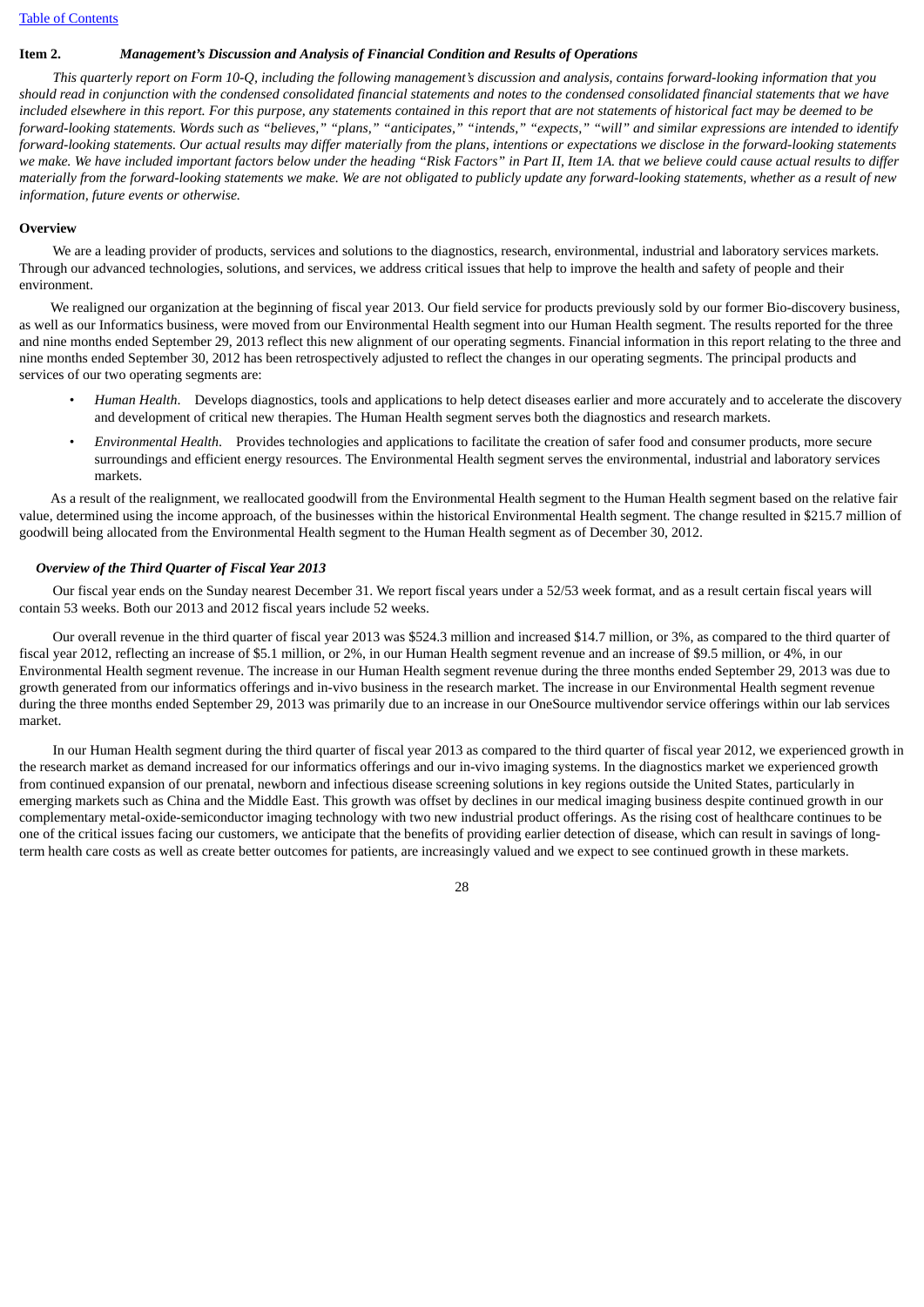**Item 2.** ***Management's Discussion and Analysis of Financial Condition and Results of Operations***

*This quarterly report on Form 10-Q, including the following management's discussion and analysis, contains forward-looking information that you should read in conjunction with the condensed consolidated financial statements and notes to the condensed consolidated financial statements that we have included elsewhere in this report. For this purpose, any statements contained in this report that are not statements of historical fact may be deemed to be forward-looking statements. Words such as "believes," "plans," "anticipates," "intends," "expects," "will" and similar expressions are intended to identify forward-looking statements. Our actual results may differ materially from the plans, intentions or expectations we disclose in the forward-looking statements we make. We have included important factors below under the heading "Risk Factors" in Part II, Item 1A. that we believe could cause actual results to differ materially from the forward-looking statements we make. We are not obligated to publicly update any forward-looking statements, whether as a result of new information, future events or otherwise.*

**Overview**

We are a leading provider of products, services and solutions to the diagnostics, research, environmental, industrial and laboratory services markets. Through our advanced technologies, solutions, and services, we address critical issues that help to improve the health and safety of people and their environment.

We realigned our organization at the beginning of fiscal year 2013. Our field service for products previously sold by our former Bio-discovery business, as well as our Informatics business, were moved from our Environmental Health segment into our Human Health segment. The results reported for the three and nine months ended September 29, 2013 reflect this new alignment of our operating segments. Financial information in this report relating to the three and nine months ended September 30, 2012 has been retrospectively adjusted to reflect the changes in our operating segments. The principal products and services of our two operating segments are:

- *Human Health*. Develops diagnostics, tools and applications to help detect diseases earlier and more accurately and to accelerate the discovery and development of critical new therapies. The Human Health segment serves both the diagnostics and research markets.
- *Environmental Health*. Provides technologies and applications to facilitate the creation of safer food and consumer products, more secure surroundings and efficient energy resources. The Environmental Health segment serves the environmental, industrial and laboratory services markets.

As a result of the realignment, we reallocated goodwill from the Environmental Health segment to the Human Health segment based on the relative fair value, determined using the income approach, of the businesses within the historical Environmental Health segment. The change resulted in $215.7 million of goodwill being allocated from the Environmental Health segment to the Human Health segment as of December 30, 2012.

***Overview of the Third Quarter of Fiscal Year 2013***

Our fiscal year ends on the Sunday nearest December 31. We report fiscal years under a 52/53 week format, and as a result certain fiscal years will contain 53 weeks. Both our 2013 and 2012 fiscal years include 52 weeks.

Our overall revenue in the third quarter of fiscal year 2013 was $524.3 million and increased $14.7 million, or 3%, as compared to the third quarter of fiscal year 2012, reflecting an increase of $5.1 million, or 2%, in our Human Health segment revenue and an increase of $9.5 million, or 4%, in our Environmental Health segment revenue. The increase in our Human Health segment revenue during the three months ended September 29, 2013 was due to growth generated from our informatics offerings and in-vivo business in the research market. The increase in our Environmental Health segment revenue during the three months ended September 29, 2013 was primarily due to an increase in our OneSource multivendor service offerings within our lab services market.

In our Human Health segment during the third quarter of fiscal year 2013 as compared to the third quarter of fiscal year 2012, we experienced growth in the research market as demand increased for our informatics offerings and our in-vivo imaging systems. In the diagnostics market we experienced growth from continued expansion of our prenatal, newborn and infectious disease screening solutions in key regions outside the United States, particularly in emerging markets such as China and the Middle East. This growth was offset by declines in our medical imaging business despite continued growth in our complementary metal-oxide-semiconductor imaging technology with two new industrial product offerings. As the rising cost of healthcare continues to be one of the critical issues facing our customers, we anticipate that the benefits of providing earlier detection of disease, which can result in savings of long-term health care costs as well as create better outcomes for patients, are increasingly valued and we expect to see continued growth in these markets.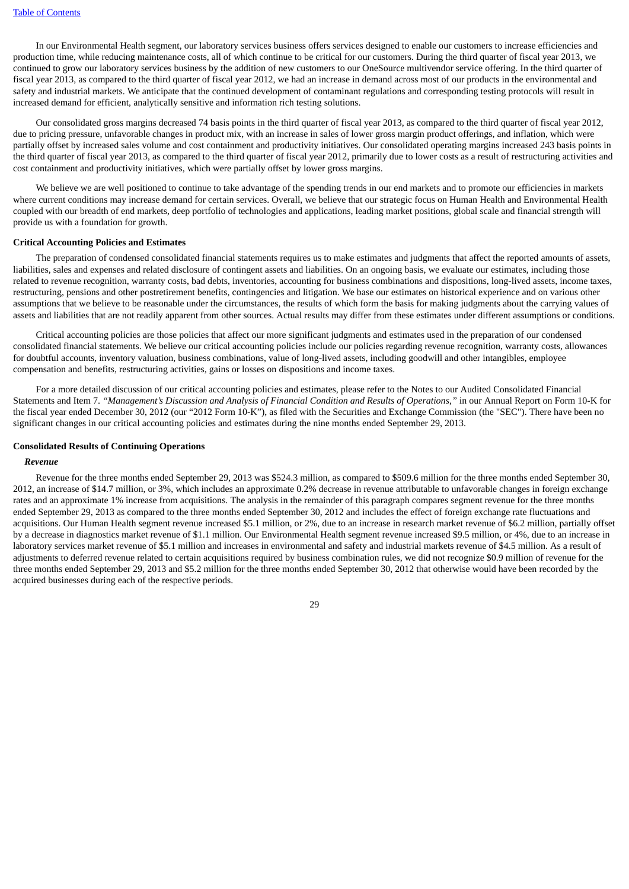In our Environmental Health segment, our laboratory services business offers services designed to enable our customers to increase efficiencies and production time, while reducing maintenance costs, all of which continue to be critical for our customers. During the third quarter of fiscal year 2013, we continued to grow our laboratory services business by the addition of new customers to our OneSource multivendor service offering. In the third quarter of fiscal year 2013, as compared to the third quarter of fiscal year 2012, we had an increase in demand across most of our products in the environmental and safety and industrial markets. We anticipate that the continued development of contaminant regulations and corresponding testing protocols will result in increased demand for efficient, analytically sensitive and information rich testing solutions.

Our consolidated gross margins decreased 74 basis points in the third quarter of fiscal year 2013, as compared to the third quarter of fiscal year 2012, due to pricing pressure, unfavorable changes in product mix, with an increase in sales of lower gross margin product offerings, and inflation, which were partially offset by increased sales volume and cost containment and productivity initiatives. Our consolidated operating margins increased 243 basis points in the third quarter of fiscal year 2013, as compared to the third quarter of fiscal year 2012, primarily due to lower costs as a result of restructuring activities and cost containment and productivity initiatives, which were partially offset by lower gross margins.

We believe we are well positioned to continue to take advantage of the spending trends in our end markets and to promote our efficiencies in markets where current conditions may increase demand for certain services. Overall, we believe that our strategic focus on Human Health and Environmental Health coupled with our breadth of end markets, deep portfolio of technologies and applications, leading market positions, global scale and financial strength will provide us with a foundation for growth.

**Critical Accounting Policies and Estimates**

The preparation of condensed consolidated financial statements requires us to make estimates and judgments that affect the reported amounts of assets, liabilities, sales and expenses and related disclosure of contingent assets and liabilities. On an ongoing basis, we evaluate our estimates, including those related to revenue recognition, warranty costs, bad debts, inventories, accounting for business combinations and dispositions, long-lived assets, income taxes, restructuring, pensions and other postretirement benefits, contingencies and litigation. We base our estimates on historical experience and on various other assumptions that we believe to be reasonable under the circumstances, the results of which form the basis for making judgments about the carrying values of assets and liabilities that are not readily apparent from other sources. Actual results may differ from these estimates under different assumptions or conditions.

Critical accounting policies are those policies that affect our more significant judgments and estimates used in the preparation of our condensed consolidated financial statements. We believe our critical accounting policies include our policies regarding revenue recognition, warranty costs, allowances for doubtful accounts, inventory valuation, business combinations, value of long-lived assets, including goodwill and other intangibles, employee compensation and benefits, restructuring activities, gains or losses on dispositions and income taxes.

For a more detailed discussion of our critical accounting policies and estimates, please refer to the Notes to our Audited Consolidated Financial Statements and Item 7. *"Management's Discussion and Analysis of Financial Condition and Results of Operations,"* in our Annual Report on Form 10-K for the fiscal year ended December 30, 2012 (our "2012 Form 10-K"), as filed with the Securities and Exchange Commission (the "SEC"). There have been no significant changes in our critical accounting policies and estimates during the nine months ended September 29, 2013.

**Consolidated Results of Continuing Operations**

***Revenue***

Revenue for the three months ended September 29, 2013 was $524.3 million, as compared to $509.6 million for the three months ended September 30, 2012, an increase of $14.7 million, or 3%, which includes an approximate 0.2% decrease in revenue attributable to unfavorable changes in foreign exchange rates and an approximate 1% increase from acquisitions. The analysis in the remainder of this paragraph compares segment revenue for the three months ended September 29, 2013 as compared to the three months ended September 30, 2012 and includes the effect of foreign exchange rate fluctuations and acquisitions. Our Human Health segment revenue increased $5.1 million, or 2%, due to an increase in research market revenue of $6.2 million, partially offset by a decrease in diagnostics market revenue of $1.1 million. Our Environmental Health segment revenue increased $9.5 million, or 4%, due to an increase in laboratory services market revenue of $5.1 million and increases in environmental and safety and industrial markets revenue of $4.5 million. As a result of adjustments to deferred revenue related to certain acquisitions required by business combination rules, we did not recognize $0.9 million of revenue for the three months ended September 29, 2013 and $5.2 million for the three months ended September 30, 2012 that otherwise would have been recorded by the acquired businesses during each of the respective periods.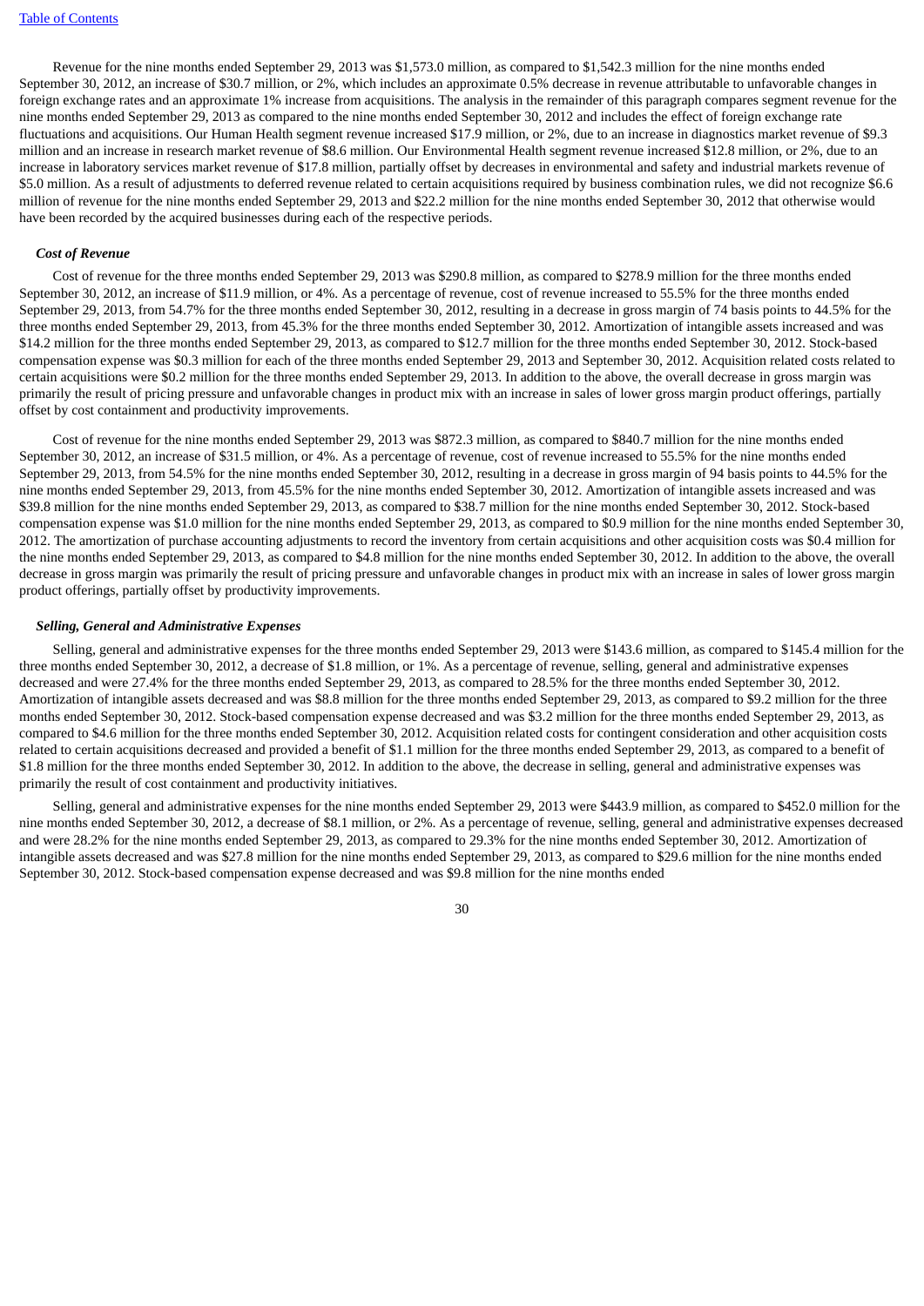Revenue for the nine months ended September 29, 2013 was $1,573.0 million, as compared to $1,542.3 million for the nine months ended September 30, 2012, an increase of $30.7 million, or 2%, which includes an approximate 0.5% decrease in revenue attributable to unfavorable changes in foreign exchange rates and an approximate 1% increase from acquisitions. The analysis in the remainder of this paragraph compares segment revenue for the nine months ended September 29, 2013 as compared to the nine months ended September 30, 2012 and includes the effect of foreign exchange rate fluctuations and acquisitions. Our Human Health segment revenue increased $17.9 million, or 2%, due to an increase in diagnostics market revenue of $9.3 million and an increase in research market revenue of $8.6 million. Our Environmental Health segment revenue increased $12.8 million, or 2%, due to an increase in laboratory services market revenue of $17.8 million, partially offset by decreases in environmental and safety and industrial markets revenue of $5.0 million. As a result of adjustments to deferred revenue related to certain acquisitions required by business combination rules, we did not recognize $6.6 million of revenue for the nine months ended September 29, 2013 and $22.2 million for the nine months ended September 30, 2012 that otherwise would have been recorded by the acquired businesses during each of the respective periods.

### *Cost of Revenue*

Cost of revenue for the three months ended September 29, 2013 was $290.8 million, as compared to $278.9 million for the three months ended September 30, 2012, an increase of $11.9 million, or 4%. As a percentage of revenue, cost of revenue increased to 55.5% for the three months ended September 29, 2013, from 54.7% for the three months ended September 30, 2012, resulting in a decrease in gross margin of 74 basis points to 44.5% for the three months ended September 29, 2013, from 45.3% for the three months ended September 30, 2012. Amortization of intangible assets increased and was $14.2 million for the three months ended September 29, 2013, as compared to $12.7 million for the three months ended September 30, 2012. Stock-based compensation expense was $0.3 million for each of the three months ended September 29, 2013 and September 30, 2012. Acquisition related costs related to certain acquisitions were $0.2 million for the three months ended September 29, 2013. In addition to the above, the overall decrease in gross margin was primarily the result of pricing pressure and unfavorable changes in product mix with an increase in sales of lower gross margin product offerings, partially offset by cost containment and productivity improvements.

Cost of revenue for the nine months ended September 29, 2013 was $872.3 million, as compared to $840.7 million for the nine months ended September 30, 2012, an increase of $31.5 million, or 4%. As a percentage of revenue, cost of revenue increased to 55.5% for the nine months ended September 29, 2013, from 54.5% for the nine months ended September 30, 2012, resulting in a decrease in gross margin of 94 basis points to 44.5% for the nine months ended September 29, 2013, from 45.5% for the nine months ended September 30, 2012. Amortization of intangible assets increased and was $39.8 million for the nine months ended September 29, 2013, as compared to $38.7 million for the nine months ended September 30, 2012. Stock-based compensation expense was $1.0 million for the nine months ended September 29, 2013, as compared to $0.9 million for the nine months ended September 30, 2012. The amortization of purchase accounting adjustments to record the inventory from certain acquisitions and other acquisition costs was $0.4 million for the nine months ended September 29, 2013, as compared to $4.8 million for the nine months ended September 30, 2012. In addition to the above, the overall decrease in gross margin was primarily the result of pricing pressure and unfavorable changes in product mix with an increase in sales of lower gross margin product offerings, partially offset by productivity improvements.

### *Selling, General and Administrative Expenses*

Selling, general and administrative expenses for the three months ended September 29, 2013 were $143.6 million, as compared to $145.4 million for the three months ended September 30, 2012, a decrease of $1.8 million, or 1%. As a percentage of revenue, selling, general and administrative expenses decreased and were 27.4% for the three months ended September 29, 2013, as compared to 28.5% for the three months ended September 30, 2012. Amortization of intangible assets decreased and was $8.8 million for the three months ended September 29, 2013, as compared to $9.2 million for the three months ended September 30, 2012. Stock-based compensation expense decreased and was $3.2 million for the three months ended September 29, 2013, as compared to $4.6 million for the three months ended September 30, 2012. Acquisition related costs for contingent consideration and other acquisition costs related to certain acquisitions decreased and provided a benefit of $1.1 million for the three months ended September 29, 2013, as compared to a benefit of $1.8 million for the three months ended September 30, 2012. In addition to the above, the decrease in selling, general and administrative expenses was primarily the result of cost containment and productivity initiatives.

Selling, general and administrative expenses for the nine months ended September 29, 2013 were $443.9 million, as compared to $452.0 million for the nine months ended September 30, 2012, a decrease of $8.1 million, or 2%. As a percentage of revenue, selling, general and administrative expenses decreased and were 28.2% for the nine months ended September 29, 2013, as compared to 29.3% for the nine months ended September 30, 2012. Amortization of intangible assets decreased and was $27.8 million for the nine months ended September 29, 2013, as compared to $29.6 million for the nine months ended September 30, 2012. Stock-based compensation expense decreased and was $9.8 million for the nine months ended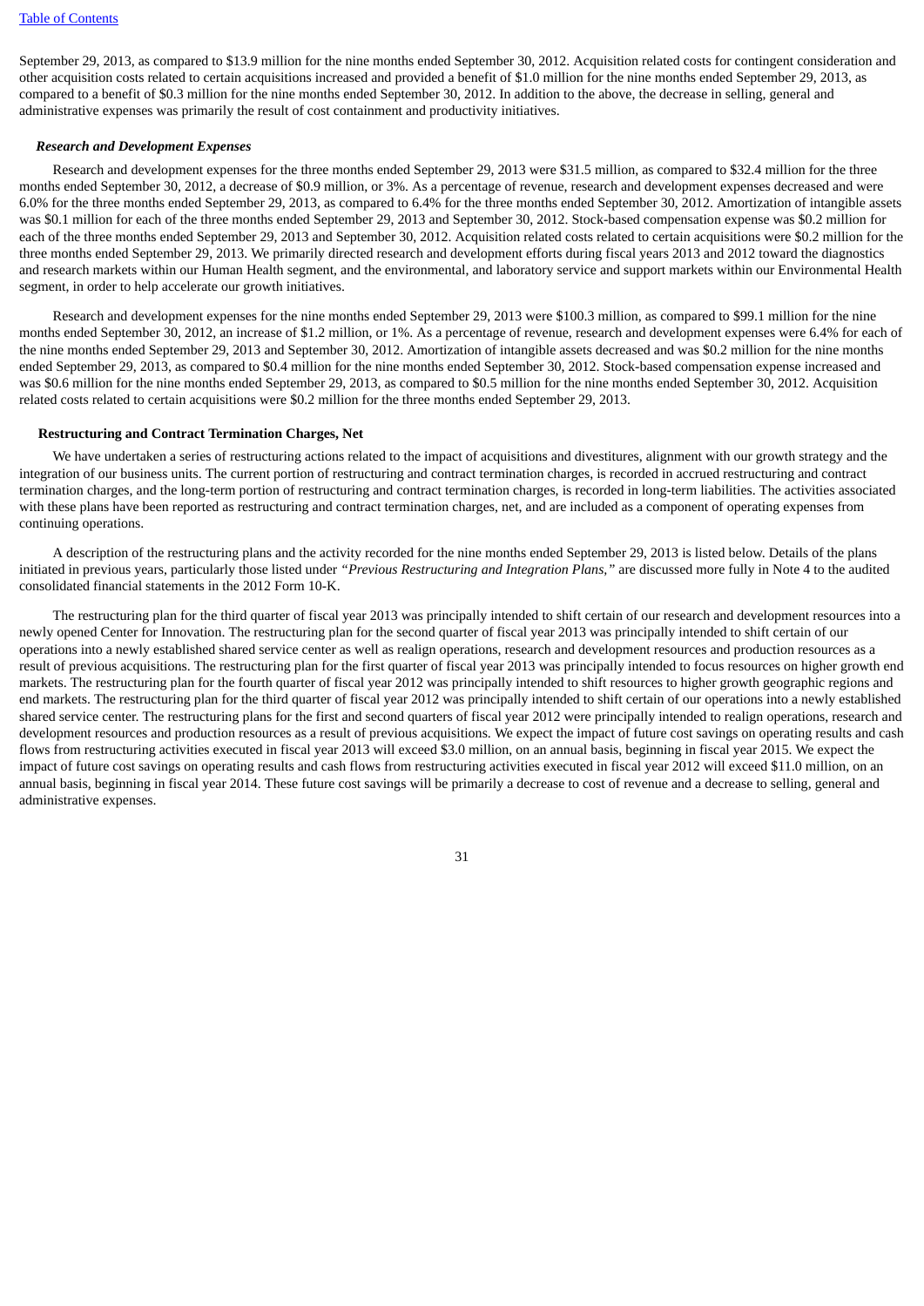September 29, 2013, as compared to $13.9 million for the nine months ended September 30, 2012. Acquisition related costs for contingent consideration and other acquisition costs related to certain acquisitions increased and provided a benefit of $1.0 million for the nine months ended September 29, 2013, as compared to a benefit of $0.3 million for the nine months ended September 30, 2012. In addition to the above, the decrease in selling, general and administrative expenses was primarily the result of cost containment and productivity initiatives.

***Research and Development Expenses***

Research and development expenses for the three months ended September 29, 2013 were $31.5 million, as compared to $32.4 million for the three months ended September 30, 2012, a decrease of $0.9 million, or 3%. As a percentage of revenue, research and development expenses decreased and were 6.0% for the three months ended September 29, 2013, as compared to 6.4% for the three months ended September 30, 2012. Amortization of intangible assets was $0.1 million for each of the three months ended September 29, 2013 and September 30, 2012. Stock-based compensation expense was $0.2 million for each of the three months ended September 29, 2013 and September 30, 2012. Acquisition related costs related to certain acquisitions were $0.2 million for the three months ended September 29, 2013. We primarily directed research and development efforts during fiscal years 2013 and 2012 toward the diagnostics and research markets within our Human Health segment, and the environmental, and laboratory service and support markets within our Environmental Health segment, in order to help accelerate our growth initiatives.

Research and development expenses for the nine months ended September 29, 2013 were $100.3 million, as compared to $99.1 million for the nine months ended September 30, 2012, an increase of $1.2 million, or 1%. As a percentage of revenue, research and development expenses were 6.4% for each of the nine months ended September 29, 2013 and September 30, 2012. Amortization of intangible assets decreased and was $0.2 million for the nine months ended September 29, 2013, as compared to $0.4 million for the nine months ended September 30, 2012. Stock-based compensation expense increased and was $0.6 million for the nine months ended September 29, 2013, as compared to $0.5 million for the nine months ended September 30, 2012. Acquisition related costs related to certain acquisitions were $0.2 million for the three months ended September 29, 2013.

**Restructuring and Contract Termination Charges, Net**

We have undertaken a series of restructuring actions related to the impact of acquisitions and divestitures, alignment with our growth strategy and the integration of our business units. The current portion of restructuring and contract termination charges, is recorded in accrued restructuring and contract termination charges, and the long-term portion of restructuring and contract termination charges, is recorded in long-term liabilities. The activities associated with these plans have been reported as restructuring and contract termination charges, net, and are included as a component of operating expenses from continuing operations.

A description of the restructuring plans and the activity recorded for the nine months ended September 29, 2013 is listed below. Details of the plans initiated in previous years, particularly those listed under *"Previous Restructuring and Integration Plans,"* are discussed more fully in Note 4 to the audited consolidated financial statements in the 2012 Form 10-K.

The restructuring plan for the third quarter of fiscal year 2013 was principally intended to shift certain of our research and development resources into a newly opened Center for Innovation. The restructuring plan for the second quarter of fiscal year 2013 was principally intended to shift certain of our operations into a newly established shared service center as well as realign operations, research and development resources and production resources as a result of previous acquisitions. The restructuring plan for the first quarter of fiscal year 2013 was principally intended to focus resources on higher growth end markets. The restructuring plan for the fourth quarter of fiscal year 2012 was principally intended to shift resources to higher growth geographic regions and end markets. The restructuring plan for the third quarter of fiscal year 2012 was principally intended to shift certain of our operations into a newly established shared service center. The restructuring plans for the first and second quarters of fiscal year 2012 were principally intended to realign operations, research and development resources and production resources as a result of previous acquisitions. We expect the impact of future cost savings on operating results and cash flows from restructuring activities executed in fiscal year 2013 will exceed $3.0 million, on an annual basis, beginning in fiscal year 2015. We expect the impact of future cost savings on operating results and cash flows from restructuring activities executed in fiscal year 2012 will exceed $11.0 million, on an annual basis, beginning in fiscal year 2014. These future cost savings will be primarily a decrease to cost of revenue and a decrease to selling, general and administrative expenses.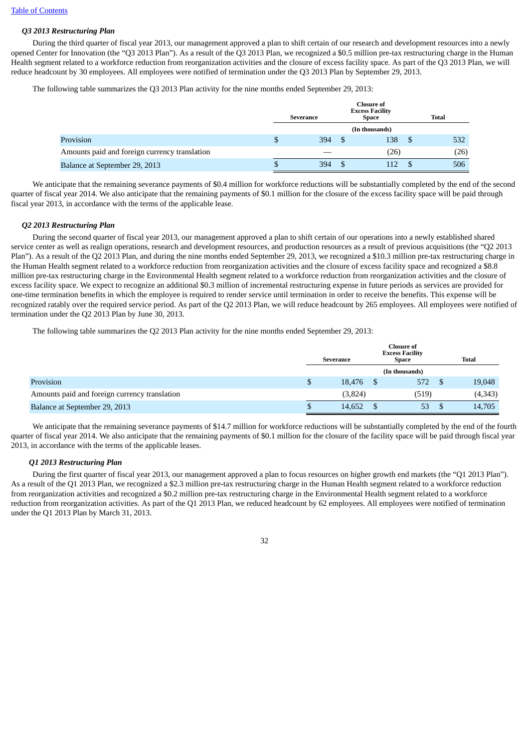[Table of Contents](#)

### *Q3 2013 Restructuring Plan*

During the third quarter of fiscal year 2013, our management approved a plan to shift certain of our research and development resources into a newly opened Center for Innovation (the "Q3 2013 Plan"). As a result of the Q3 2013 Plan, we recognized a $0.5 million pre-tax restructuring charge in the Human Health segment related to a workforce reduction from reorganization activities and the closure of excess facility space. As part of the Q3 2013 Plan, we will reduce headcount by 30 employees. All employees were notified of termination under the Q3 2013 Plan by September 29, 2013.

The following table summarizes the Q3 2013 Plan activity for the nine months ended September 29, 2013:

| | Severance | Closure of Excess Facility Space | Total |
|---|---|---|---|
| | | (In thousands) | |
| Provision | $ 394 | $ 138 | $ 532 |
| Amounts paid and foreign currency translation | — | (26) | (26) |
| Balance at September 29, 2013 | $ 394 | $ 112 | $ 506 |

We anticipate that the remaining severance payments of $0.4 million for workforce reductions will be substantially completed by the end of the second quarter of fiscal year 2014. We also anticipate that the remaining payments of $0.1 million for the closure of the excess facility space will be paid through fiscal year 2013, in accordance with the terms of the applicable lease.

### *Q2 2013 Restructuring Plan*

During the second quarter of fiscal year 2013, our management approved a plan to shift certain of our operations into a newly established shared service center as well as realign operations, research and development resources, and production resources as a result of previous acquisitions (the "Q2 2013 Plan"). As a result of the Q2 2013 Plan, and during the nine months ended September 29, 2013, we recognized a $10.3 million pre-tax restructuring charge in the Human Health segment related to a workforce reduction from reorganization activities and the closure of excess facility space and recognized a $8.8 million pre-tax restructuring charge in the Environmental Health segment related to a workforce reduction from reorganization activities and the closure of excess facility space. We expect to recognize an additional $0.3 million of incremental restructuring expense in future periods as services are provided for one-time termination benefits in which the employee is required to render service until termination in order to receive the benefits. This expense will be recognized ratably over the required service period. As part of the Q2 2013 Plan, we will reduce headcount by 265 employees. All employees were notified of termination under the Q2 2013 Plan by June 30, 2013.

The following table summarizes the Q2 2013 Plan activity for the nine months ended September 29, 2013:

| | Severance | Closure of Excess Facility Space | Total |
|---|---|---|---|
| | | (In thousands) | |
| Provision | $ 18,476 | $ 572 | $ 19,048 |
| Amounts paid and foreign currency translation | (3,824) | (519) | (4,343) |
| Balance at September 29, 2013 | $ 14,652 | $ 53 | $ 14,705 |

We anticipate that the remaining severance payments of $14.7 million for workforce reductions will be substantially completed by the end of the fourth quarter of fiscal year 2014. We also anticipate that the remaining payments of $0.1 million for the closure of the facility space will be paid through fiscal year 2013, in accordance with the terms of the applicable leases.

### *Q1 2013 Restructuring Plan*

During the first quarter of fiscal year 2013, our management approved a plan to focus resources on higher growth end markets (the "Q1 2013 Plan"). As a result of the Q1 2013 Plan, we recognized a $2.3 million pre-tax restructuring charge in the Human Health segment related to a workforce reduction from reorganization activities and recognized a $0.2 million pre-tax restructuring charge in the Environmental Health segment related to a workforce reduction from reorganization activities. As part of the Q1 2013 Plan, we reduced headcount by 62 employees. All employees were notified of termination under the Q1 2013 Plan by March 31, 2013.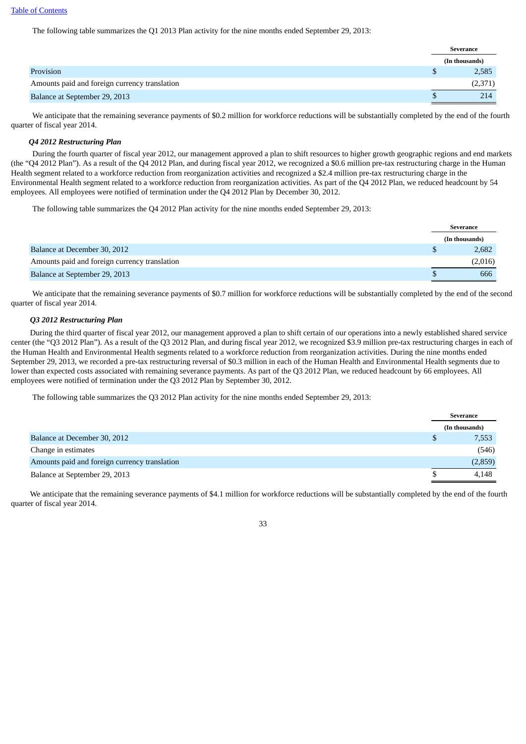The following table summarizes the Q1 2013 Plan activity for the nine months ended September 29, 2013:

| | Severance |
|---|---|
| | (In thousands) |
| Provision | $ 2,585 |
| Amounts paid and foreign currency translation | (2,371) |
| Balance at September 29, 2013 | $ 214 |

We anticipate that the remaining severance payments of $0.2 million for workforce reductions will be substantially completed by the end of the fourth quarter of fiscal year 2014.

***Q4 2012 Restructuring Plan***

During the fourth quarter of fiscal year 2012, our management approved a plan to shift resources to higher growth geographic regions and end markets (the "Q4 2012 Plan"). As a result of the Q4 2012 Plan, and during fiscal year 2012, we recognized a $0.6 million pre-tax restructuring charge in the Human Health segment related to a workforce reduction from reorganization activities and recognized a $2.4 million pre-tax restructuring charge in the Environmental Health segment related to a workforce reduction from reorganization activities. As part of the Q4 2012 Plan, we reduced headcount by 54 employees. All employees were notified of termination under the Q4 2012 Plan by December 30, 2012.

The following table summarizes the Q4 2012 Plan activity for the nine months ended September 29, 2013:

| | Severance |
|---|---|
| | (In thousands) |
| Balance at December 30, 2012 | $ 2,682 |
| Amounts paid and foreign currency translation | (2,016) |
| Balance at September 29, 2013 | $ 666 |

We anticipate that the remaining severance payments of $0.7 million for workforce reductions will be substantially completed by the end of the second quarter of fiscal year 2014.

***Q3 2012 Restructuring Plan***

During the third quarter of fiscal year 2012, our management approved a plan to shift certain of our operations into a newly established shared service center (the "Q3 2012 Plan"). As a result of the Q3 2012 Plan, and during fiscal year 2012, we recognized $3.9 million pre-tax restructuring charges in each of the Human Health and Environmental Health segments related to a workforce reduction from reorganization activities. During the nine months ended September 29, 2013, we recorded a pre-tax restructuring reversal of $0.3 million in each of the Human Health and Environmental Health segments due to lower than expected costs associated with remaining severance payments. As part of the Q3 2012 Plan, we reduced headcount by 66 employees. All employees were notified of termination under the Q3 2012 Plan by September 30, 2012.

The following table summarizes the Q3 2012 Plan activity for the nine months ended September 29, 2013:

| | Severance |
|---|---|
| | (In thousands) |
| Balance at December 30, 2012 | $ 7,553 |
| Change in estimates | (546) |
| Amounts paid and foreign currency translation | (2,859) |
| Balance at September 29, 2013 | $ 4,148 |

We anticipate that the remaining severance payments of $4.1 million for workforce reductions will be substantially completed by the end of the fourth quarter of fiscal year 2014.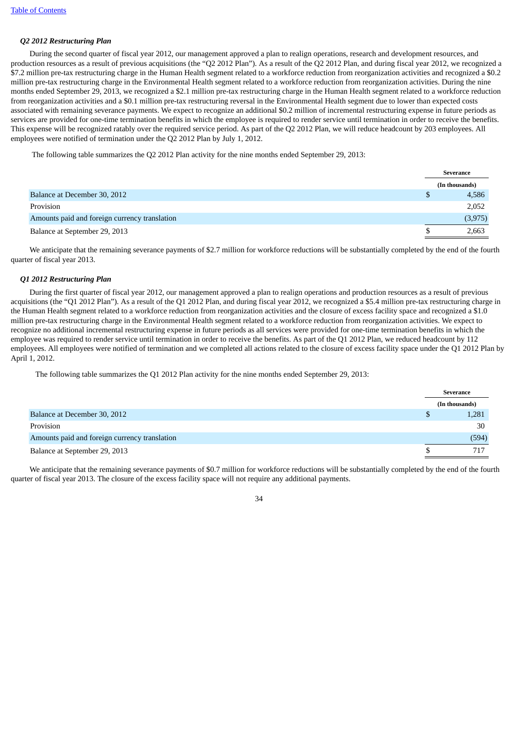***Q2 2012 Restructuring Plan***

During the second quarter of fiscal year 2012, our management approved a plan to realign operations, research and development resources, and production resources as a result of previous acquisitions (the "Q2 2012 Plan"). As a result of the Q2 2012 Plan, and during fiscal year 2012, we recognized a $7.2 million pre-tax restructuring charge in the Human Health segment related to a workforce reduction from reorganization activities and recognized a $0.2 million pre-tax restructuring charge in the Environmental Health segment related to a workforce reduction from reorganization activities. During the nine months ended September 29, 2013, we recognized a $2.1 million pre-tax restructuring charge in the Human Health segment related to a workforce reduction from reorganization activities and a $0.1 million pre-tax restructuring reversal in the Environmental Health segment due to lower than expected costs associated with remaining severance payments. We expect to recognize an additional $0.2 million of incremental restructuring expense in future periods as services are provided for one-time termination benefits in which the employee is required to render service until termination in order to receive the benefits. This expense will be recognized ratably over the required service period. As part of the Q2 2012 Plan, we will reduce headcount by 203 employees. All employees were notified of termination under the Q2 2012 Plan by July 1, 2012.

The following table summarizes the Q2 2012 Plan activity for the nine months ended September 29, 2013:

| | Severance |
|---|---|
| | (In thousands) |
| Balance at December 30, 2012 | $ 4,586 |
| Provision | 2,052 |
| Amounts paid and foreign currency translation | (3,975) |
| Balance at September 29, 2013 | $ 2,663 |

We anticipate that the remaining severance payments of $2.7 million for workforce reductions will be substantially completed by the end of the fourth quarter of fiscal year 2013.

***Q1 2012 Restructuring Plan***

During the first quarter of fiscal year 2012, our management approved a plan to realign operations and production resources as a result of previous acquisitions (the "Q1 2012 Plan"). As a result of the Q1 2012 Plan, and during fiscal year 2012, we recognized a $5.4 million pre-tax restructuring charge in the Human Health segment related to a workforce reduction from reorganization activities and the closure of excess facility space and recognized a $1.0 million pre-tax restructuring charge in the Environmental Health segment related to a workforce reduction from reorganization activities. We expect to recognize no additional incremental restructuring expense in future periods as all services were provided for one-time termination benefits in which the employee was required to render service until termination in order to receive the benefits. As part of the Q1 2012 Plan, we reduced headcount by 112 employees. All employees were notified of termination and we completed all actions related to the closure of excess facility space under the Q1 2012 Plan by April 1, 2012.

The following table summarizes the Q1 2012 Plan activity for the nine months ended September 29, 2013:

| | Severance |
|---|---|
| | (In thousands) |
| Balance at December 30, 2012 | $ 1,281 |
| Provision | 30 |
| Amounts paid and foreign currency translation | (594) |
| Balance at September 29, 2013 | $ 717 |

We anticipate that the remaining severance payments of $0.7 million for workforce reductions will be substantially completed by the end of the fourth quarter of fiscal year 2013. The closure of the excess facility space will not require any additional payments.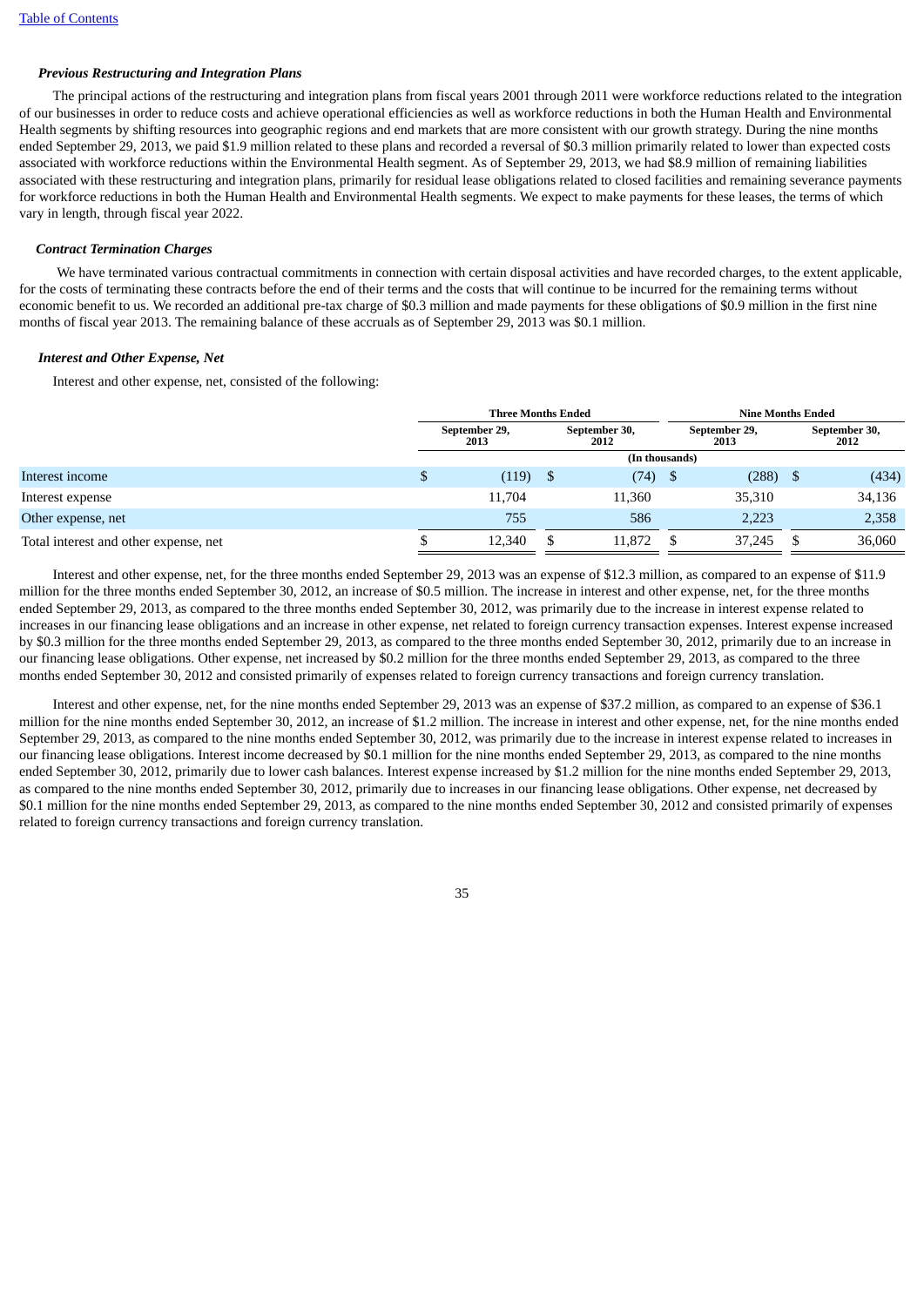[Table of Contents](#)

***Previous Restructuring and Integration Plans***

The principal actions of the restructuring and integration plans from fiscal years 2001 through 2011 were workforce reductions related to the integration of our businesses in order to reduce costs and achieve operational efficiencies as well as workforce reductions in both the Human Health and Environmental Health segments by shifting resources into geographic regions and end markets that are more consistent with our growth strategy. During the nine months ended September 29, 2013, we paid $1.9 million related to these plans and recorded a reversal of $0.3 million primarily related to lower than expected costs associated with workforce reductions within the Environmental Health segment. As of September 29, 2013, we had $8.9 million of remaining liabilities associated with these restructuring and integration plans, primarily for residual lease obligations related to closed facilities and remaining severance payments for workforce reductions in both the Human Health and Environmental Health segments. We expect to make payments for these leases, the terms of which vary in length, through fiscal year 2022.

***Contract Termination Charges***

We have terminated various contractual commitments in connection with certain disposal activities and have recorded charges, to the extent applicable, for the costs of terminating these contracts before the end of their terms and the costs that will continue to be incurred for the remaining terms without economic benefit to us. We recorded an additional pre-tax charge of $0.3 million and made payments for these obligations of $0.9 million in the first nine months of fiscal year 2013. The remaining balance of these accruals as of September 29, 2013 was $0.1 million.

***Interest and Other Expense, Net***

Interest and other expense, net, consisted of the following:

| | Three Months Ended | | Nine Months Ended | |
|---|---|---|---|---|
| | September 29, 2013 | September 30, 2012 | September 29, 2013 | September 30, 2012 |
| | (In thousands) | | | |
| Interest income | $ (119) | $ (74) | $ (288) | $ (434) |
| Interest expense | 11,704 | 11,360 | 35,310 | 34,136 |
| Other expense, net | 755 | 586 | 2,223 | 2,358 |
| Total interest and other expense, net | $ 12,340 | $ 11,872 | $ 37,245 | $ 36,060 |

Interest and other expense, net, for the three months ended September 29, 2013 was an expense of $12.3 million, as compared to an expense of $11.9 million for the three months ended September 30, 2012, an increase of $0.5 million. The increase in interest and other expense, net, for the three months ended September 29, 2013, as compared to the three months ended September 30, 2012, was primarily due to the increase in interest expense related to increases in our financing lease obligations and an increase in other expense, net related to foreign currency transaction expenses. Interest expense increased by $0.3 million for the three months ended September 29, 2013, as compared to the three months ended September 30, 2012, primarily due to an increase in our financing lease obligations. Other expense, net increased by $0.2 million for the three months ended September 29, 2013, as compared to the three months ended September 30, 2012 and consisted primarily of expenses related to foreign currency transactions and foreign currency translation.

Interest and other expense, net, for the nine months ended September 29, 2013 was an expense of $37.2 million, as compared to an expense of $36.1 million for the nine months ended September 30, 2012, an increase of $1.2 million. The increase in interest and other expense, net, for the nine months ended September 29, 2013, as compared to the nine months ended September 30, 2012, was primarily due to the increase in interest expense related to increases in our financing lease obligations. Interest income decreased by $0.1 million for the nine months ended September 29, 2013, as compared to the nine months ended September 30, 2012, primarily due to lower cash balances. Interest expense increased by $1.2 million for the nine months ended September 29, 2013, as compared to the nine months ended September 30, 2012, primarily due to increases in our financing lease obligations. Other expense, net decreased by $0.1 million for the nine months ended September 29, 2013, as compared to the nine months ended September 30, 2012 and consisted primarily of expenses related to foreign currency transactions and foreign currency translation.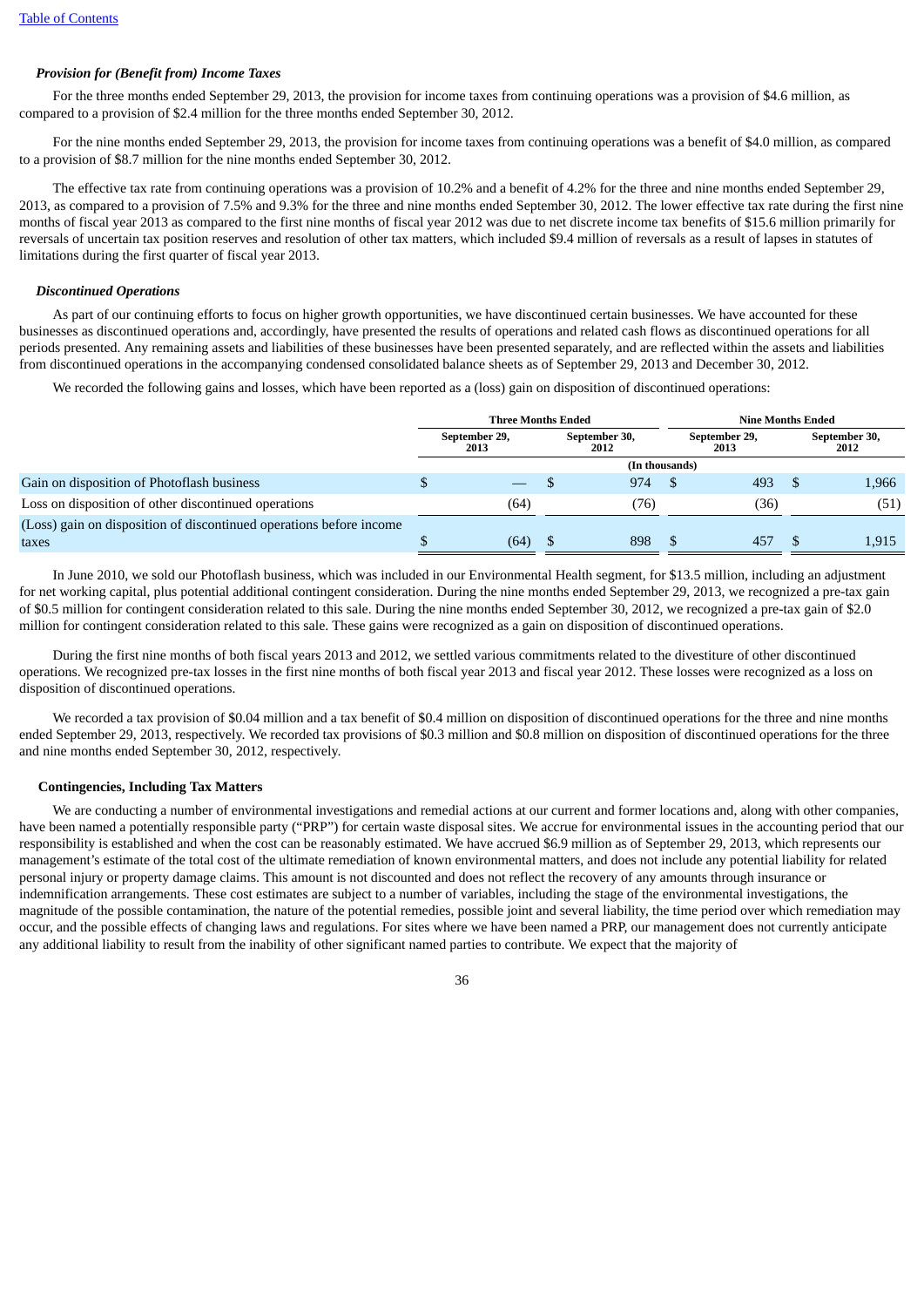[Table of Contents](#)

### *Provision for (Benefit from) Income Taxes*

For the three months ended September 29, 2013, the provision for income taxes from continuing operations was a provision of $4.6 million, as compared to a provision of $2.4 million for the three months ended September 30, 2012.

For the nine months ended September 29, 2013, the provision for income taxes from continuing operations was a benefit of $4.0 million, as compared to a provision of $8.7 million for the nine months ended September 30, 2012.

The effective tax rate from continuing operations was a provision of 10.2% and a benefit of 4.2% for the three and nine months ended September 29, 2013, as compared to a provision of 7.5% and 9.3% for the three and nine months ended September 30, 2012. The lower effective tax rate during the first nine months of fiscal year 2013 as compared to the first nine months of fiscal year 2012 was due to net discrete income tax benefits of $15.6 million primarily for reversals of uncertain tax position reserves and resolution of other tax matters, which included $9.4 million of reversals as a result of lapses in statutes of limitations during the first quarter of fiscal year 2013.

### *Discontinued Operations*

As part of our continuing efforts to focus on higher growth opportunities, we have discontinued certain businesses. We have accounted for these businesses as discontinued operations and, accordingly, have presented the results of operations and related cash flows as discontinued operations for all periods presented. Any remaining assets and liabilities of these businesses have been presented separately, and are reflected within the assets and liabilities from discontinued operations in the accompanying condensed consolidated balance sheets as of September 29, 2013 and December 30, 2012.

We recorded the following gains and losses, which have been reported as a (loss) gain on disposition of discontinued operations:

| | Three Months Ended | | Nine Months Ended | |
|---|---|---|---|---|
| | September 29, 2013 | September 30, 2012 | September 29, 2013 | September 30, 2012 |
| | (In thousands) | | | |
| Gain on disposition of Photoflash business | $ — | $ 974 | $ 493 | $ 1,966 |
| Loss on disposition of other discontinued operations | (64) | (76) | (36) | (51) |
| (Loss) gain on disposition of discontinued operations before income taxes | $ (64) | $ 898 | $ 457 | $ 1,915 |

In June 2010, we sold our Photoflash business, which was included in our Environmental Health segment, for $13.5 million, including an adjustment for net working capital, plus potential additional contingent consideration. During the nine months ended September 29, 2013, we recognized a pre-tax gain of $0.5 million for contingent consideration related to this sale. During the nine months ended September 30, 2012, we recognized a pre-tax gain of $2.0 million for contingent consideration related to this sale. These gains were recognized as a gain on disposition of discontinued operations.

During the first nine months of both fiscal years 2013 and 2012, we settled various commitments related to the divestiture of other discontinued operations. We recognized pre-tax losses in the first nine months of both fiscal year 2013 and fiscal year 2012. These losses were recognized as a loss on disposition of discontinued operations.

We recorded a tax provision of $0.04 million and a tax benefit of $0.4 million on disposition of discontinued operations for the three and nine months ended September 29, 2013, respectively. We recorded tax provisions of $0.3 million and $0.8 million on disposition of discontinued operations for the three and nine months ended September 30, 2012, respectively.

### **Contingencies, Including Tax Matters**

We are conducting a number of environmental investigations and remedial actions at our current and former locations and, along with other companies, have been named a potentially responsible party ("PRP") for certain waste disposal sites. We accrue for environmental issues in the accounting period that our responsibility is established and when the cost can be reasonably estimated. We have accrued $6.9 million as of September 29, 2013, which represents our management's estimate of the total cost of the ultimate remediation of known environmental matters, and does not include any potential liability for related personal injury or property damage claims. This amount is not discounted and does not reflect the recovery of any amounts through insurance or indemnification arrangements. These cost estimates are subject to a number of variables, including the stage of the environmental investigations, the magnitude of the possible contamination, the nature of the potential remedies, possible joint and several liability, the time period over which remediation may occur, and the possible effects of changing laws and regulations. For sites where we have been named a PRP, our management does not currently anticipate any additional liability to result from the inability of other significant named parties to contribute. We expect that the majority of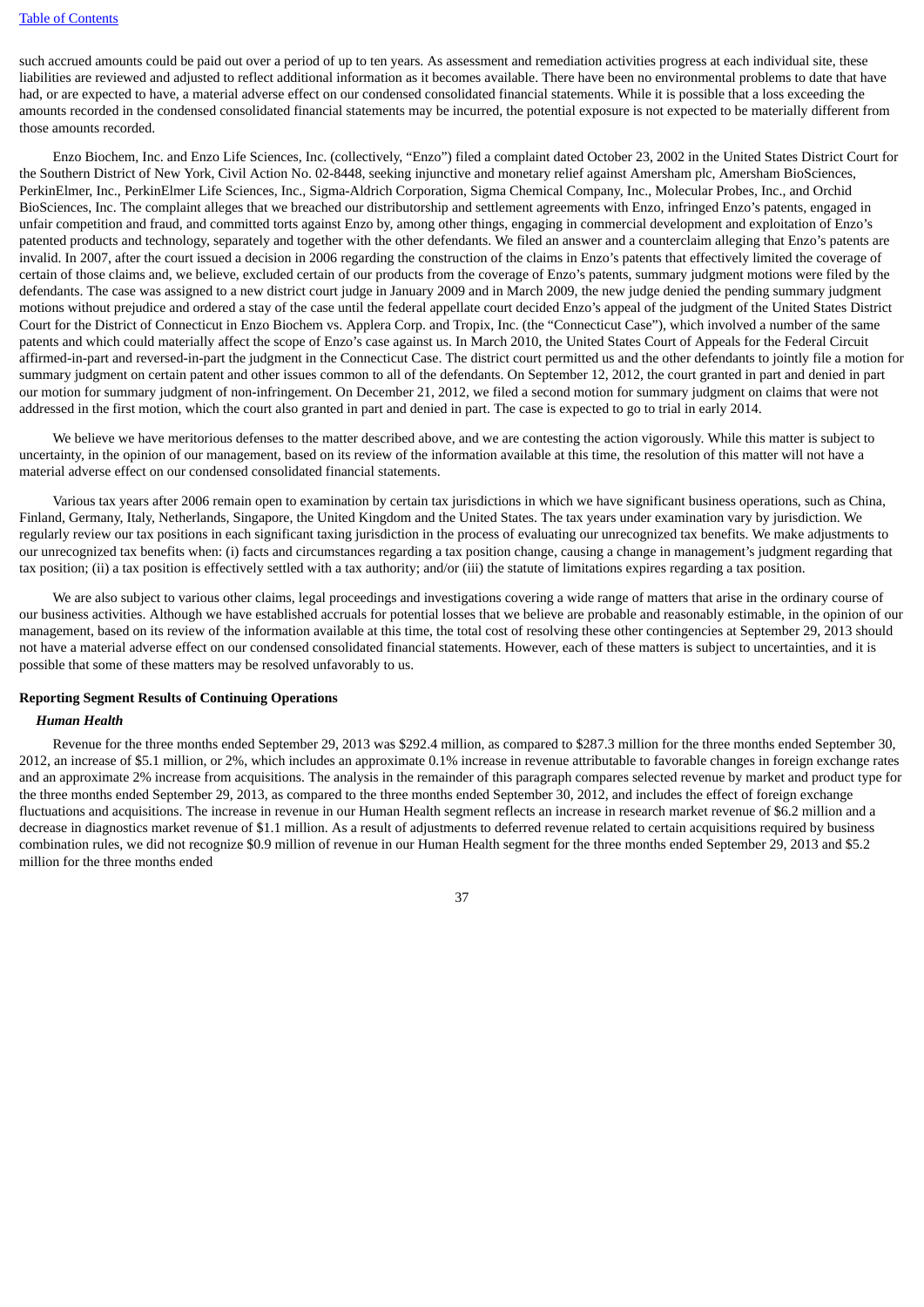such accrued amounts could be paid out over a period of up to ten years. As assessment and remediation activities progress at each individual site, these liabilities are reviewed and adjusted to reflect additional information as it becomes available. There have been no environmental problems to date that have had, or are expected to have, a material adverse effect on our condensed consolidated financial statements. While it is possible that a loss exceeding the amounts recorded in the condensed consolidated financial statements may be incurred, the potential exposure is not expected to be materially different from those amounts recorded.

Enzo Biochem, Inc. and Enzo Life Sciences, Inc. (collectively, "Enzo") filed a complaint dated October 23, 2002 in the United States District Court for the Southern District of New York, Civil Action No. 02-8448, seeking injunctive and monetary relief against Amersham plc, Amersham BioSciences, PerkinElmer, Inc., PerkinElmer Life Sciences, Inc., Sigma-Aldrich Corporation, Sigma Chemical Company, Inc., Molecular Probes, Inc., and Orchid BioSciences, Inc. The complaint alleges that we breached our distributorship and settlement agreements with Enzo, infringed Enzo's patents, engaged in unfair competition and fraud, and committed torts against Enzo by, among other things, engaging in commercial development and exploitation of Enzo's patented products and technology, separately and together with the other defendants. We filed an answer and a counterclaim alleging that Enzo's patents are invalid. In 2007, after the court issued a decision in 2006 regarding the construction of the claims in Enzo's patents that effectively limited the coverage of certain of those claims and, we believe, excluded certain of our products from the coverage of Enzo's patents, summary judgment motions were filed by the defendants. The case was assigned to a new district court judge in January 2009 and in March 2009, the new judge denied the pending summary judgment motions without prejudice and ordered a stay of the case until the federal appellate court decided Enzo's appeal of the judgment of the United States District Court for the District of Connecticut in Enzo Biochem vs. Applera Corp. and Tropix, Inc. (the "Connecticut Case"), which involved a number of the same patents and which could materially affect the scope of Enzo's case against us. In March 2010, the United States Court of Appeals for the Federal Circuit affirmed-in-part and reversed-in-part the judgment in the Connecticut Case. The district court permitted us and the other defendants to jointly file a motion for summary judgment on certain patent and other issues common to all of the defendants. On September 12, 2012, the court granted in part and denied in part our motion for summary judgment of non-infringement. On December 21, 2012, we filed a second motion for summary judgment on claims that were not addressed in the first motion, which the court also granted in part and denied in part. The case is expected to go to trial in early 2014.

We believe we have meritorious defenses to the matter described above, and we are contesting the action vigorously. While this matter is subject to uncertainty, in the opinion of our management, based on its review of the information available at this time, the resolution of this matter will not have a material adverse effect on our condensed consolidated financial statements.

Various tax years after 2006 remain open to examination by certain tax jurisdictions in which we have significant business operations, such as China, Finland, Germany, Italy, Netherlands, Singapore, the United Kingdom and the United States. The tax years under examination vary by jurisdiction. We regularly review our tax positions in each significant taxing jurisdiction in the process of evaluating our unrecognized tax benefits. We make adjustments to our unrecognized tax benefits when: (i) facts and circumstances regarding a tax position change, causing a change in management's judgment regarding that tax position; (ii) a tax position is effectively settled with a tax authority; and/or (iii) the statute of limitations expires regarding a tax position.

We are also subject to various other claims, legal proceedings and investigations covering a wide range of matters that arise in the ordinary course of our business activities. Although we have established accruals for potential losses that we believe are probable and reasonably estimable, in the opinion of our management, based on its review of the information available at this time, the total cost of resolving these other contingencies at September 29, 2013 should not have a material adverse effect on our condensed consolidated financial statements. However, each of these matters is subject to uncertainties, and it is possible that some of these matters may be resolved unfavorably to us.

**Reporting Segment Results of Continuing Operations**

***Human Health***

Revenue for the three months ended September 29, 2013 was $292.4 million, as compared to $287.3 million for the three months ended September 30, 2012, an increase of $5.1 million, or 2%, which includes an approximate 0.1% increase in revenue attributable to favorable changes in foreign exchange rates and an approximate 2% increase from acquisitions. The analysis in the remainder of this paragraph compares selected revenue by market and product type for the three months ended September 29, 2013, as compared to the three months ended September 30, 2012, and includes the effect of foreign exchange fluctuations and acquisitions. The increase in revenue in our Human Health segment reflects an increase in research market revenue of $6.2 million and a decrease in diagnostics market revenue of $1.1 million. As a result of adjustments to deferred revenue related to certain acquisitions required by business combination rules, we did not recognize $0.9 million of revenue in our Human Health segment for the three months ended September 29, 2013 and $5.2 million for the three months ended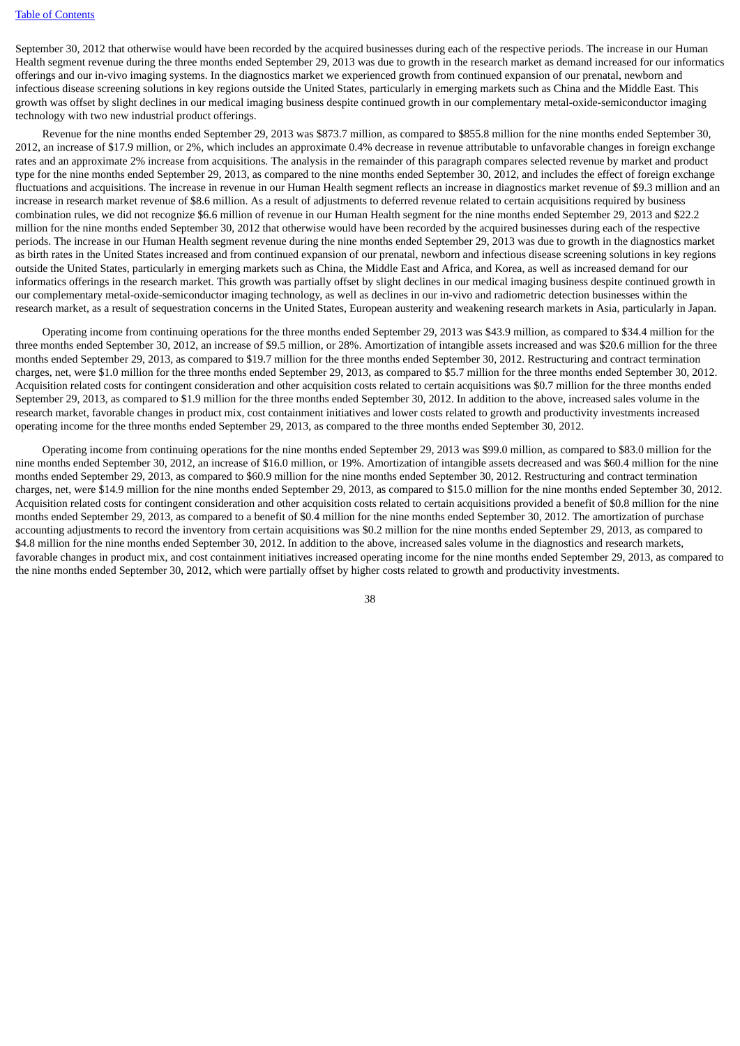September 30, 2012 that otherwise would have been recorded by the acquired businesses during each of the respective periods. The increase in our Human Health segment revenue during the three months ended September 29, 2013 was due to growth in the research market as demand increased for our informatics offerings and our in-vivo imaging systems. In the diagnostics market we experienced growth from continued expansion of our prenatal, newborn and infectious disease screening solutions in key regions outside the United States, particularly in emerging markets such as China and the Middle East. This growth was offset by slight declines in our medical imaging business despite continued growth in our complementary metal-oxide-semiconductor imaging technology with two new industrial product offerings.

Revenue for the nine months ended September 29, 2013 was $873.7 million, as compared to $855.8 million for the nine months ended September 30, 2012, an increase of $17.9 million, or 2%, which includes an approximate 0.4% decrease in revenue attributable to unfavorable changes in foreign exchange rates and an approximate 2% increase from acquisitions. The analysis in the remainder of this paragraph compares selected revenue by market and product type for the nine months ended September 29, 2013, as compared to the nine months ended September 30, 2012, and includes the effect of foreign exchange fluctuations and acquisitions. The increase in revenue in our Human Health segment reflects an increase in diagnostics market revenue of $9.3 million and an increase in research market revenue of $8.6 million. As a result of adjustments to deferred revenue related to certain acquisitions required by business combination rules, we did not recognize $6.6 million of revenue in our Human Health segment for the nine months ended September 29, 2013 and $22.2 million for the nine months ended September 30, 2012 that otherwise would have been recorded by the acquired businesses during each of the respective periods. The increase in our Human Health segment revenue during the nine months ended September 29, 2013 was due to growth in the diagnostics market as birth rates in the United States increased and from continued expansion of our prenatal, newborn and infectious disease screening solutions in key regions outside the United States, particularly in emerging markets such as China, the Middle East and Africa, and Korea, as well as increased demand for our informatics offerings in the research market. This growth was partially offset by slight declines in our medical imaging business despite continued growth in our complementary metal-oxide-semiconductor imaging technology, as well as declines in our in-vivo and radiometric detection businesses within the research market, as a result of sequestration concerns in the United States, European austerity and weakening research markets in Asia, particularly in Japan.

Operating income from continuing operations for the three months ended September 29, 2013 was $43.9 million, as compared to $34.4 million for the three months ended September 30, 2012, an increase of $9.5 million, or 28%. Amortization of intangible assets increased and was $20.6 million for the three months ended September 29, 2013, as compared to $19.7 million for the three months ended September 30, 2012. Restructuring and contract termination charges, net, were $1.0 million for the three months ended September 29, 2013, as compared to $5.7 million for the three months ended September 30, 2012. Acquisition related costs for contingent consideration and other acquisition costs related to certain acquisitions was $0.7 million for the three months ended September 29, 2013, as compared to $1.9 million for the three months ended September 30, 2012. In addition to the above, increased sales volume in the research market, favorable changes in product mix, cost containment initiatives and lower costs related to growth and productivity investments increased operating income for the three months ended September 29, 2013, as compared to the three months ended September 30, 2012.

Operating income from continuing operations for the nine months ended September 29, 2013 was $99.0 million, as compared to $83.0 million for the nine months ended September 30, 2012, an increase of $16.0 million, or 19%. Amortization of intangible assets decreased and was $60.4 million for the nine months ended September 29, 2013, as compared to $60.9 million for the nine months ended September 30, 2012. Restructuring and contract termination charges, net, were $14.9 million for the nine months ended September 29, 2013, as compared to $15.0 million for the nine months ended September 30, 2012. Acquisition related costs for contingent consideration and other acquisition costs related to certain acquisitions provided a benefit of $0.8 million for the nine months ended September 29, 2013, as compared to a benefit of $0.4 million for the nine months ended September 30, 2012. The amortization of purchase accounting adjustments to record the inventory from certain acquisitions was $0.2 million for the nine months ended September 29, 2013, as compared to $4.8 million for the nine months ended September 30, 2012. In addition to the above, increased sales volume in the diagnostics and research markets, favorable changes in product mix, and cost containment initiatives increased operating income for the nine months ended September 29, 2013, as compared to the nine months ended September 30, 2012, which were partially offset by higher costs related to growth and productivity investments.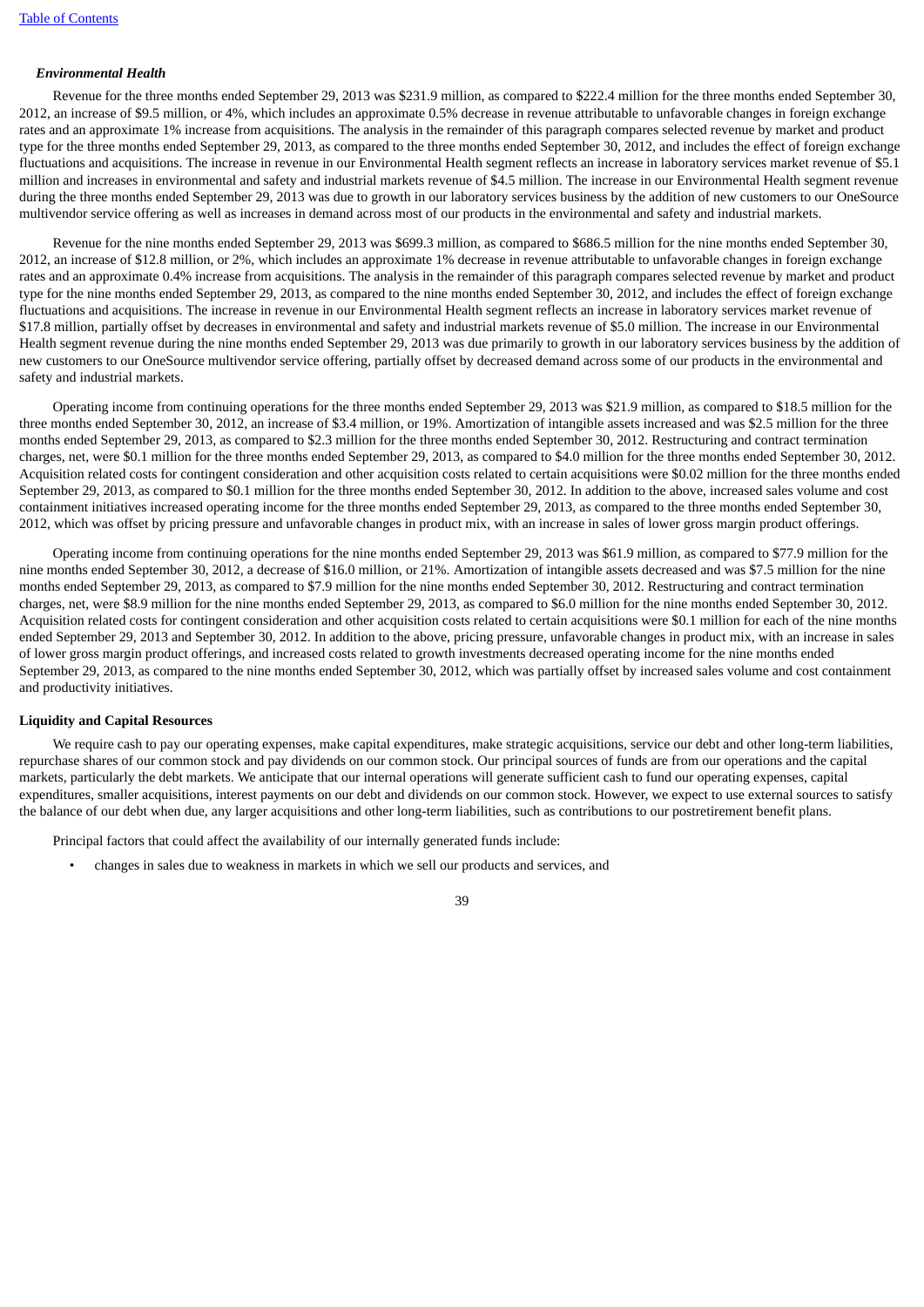### *Environmental Health*

Revenue for the three months ended September 29, 2013 was $231.9 million, as compared to $222.4 million for the three months ended September 30, 2012, an increase of $9.5 million, or 4%, which includes an approximate 0.5% decrease in revenue attributable to unfavorable changes in foreign exchange rates and an approximate 1% increase from acquisitions. The analysis in the remainder of this paragraph compares selected revenue by market and product type for the three months ended September 29, 2013, as compared to the three months ended September 30, 2012, and includes the effect of foreign exchange fluctuations and acquisitions. The increase in revenue in our Environmental Health segment reflects an increase in laboratory services market revenue of $5.1 million and increases in environmental and safety and industrial markets revenue of $4.5 million. The increase in our Environmental Health segment revenue during the three months ended September 29, 2013 was due to growth in our laboratory services business by the addition of new customers to our OneSource multivendor service offering as well as increases in demand across most of our products in the environmental and safety and industrial markets.

Revenue for the nine months ended September 29, 2013 was $699.3 million, as compared to $686.5 million for the nine months ended September 30, 2012, an increase of $12.8 million, or 2%, which includes an approximate 1% decrease in revenue attributable to unfavorable changes in foreign exchange rates and an approximate 0.4% increase from acquisitions. The analysis in the remainder of this paragraph compares selected revenue by market and product type for the nine months ended September 29, 2013, as compared to the nine months ended September 30, 2012, and includes the effect of foreign exchange fluctuations and acquisitions. The increase in revenue in our Environmental Health segment reflects an increase in laboratory services market revenue of $17.8 million, partially offset by decreases in environmental and safety and industrial markets revenue of $5.0 million. The increase in our Environmental Health segment revenue during the nine months ended September 29, 2013 was due primarily to growth in our laboratory services business by the addition of new customers to our OneSource multivendor service offering, partially offset by decreased demand across some of our products in the environmental and safety and industrial markets.

Operating income from continuing operations for the three months ended September 29, 2013 was $21.9 million, as compared to $18.5 million for the three months ended September 30, 2012, an increase of $3.4 million, or 19%. Amortization of intangible assets increased and was $2.5 million for the three months ended September 29, 2013, as compared to $2.3 million for the three months ended September 30, 2012. Restructuring and contract termination charges, net, were $0.1 million for the three months ended September 29, 2013, as compared to $4.0 million for the three months ended September 30, 2012. Acquisition related costs for contingent consideration and other acquisition costs related to certain acquisitions were $0.02 million for the three months ended September 29, 2013, as compared to $0.1 million for the three months ended September 30, 2012. In addition to the above, increased sales volume and cost containment initiatives increased operating income for the three months ended September 29, 2013, as compared to the three months ended September 30, 2012, which was offset by pricing pressure and unfavorable changes in product mix, with an increase in sales of lower gross margin product offerings.

Operating income from continuing operations for the nine months ended September 29, 2013 was $61.9 million, as compared to $77.9 million for the nine months ended September 30, 2012, a decrease of $16.0 million, or 21%. Amortization of intangible assets decreased and was $7.5 million for the nine months ended September 29, 2013, as compared to $7.9 million for the nine months ended September 30, 2012. Restructuring and contract termination charges, net, were $8.9 million for the nine months ended September 29, 2013, as compared to $6.0 million for the nine months ended September 30, 2012. Acquisition related costs for contingent consideration and other acquisition costs related to certain acquisitions were $0.1 million for each of the nine months ended September 29, 2013 and September 30, 2012. In addition to the above, pricing pressure, unfavorable changes in product mix, with an increase in sales of lower gross margin product offerings, and increased costs related to growth investments decreased operating income for the nine months ended September 29, 2013, as compared to the nine months ended September 30, 2012, which was partially offset by increased sales volume and cost containment and productivity initiatives.

#### **Liquidity and Capital Resources**

We require cash to pay our operating expenses, make capital expenditures, make strategic acquisitions, service our debt and other long-term liabilities, repurchase shares of our common stock and pay dividends on our common stock. Our principal sources of funds are from our operations and the capital markets, particularly the debt markets. We anticipate that our internal operations will generate sufficient cash to fund our operating expenses, capital expenditures, smaller acquisitions, interest payments on our debt and dividends on our common stock. However, we expect to use external sources to satisfy the balance of our debt when due, any larger acquisitions and other long-term liabilities, such as contributions to our postretirement benefit plans.

Principal factors that could affect the availability of our internally generated funds include:

- changes in sales due to weakness in markets in which we sell our products and services, and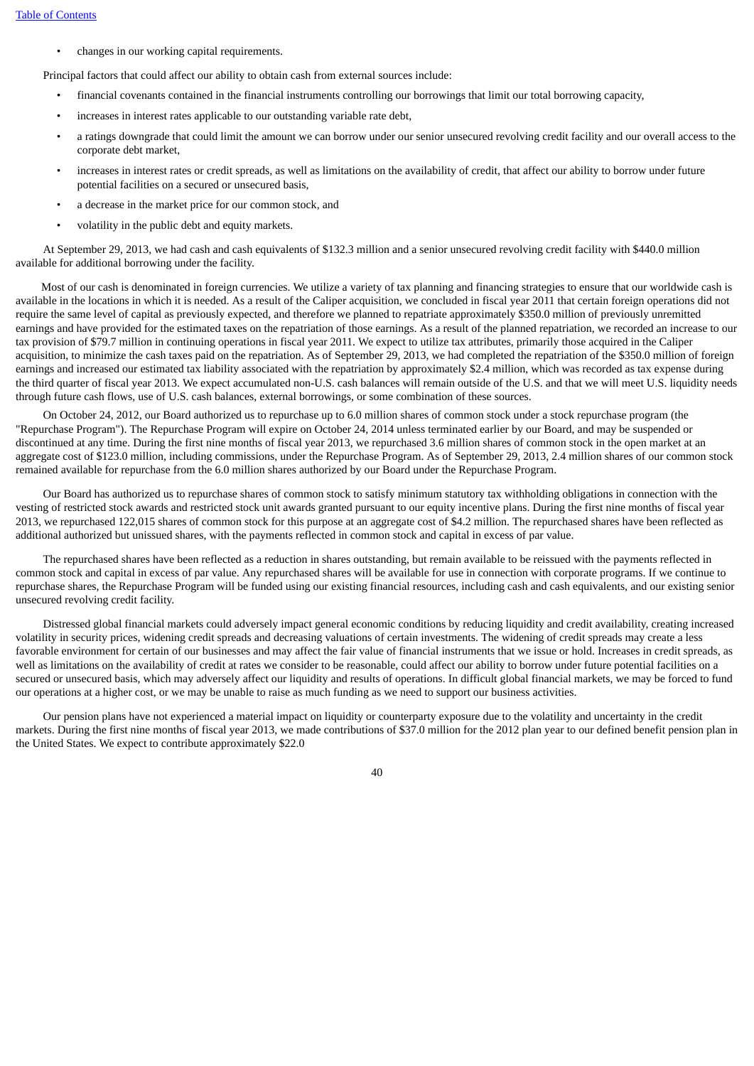- changes in our working capital requirements.

Principal factors that could affect our ability to obtain cash from external sources include:

- financial covenants contained in the financial instruments controlling our borrowings that limit our total borrowing capacity,
- increases in interest rates applicable to our outstanding variable rate debt,
- a ratings downgrade that could limit the amount we can borrow under our senior unsecured revolving credit facility and our overall access to the corporate debt market,
- increases in interest rates or credit spreads, as well as limitations on the availability of credit, that affect our ability to borrow under future potential facilities on a secured or unsecured basis,
- a decrease in the market price for our common stock, and
- volatility in the public debt and equity markets.

At September 29, 2013, we had cash and cash equivalents of $132.3 million and a senior unsecured revolving credit facility with $440.0 million available for additional borrowing under the facility.

Most of our cash is denominated in foreign currencies. We utilize a variety of tax planning and financing strategies to ensure that our worldwide cash is available in the locations in which it is needed. As a result of the Caliper acquisition, we concluded in fiscal year 2011 that certain foreign operations did not require the same level of capital as previously expected, and therefore we planned to repatriate approximately $350.0 million of previously unremitted earnings and have provided for the estimated taxes on the repatriation of those earnings. As a result of the planned repatriation, we recorded an increase to our tax provision of $79.7 million in continuing operations in fiscal year 2011. We expect to utilize tax attributes, primarily those acquired in the Caliper acquisition, to minimize the cash taxes paid on the repatriation. As of September 29, 2013, we had completed the repatriation of the $350.0 million of foreign earnings and increased our estimated tax liability associated with the repatriation by approximately $2.4 million, which was recorded as tax expense during the third quarter of fiscal year 2013. We expect accumulated non-U.S. cash balances will remain outside of the U.S. and that we will meet U.S. liquidity needs through future cash flows, use of U.S. cash balances, external borrowings, or some combination of these sources.

On October 24, 2012, our Board authorized us to repurchase up to 6.0 million shares of common stock under a stock repurchase program (the "Repurchase Program"). The Repurchase Program will expire on October 24, 2014 unless terminated earlier by our Board, and may be suspended or discontinued at any time. During the first nine months of fiscal year 2013, we repurchased 3.6 million shares of common stock in the open market at an aggregate cost of $123.0 million, including commissions, under the Repurchase Program. As of September 29, 2013, 2.4 million shares of our common stock remained available for repurchase from the 6.0 million shares authorized by our Board under the Repurchase Program.

Our Board has authorized us to repurchase shares of common stock to satisfy minimum statutory tax withholding obligations in connection with the vesting of restricted stock awards and restricted stock unit awards granted pursuant to our equity incentive plans. During the first nine months of fiscal year 2013, we repurchased 122,015 shares of common stock for this purpose at an aggregate cost of $4.2 million. The repurchased shares have been reflected as additional authorized but unissued shares, with the payments reflected in common stock and capital in excess of par value.

The repurchased shares have been reflected as a reduction in shares outstanding, but remain available to be reissued with the payments reflected in common stock and capital in excess of par value. Any repurchased shares will be available for use in connection with corporate programs. If we continue to repurchase shares, the Repurchase Program will be funded using our existing financial resources, including cash and cash equivalents, and our existing senior unsecured revolving credit facility.

Distressed global financial markets could adversely impact general economic conditions by reducing liquidity and credit availability, creating increased volatility in security prices, widening credit spreads and decreasing valuations of certain investments. The widening of credit spreads may create a less favorable environment for certain of our businesses and may affect the fair value of financial instruments that we issue or hold. Increases in credit spreads, as well as limitations on the availability of credit at rates we consider to be reasonable, could affect our ability to borrow under future potential facilities on a secured or unsecured basis, which may adversely affect our liquidity and results of operations. In difficult global financial markets, we may be forced to fund our operations at a higher cost, or we may be unable to raise as much funding as we need to support our business activities.

Our pension plans have not experienced a material impact on liquidity or counterparty exposure due to the volatility and uncertainty in the credit markets. During the first nine months of fiscal year 2013, we made contributions of $37.0 million for the 2012 plan year to our defined benefit pension plan in the United States. We expect to contribute approximately $22.0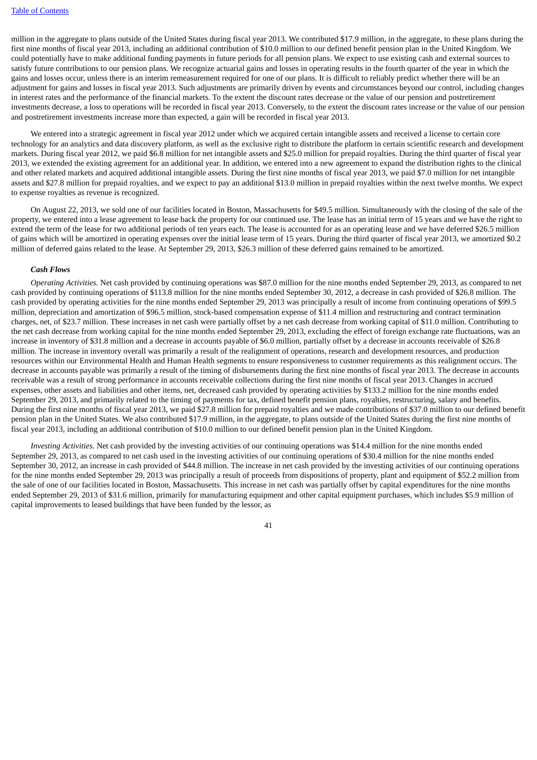million in the aggregate to plans outside of the United States during fiscal year 2013. We contributed $17.9 million, in the aggregate, to these plans during the first nine months of fiscal year 2013, including an additional contribution of $10.0 million to our defined benefit pension plan in the United Kingdom. We could potentially have to make additional funding payments in future periods for all pension plans. We expect to use existing cash and external sources to satisfy future contributions to our pension plans. We recognize actuarial gains and losses in operating results in the fourth quarter of the year in which the gains and losses occur, unless there is an interim remeasurement required for one of our plans. It is difficult to reliably predict whether there will be an adjustment for gains and losses in fiscal year 2013. Such adjustments are primarily driven by events and circumstances beyond our control, including changes in interest rates and the performance of the financial markets. To the extent the discount rates decrease or the value of our pension and postretirement investments decrease, a loss to operations will be recorded in fiscal year 2013. Conversely, to the extent the discount rates increase or the value of our pension and postretirement investments increase more than expected, a gain will be recorded in fiscal year 2013.

We entered into a strategic agreement in fiscal year 2012 under which we acquired certain intangible assets and received a license to certain core technology for an analytics and data discovery platform, as well as the exclusive right to distribute the platform in certain scientific research and development markets. During fiscal year 2012, we paid $6.8 million for net intangible assets and $25.0 million for prepaid royalties. During the third quarter of fiscal year 2013, we extended the existing agreement for an additional year. In addition, we entered into a new agreement to expand the distribution rights to the clinical and other related markets and acquired additional intangible assets. During the first nine months of fiscal year 2013, we paid $7.0 million for net intangible assets and $27.8 million for prepaid royalties, and we expect to pay an additional $13.0 million in prepaid royalties within the next twelve months. We expect to expense royalties as revenue is recognized.

On August 22, 2013, we sold one of our facilities located in Boston, Massachusetts for $49.5 million. Simultaneously with the closing of the sale of the property, we entered into a lease agreement to lease back the property for our continued use. The lease has an initial term of 15 years and we have the right to extend the term of the lease for two additional periods of ten years each. The lease is accounted for as an operating lease and we have deferred $26.5 million of gains which will be amortized in operating expenses over the initial lease term of 15 years. During the third quarter of fiscal year 2013, we amortized $0.2 million of deferred gains related to the lease. At September 29, 2013, $26.3 million of these deferred gains remained to be amortized.

***Cash Flows***

*Operating Activities.* Net cash provided by continuing operations was $87.0 million for the nine months ended September 29, 2013, as compared to net cash provided by continuing operations of $113.8 million for the nine months ended September 30, 2012, a decrease in cash provided of $26.8 million. The cash provided by operating activities for the nine months ended September 29, 2013 was principally a result of income from continuing operations of $99.5 million, depreciation and amortization of $96.5 million, stock-based compensation expense of $11.4 million and restructuring and contract termination charges, net, of $23.7 million. These increases in net cash were partially offset by a net cash decrease from working capital of $11.0 million. Contributing to the net cash decrease from working capital for the nine months ended September 29, 2013, excluding the effect of foreign exchange rate fluctuations, was an increase in inventory of $31.8 million and a decrease in accounts payable of $6.0 million, partially offset by a decrease in accounts receivable of $26.8 million. The increase in inventory overall was primarily a result of the realignment of operations, research and development resources, and production resources within our Environmental Health and Human Health segments to ensure responsiveness to customer requirements as this realignment occurs. The decrease in accounts payable was primarily a result of the timing of disbursements during the first nine months of fiscal year 2013. The decrease in accounts receivable was a result of strong performance in accounts receivable collections during the first nine months of fiscal year 2013. Changes in accrued expenses, other assets and liabilities and other items, net, decreased cash provided by operating activities by $133.2 million for the nine months ended September 29, 2013, and primarily related to the timing of payments for tax, defined benefit pension plans, royalties, restructuring, salary and benefits. During the first nine months of fiscal year 2013, we paid $27.8 million for prepaid royalties and we made contributions of $37.0 million to our defined benefit pension plan in the United States. We also contributed $17.9 million, in the aggregate, to plans outside of the United States during the first nine months of fiscal year 2013, including an additional contribution of $10.0 million to our defined benefit pension plan in the United Kingdom.

*Investing Activities.* Net cash provided by the investing activities of our continuing operations was $14.4 million for the nine months ended September 29, 2013, as compared to net cash used in the investing activities of our continuing operations of $30.4 million for the nine months ended September 30, 2012, an increase in cash provided of $44.8 million. The increase in net cash provided by the investing activities of our continuing operations for the nine months ended September 29, 2013 was principally a result of proceeds from dispositions of property, plant and equipment of $52.2 million from the sale of one of our facilities located in Boston, Massachusetts. This increase in net cash was partially offset by capital expenditures for the nine months ended September 29, 2013 of $31.6 million, primarily for manufacturing equipment and other capital equipment purchases, which includes $5.9 million of capital improvements to leased buildings that have been funded by the lessor, as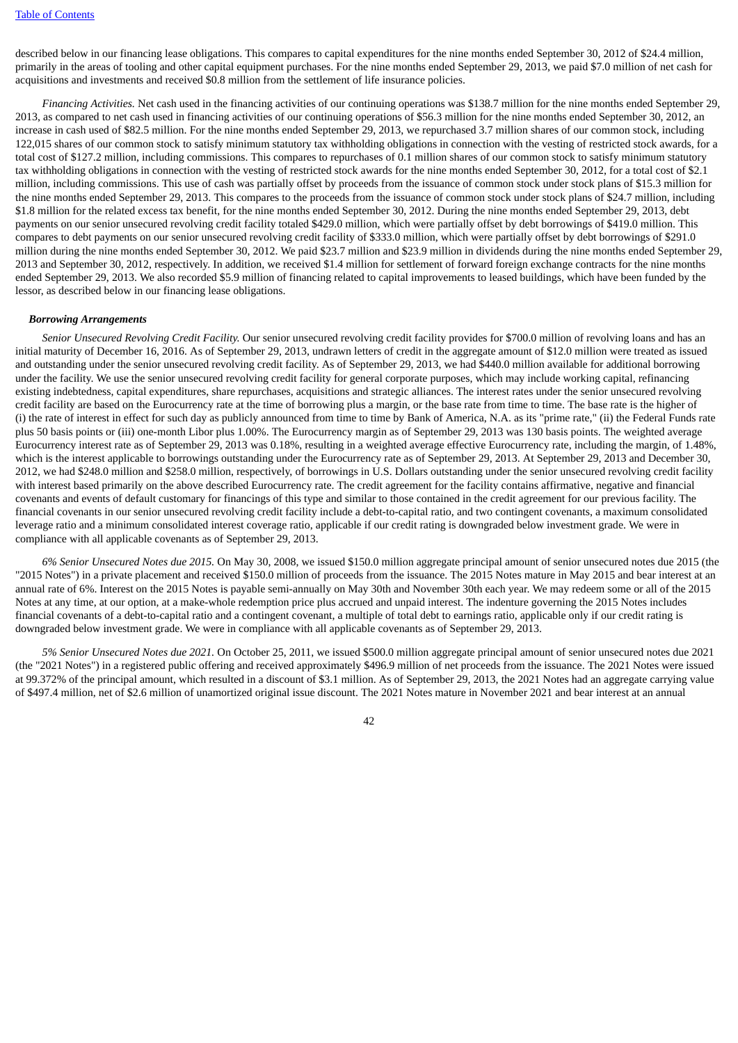described below in our financing lease obligations. This compares to capital expenditures for the nine months ended September 30, 2012 of $24.4 million, primarily in the areas of tooling and other capital equipment purchases. For the nine months ended September 29, 2013, we paid $7.0 million of net cash for acquisitions and investments and received $0.8 million from the settlement of life insurance policies.

*Financing Activities.* Net cash used in the financing activities of our continuing operations was $138.7 million for the nine months ended September 29, 2013, as compared to net cash used in financing activities of our continuing operations of $56.3 million for the nine months ended September 30, 2012, an increase in cash used of $82.5 million. For the nine months ended September 29, 2013, we repurchased 3.7 million shares of our common stock, including 122,015 shares of our common stock to satisfy minimum statutory tax withholding obligations in connection with the vesting of restricted stock awards, for a total cost of $127.2 million, including commissions. This compares to repurchases of 0.1 million shares of our common stock to satisfy minimum statutory tax withholding obligations in connection with the vesting of restricted stock awards for the nine months ended September 30, 2012, for a total cost of $2.1 million, including commissions. This use of cash was partially offset by proceeds from the issuance of common stock under stock plans of $15.3 million for the nine months ended September 29, 2013. This compares to the proceeds from the issuance of common stock under stock plans of $24.7 million, including $1.8 million for the related excess tax benefit, for the nine months ended September 30, 2012. During the nine months ended September 29, 2013, debt payments on our senior unsecured revolving credit facility totaled $429.0 million, which were partially offset by debt borrowings of $419.0 million. This compares to debt payments on our senior unsecured revolving credit facility of $333.0 million, which were partially offset by debt borrowings of $291.0 million during the nine months ended September 30, 2012. We paid $23.7 million and $23.9 million in dividends during the nine months ended September 29, 2013 and September 30, 2012, respectively. In addition, we received $1.4 million for settlement of forward foreign exchange contracts for the nine months ended September 29, 2013. We also recorded $5.9 million of financing related to capital improvements to leased buildings, which have been funded by the lessor, as described below in our financing lease obligations.

### Borrowing Arrangements

*Senior Unsecured Revolving Credit Facility.* Our senior unsecured revolving credit facility provides for $700.0 million of revolving loans and has an initial maturity of December 16, 2016. As of September 29, 2013, undrawn letters of credit in the aggregate amount of $12.0 million were treated as issued and outstanding under the senior unsecured revolving credit facility. As of September 29, 2013, we had $440.0 million available for additional borrowing under the facility. We use the senior unsecured revolving credit facility for general corporate purposes, which may include working capital, refinancing existing indebtedness, capital expenditures, share repurchases, acquisitions and strategic alliances. The interest rates under the senior unsecured revolving credit facility are based on the Eurocurrency rate at the time of borrowing plus a margin, or the base rate from time to time. The base rate is the higher of (i) the rate of interest in effect for such day as publicly announced from time to time by Bank of America, N.A. as its "prime rate," (ii) the Federal Funds rate plus 50 basis points or (iii) one-month Libor plus 1.00%. The Eurocurrency margin as of September 29, 2013 was 130 basis points. The weighted average Eurocurrency interest rate as of September 29, 2013 was 0.18%, resulting in a weighted average effective Eurocurrency rate, including the margin, of 1.48%, which is the interest applicable to borrowings outstanding under the Eurocurrency rate as of September 29, 2013. At September 29, 2013 and December 30, 2012, we had $248.0 million and $258.0 million, respectively, of borrowings in U.S. Dollars outstanding under the senior unsecured revolving credit facility with interest based primarily on the above described Eurocurrency rate. The credit agreement for the facility contains affirmative, negative and financial covenants and events of default customary for financings of this type and similar to those contained in the credit agreement for our previous facility. The financial covenants in our senior unsecured revolving credit facility include a debt-to-capital ratio, and two contingent covenants, a maximum consolidated leverage ratio and a minimum consolidated interest coverage ratio, applicable if our credit rating is downgraded below investment grade. We were in compliance with all applicable covenants as of September 29, 2013.

*6% Senior Unsecured Notes due 2015.* On May 30, 2008, we issued $150.0 million aggregate principal amount of senior unsecured notes due 2015 (the "2015 Notes") in a private placement and received $150.0 million of proceeds from the issuance. The 2015 Notes mature in May 2015 and bear interest at an annual rate of 6%. Interest on the 2015 Notes is payable semi-annually on May 30th and November 30th each year. We may redeem some or all of the 2015 Notes at any time, at our option, at a make-whole redemption price plus accrued and unpaid interest. The indenture governing the 2015 Notes includes financial covenants of a debt-to-capital ratio and a contingent covenant, a multiple of total debt to earnings ratio, applicable only if our credit rating is downgraded below investment grade. We were in compliance with all applicable covenants as of September 29, 2013.

*5% Senior Unsecured Notes due 2021.* On October 25, 2011, we issued $500.0 million aggregate principal amount of senior unsecured notes due 2021 (the "2021 Notes") in a registered public offering and received approximately $496.9 million of net proceeds from the issuance. The 2021 Notes were issued at 99.372% of the principal amount, which resulted in a discount of $3.1 million. As of September 29, 2013, the 2021 Notes had an aggregate carrying value of $497.4 million, net of $2.6 million of unamortized original issue discount. The 2021 Notes mature in November 2021 and bear interest at an annual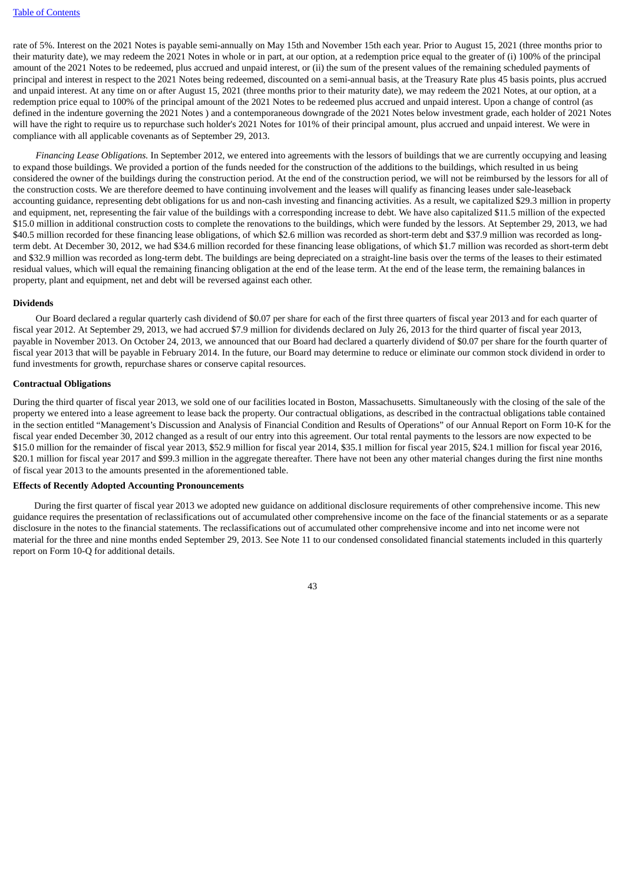rate of 5%. Interest on the 2021 Notes is payable semi-annually on May 15th and November 15th each year. Prior to August 15, 2021 (three months prior to their maturity date), we may redeem the 2021 Notes in whole or in part, at our option, at a redemption price equal to the greater of (i) 100% of the principal amount of the 2021 Notes to be redeemed, plus accrued and unpaid interest, or (ii) the sum of the present values of the remaining scheduled payments of principal and interest in respect to the 2021 Notes being redeemed, discounted on a semi-annual basis, at the Treasury Rate plus 45 basis points, plus accrued and unpaid interest. At any time on or after August 15, 2021 (three months prior to their maturity date), we may redeem the 2021 Notes, at our option, at a redemption price equal to 100% of the principal amount of the 2021 Notes to be redeemed plus accrued and unpaid interest. Upon a change of control (as defined in the indenture governing the 2021 Notes ) and a contemporaneous downgrade of the 2021 Notes below investment grade, each holder of 2021 Notes will have the right to require us to repurchase such holder's 2021 Notes for 101% of their principal amount, plus accrued and unpaid interest. We were in compliance with all applicable covenants as of September 29, 2013.

*Financing Lease Obligations.* In September 2012, we entered into agreements with the lessors of buildings that we are currently occupying and leasing to expand those buildings. We provided a portion of the funds needed for the construction of the additions to the buildings, which resulted in us being considered the owner of the buildings during the construction period. At the end of the construction period, we will not be reimbursed by the lessors for all of the construction costs. We are therefore deemed to have continuing involvement and the leases will qualify as financing leases under sale-leaseback accounting guidance, representing debt obligations for us and non-cash investing and financing activities. As a result, we capitalized $29.3 million in property and equipment, net, representing the fair value of the buildings with a corresponding increase to debt. We have also capitalized $11.5 million of the expected $15.0 million in additional construction costs to complete the renovations to the buildings, which were funded by the lessors. At September 29, 2013, we had $40.5 million recorded for these financing lease obligations, of which $2.6 million was recorded as short-term debt and $37.9 million was recorded as long-term debt. At December 30, 2012, we had $34.6 million recorded for these financing lease obligations, of which $1.7 million was recorded as short-term debt and $32.9 million was recorded as long-term debt. The buildings are being depreciated on a straight-line basis over the terms of the leases to their estimated residual values, which will equal the remaining financing obligation at the end of the lease term. At the end of the lease term, the remaining balances in property, plant and equipment, net and debt will be reversed against each other.

**Dividends**

Our Board declared a regular quarterly cash dividend of $0.07 per share for each of the first three quarters of fiscal year 2013 and for each quarter of fiscal year 2012. At September 29, 2013, we had accrued $7.9 million for dividends declared on July 26, 2013 for the third quarter of fiscal year 2013, payable in November 2013. On October 24, 2013, we announced that our Board had declared a quarterly dividend of $0.07 per share for the fourth quarter of fiscal year 2013 that will be payable in February 2014. In the future, our Board may determine to reduce or eliminate our common stock dividend in order to fund investments for growth, repurchase shares or conserve capital resources.

**Contractual Obligations**

During the third quarter of fiscal year 2013, we sold one of our facilities located in Boston, Massachusetts. Simultaneously with the closing of the sale of the property we entered into a lease agreement to lease back the property. Our contractual obligations, as described in the contractual obligations table contained in the section entitled "Management's Discussion and Analysis of Financial Condition and Results of Operations" of our Annual Report on Form 10-K for the fiscal year ended December 30, 2012 changed as a result of our entry into this agreement. Our total rental payments to the lessors are now expected to be $15.0 million for the remainder of fiscal year 2013, $52.9 million for fiscal year 2014, $35.1 million for fiscal year 2015, $24.1 million for fiscal year 2016, $20.1 million for fiscal year 2017 and $99.3 million in the aggregate thereafter. There have not been any other material changes during the first nine months of fiscal year 2013 to the amounts presented in the aforementioned table.

**Effects of Recently Adopted Accounting Pronouncements**

During the first quarter of fiscal year 2013 we adopted new guidance on additional disclosure requirements of other comprehensive income. This new guidance requires the presentation of reclassifications out of accumulated other comprehensive income on the face of the financial statements or as a separate disclosure in the notes to the financial statements. The reclassifications out of accumulated other comprehensive income and into net income were not material for the three and nine months ended September 29, 2013. See Note 11 to our condensed consolidated financial statements included in this quarterly report on Form 10-Q for additional details.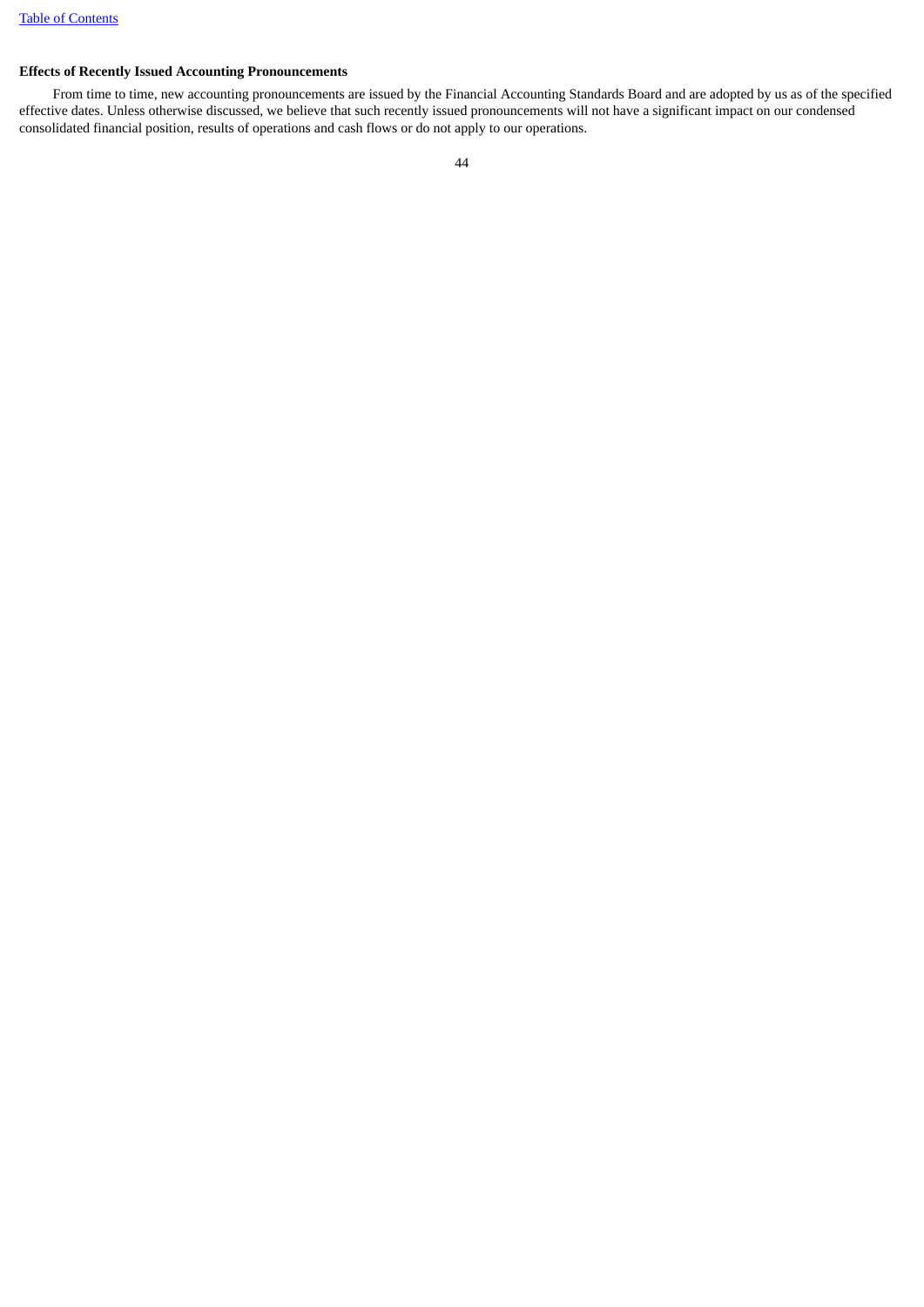**Effects of Recently Issued Accounting Pronouncements**

From time to time, new accounting pronouncements are issued by the Financial Accounting Standards Board and are adopted by us as of the specified effective dates. Unless otherwise discussed, we believe that such recently issued pronouncements will not have a significant impact on our condensed consolidated financial position, results of operations and cash flows or do not apply to our operations.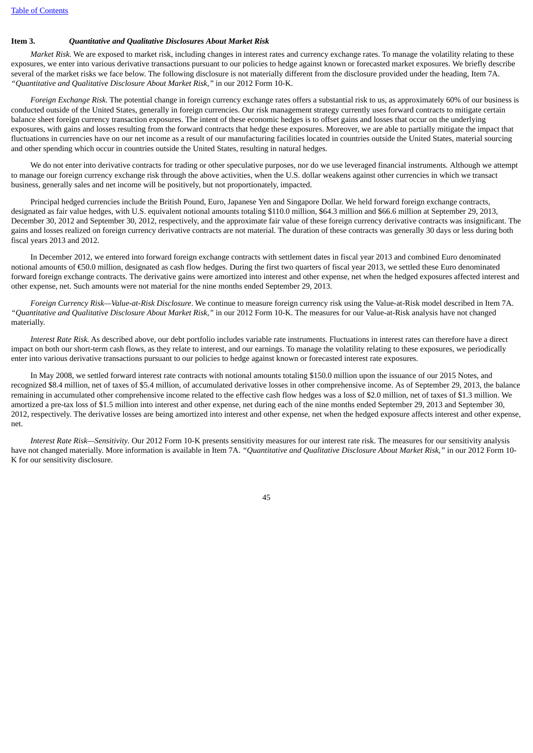**Item 3. *Quantitative and Qualitative Disclosures About Market Risk***

*Market Risk.* We are exposed to market risk, including changes in interest rates and currency exchange rates. To manage the volatility relating to these exposures, we enter into various derivative transactions pursuant to our policies to hedge against known or forecasted market exposures. We briefly describe several of the market risks we face below. The following disclosure is not materially different from the disclosure provided under the heading, Item 7A. *"Quantitative and Qualitative Disclosure About Market Risk,"* in our 2012 Form 10-K.

*Foreign Exchange Risk.* The potential change in foreign currency exchange rates offers a substantial risk to us, as approximately 60% of our business is conducted outside of the United States, generally in foreign currencies. Our risk management strategy currently uses forward contracts to mitigate certain balance sheet foreign currency transaction exposures. The intent of these economic hedges is to offset gains and losses that occur on the underlying exposures, with gains and losses resulting from the forward contracts that hedge these exposures. Moreover, we are able to partially mitigate the impact that fluctuations in currencies have on our net income as a result of our manufacturing facilities located in countries outside the United States, material sourcing and other spending which occur in countries outside the United States, resulting in natural hedges.

We do not enter into derivative contracts for trading or other speculative purposes, nor do we use leveraged financial instruments. Although we attempt to manage our foreign currency exchange risk through the above activities, when the U.S. dollar weakens against other currencies in which we transact business, generally sales and net income will be positively, but not proportionately, impacted.

Principal hedged currencies include the British Pound, Euro, Japanese Yen and Singapore Dollar. We held forward foreign exchange contracts, designated as fair value hedges, with U.S. equivalent notional amounts totaling $110.0 million, $64.3 million and $66.6 million at September 29, 2013, December 30, 2012 and September 30, 2012, respectively, and the approximate fair value of these foreign currency derivative contracts was insignificant. The gains and losses realized on foreign currency derivative contracts are not material. The duration of these contracts was generally 30 days or less during both fiscal years 2013 and 2012.

In December 2012, we entered into forward foreign exchange contracts with settlement dates in fiscal year 2013 and combined Euro denominated notional amounts of €50.0 million, designated as cash flow hedges. During the first two quarters of fiscal year 2013, we settled these Euro denominated forward foreign exchange contracts. The derivative gains were amortized into interest and other expense, net when the hedged exposures affected interest and other expense, net. Such amounts were not material for the nine months ended September 29, 2013.

*Foreign Currency Risk—Value-at-Risk Disclosure*. We continue to measure foreign currency risk using the Value-at-Risk model described in Item 7A. *"Quantitative and Qualitative Disclosure About Market Risk,"* in our 2012 Form 10-K. The measures for our Value-at-Risk analysis have not changed materially.

*Interest Rate Risk.* As described above, our debt portfolio includes variable rate instruments. Fluctuations in interest rates can therefore have a direct impact on both our short-term cash flows, as they relate to interest, and our earnings. To manage the volatility relating to these exposures, we periodically enter into various derivative transactions pursuant to our policies to hedge against known or forecasted interest rate exposures.

In May 2008, we settled forward interest rate contracts with notional amounts totaling $150.0 million upon the issuance of our 2015 Notes, and recognized $8.4 million, net of taxes of $5.4 million, of accumulated derivative losses in other comprehensive income. As of September 29, 2013, the balance remaining in accumulated other comprehensive income related to the effective cash flow hedges was a loss of $2.0 million, net of taxes of $1.3 million. We amortized a pre-tax loss of $1.5 million into interest and other expense, net during each of the nine months ended September 29, 2013 and September 30, 2012, respectively. The derivative losses are being amortized into interest and other expense, net when the hedged exposure affects interest and other expense, net.

*Interest Rate Risk—Sensitivity*. Our 2012 Form 10-K presents sensitivity measures for our interest rate risk. The measures for our sensitivity analysis have not changed materially. More information is available in Item 7A. *"Quantitative and Qualitative Disclosure About Market Risk,"* in our 2012 Form 10-K for our sensitivity disclosure.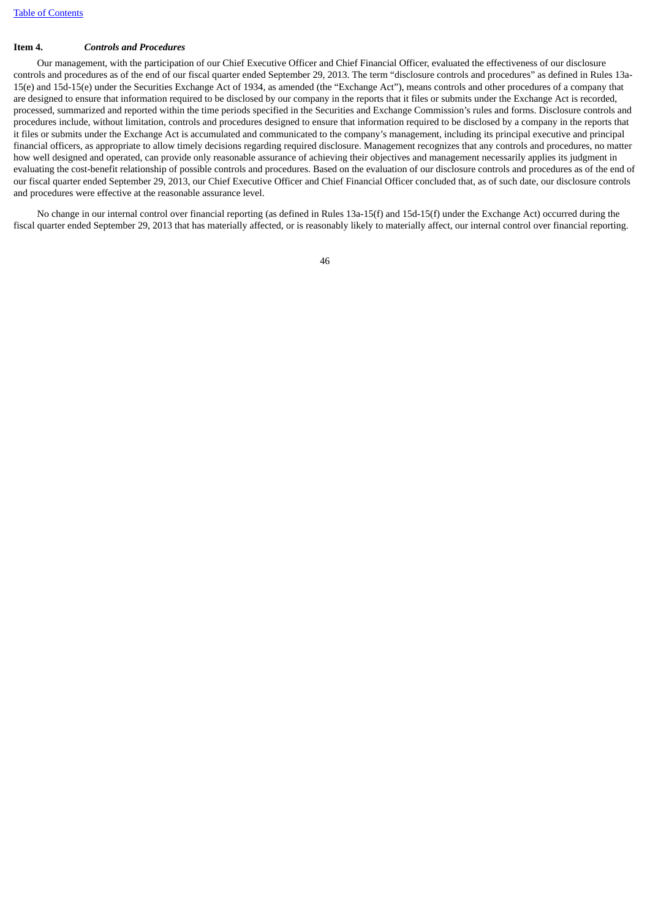**Item 4.** ***Controls and Procedures***

Our management, with the participation of our Chief Executive Officer and Chief Financial Officer, evaluated the effectiveness of our disclosure controls and procedures as of the end of our fiscal quarter ended September 29, 2013. The term "disclosure controls and procedures" as defined in Rules 13a-15(e) and 15d-15(e) under the Securities Exchange Act of 1934, as amended (the "Exchange Act"), means controls and other procedures of a company that are designed to ensure that information required to be disclosed by our company in the reports that it files or submits under the Exchange Act is recorded, processed, summarized and reported within the time periods specified in the Securities and Exchange Commission's rules and forms. Disclosure controls and procedures include, without limitation, controls and procedures designed to ensure that information required to be disclosed by a company in the reports that it files or submits under the Exchange Act is accumulated and communicated to the company's management, including its principal executive and principal financial officers, as appropriate to allow timely decisions regarding required disclosure. Management recognizes that any controls and procedures, no matter how well designed and operated, can provide only reasonable assurance of achieving their objectives and management necessarily applies its judgment in evaluating the cost-benefit relationship of possible controls and procedures. Based on the evaluation of our disclosure controls and procedures as of the end of our fiscal quarter ended September 29, 2013, our Chief Executive Officer and Chief Financial Officer concluded that, as of such date, our disclosure controls and procedures were effective at the reasonable assurance level.

No change in our internal control over financial reporting (as defined in Rules 13a-15(f) and 15d-15(f) under the Exchange Act) occurred during the fiscal quarter ended September 29, 2013 that has materially affected, or is reasonably likely to materially affect, our internal control over financial reporting.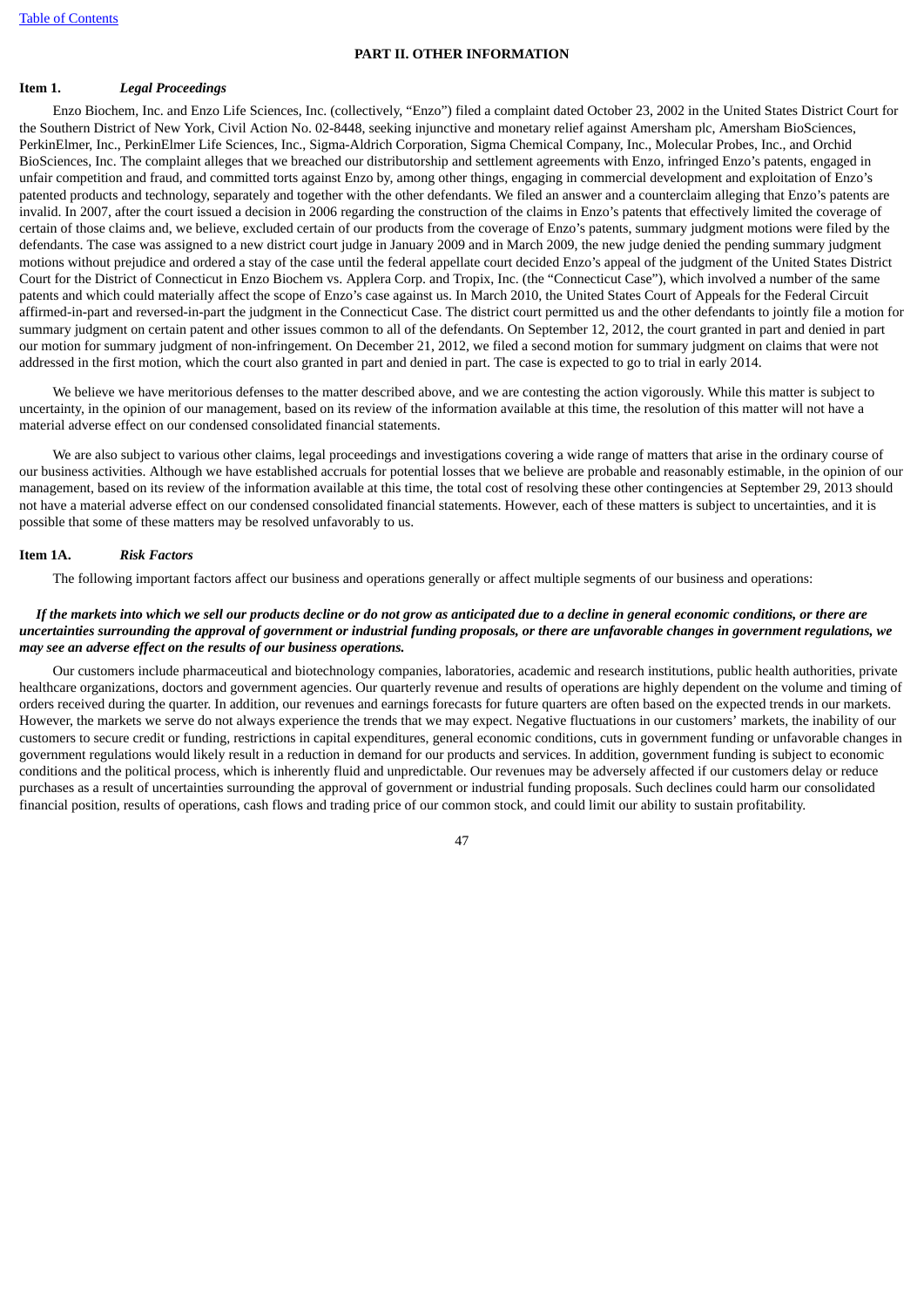## PART II. OTHER INFORMATION

### Item 1. *Legal Proceedings*

Enzo Biochem, Inc. and Enzo Life Sciences, Inc. (collectively, "Enzo") filed a complaint dated October 23, 2002 in the United States District Court for the Southern District of New York, Civil Action No. 02-8448, seeking injunctive and monetary relief against Amersham plc, Amersham BioSciences, PerkinElmer, Inc., PerkinElmer Life Sciences, Inc., Sigma-Aldrich Corporation, Sigma Chemical Company, Inc., Molecular Probes, Inc., and Orchid BioSciences, Inc. The complaint alleges that we breached our distributorship and settlement agreements with Enzo, infringed Enzo's patents, engaged in unfair competition and fraud, and committed torts against Enzo by, among other things, engaging in commercial development and exploitation of Enzo's patented products and technology, separately and together with the other defendants. We filed an answer and a counterclaim alleging that Enzo's patents are invalid. In 2007, after the court issued a decision in 2006 regarding the construction of the claims in Enzo's patents that effectively limited the coverage of certain of those claims and, we believe, excluded certain of our products from the coverage of Enzo's patents, summary judgment motions were filed by the defendants. The case was assigned to a new district court judge in January 2009 and in March 2009, the new judge denied the pending summary judgment motions without prejudice and ordered a stay of the case until the federal appellate court decided Enzo's appeal of the judgment of the United States District Court for the District of Connecticut in Enzo Biochem vs. Applera Corp. and Tropix, Inc. (the "Connecticut Case"), which involved a number of the same patents and which could materially affect the scope of Enzo's case against us. In March 2010, the United States Court of Appeals for the Federal Circuit affirmed-in-part and reversed-in-part the judgment in the Connecticut Case. The district court permitted us and the other defendants to jointly file a motion for summary judgment on certain patent and other issues common to all of the defendants. On September 12, 2012, the court granted in part and denied in part our motion for summary judgment of non-infringement. On December 21, 2012, we filed a second motion for summary judgment on claims that were not addressed in the first motion, which the court also granted in part and denied in part. The case is expected to go to trial in early 2014.

We believe we have meritorious defenses to the matter described above, and we are contesting the action vigorously. While this matter is subject to uncertainty, in the opinion of our management, based on its review of the information available at this time, the resolution of this matter will not have a material adverse effect on our condensed consolidated financial statements.

We are also subject to various other claims, legal proceedings and investigations covering a wide range of matters that arise in the ordinary course of our business activities. Although we have established accruals for potential losses that we believe are probable and reasonably estimable, in the opinion of our management, based on its review of the information available at this time, the total cost of resolving these other contingencies at September 29, 2013 should not have a material adverse effect on our condensed consolidated financial statements. However, each of these matters is subject to uncertainties, and it is possible that some of these matters may be resolved unfavorably to us.

### Item 1A. *Risk Factors*

The following important factors affect our business and operations generally or affect multiple segments of our business and operations:

***If the markets into which we sell our products decline or do not grow as anticipated due to a decline in general economic conditions, or there are uncertainties surrounding the approval of government or industrial funding proposals, or there are unfavorable changes in government regulations, we may see an adverse effect on the results of our business operations.***

Our customers include pharmaceutical and biotechnology companies, laboratories, academic and research institutions, public health authorities, private healthcare organizations, doctors and government agencies. Our quarterly revenue and results of operations are highly dependent on the volume and timing of orders received during the quarter. In addition, our revenues and earnings forecasts for future quarters are often based on the expected trends in our markets. However, the markets we serve do not always experience the trends that we may expect. Negative fluctuations in our customers' markets, the inability of our customers to secure credit or funding, restrictions in capital expenditures, general economic conditions, cuts in government funding or unfavorable changes in government regulations would likely result in a reduction in demand for our products and services. In addition, government funding is subject to economic conditions and the political process, which is inherently fluid and unpredictable. Our revenues may be adversely affected if our customers delay or reduce purchases as a result of uncertainties surrounding the approval of government or industrial funding proposals. Such declines could harm our consolidated financial position, results of operations, cash flows and trading price of our common stock, and could limit our ability to sustain profitability.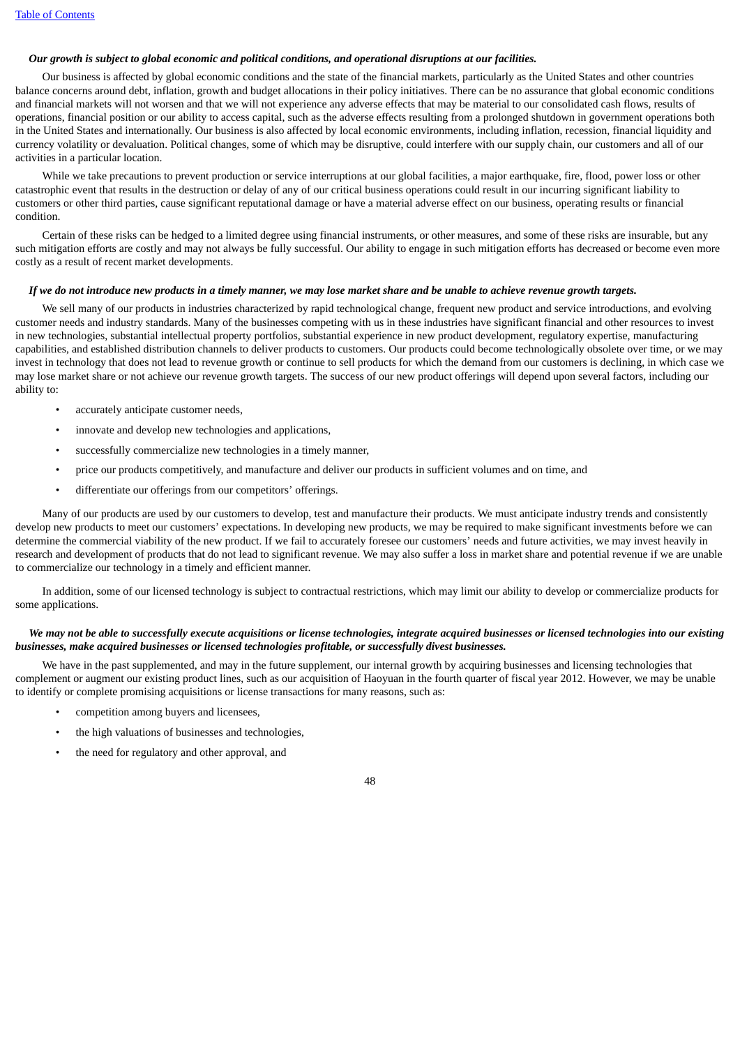***Our growth is subject to global economic and political conditions, and operational disruptions at our facilities.***

Our business is affected by global economic conditions and the state of the financial markets, particularly as the United States and other countries balance concerns around debt, inflation, growth and budget allocations in their policy initiatives. There can be no assurance that global economic conditions and financial markets will not worsen and that we will not experience any adverse effects that may be material to our consolidated cash flows, results of operations, financial position or our ability to access capital, such as the adverse effects resulting from a prolonged shutdown in government operations both in the United States and internationally. Our business is also affected by local economic environments, including inflation, recession, financial liquidity and currency volatility or devaluation. Political changes, some of which may be disruptive, could interfere with our supply chain, our customers and all of our activities in a particular location.

While we take precautions to prevent production or service interruptions at our global facilities, a major earthquake, fire, flood, power loss or other catastrophic event that results in the destruction or delay of any of our critical business operations could result in our incurring significant liability to customers or other third parties, cause significant reputational damage or have a material adverse effect on our business, operating results or financial condition.

Certain of these risks can be hedged to a limited degree using financial instruments, or other measures, and some of these risks are insurable, but any such mitigation efforts are costly and may not always be fully successful. Our ability to engage in such mitigation efforts has decreased or become even more costly as a result of recent market developments.

***If we do not introduce new products in a timely manner, we may lose market share and be unable to achieve revenue growth targets.***

We sell many of our products in industries characterized by rapid technological change, frequent new product and service introductions, and evolving customer needs and industry standards. Many of the businesses competing with us in these industries have significant financial and other resources to invest in new technologies, substantial intellectual property portfolios, substantial experience in new product development, regulatory expertise, manufacturing capabilities, and established distribution channels to deliver products to customers. Our products could become technologically obsolete over time, or we may invest in technology that does not lead to revenue growth or continue to sell products for which the demand from our customers is declining, in which case we may lose market share or not achieve our revenue growth targets. The success of our new product offerings will depend upon several factors, including our ability to:

- accurately anticipate customer needs,
- innovate and develop new technologies and applications,
- successfully commercialize new technologies in a timely manner,
- price our products competitively, and manufacture and deliver our products in sufficient volumes and on time, and
- differentiate our offerings from our competitors' offerings.

Many of our products are used by our customers to develop, test and manufacture their products. We must anticipate industry trends and consistently develop new products to meet our customers' expectations. In developing new products, we may be required to make significant investments before we can determine the commercial viability of the new product. If we fail to accurately foresee our customers' needs and future activities, we may invest heavily in research and development of products that do not lead to significant revenue. We may also suffer a loss in market share and potential revenue if we are unable to commercialize our technology in a timely and efficient manner.

In addition, some of our licensed technology is subject to contractual restrictions, which may limit our ability to develop or commercialize products for some applications.

***We may not be able to successfully execute acquisitions or license technologies, integrate acquired businesses or licensed technologies into our existing businesses, make acquired businesses or licensed technologies profitable, or successfully divest businesses.***

We have in the past supplemented, and may in the future supplement, our internal growth by acquiring businesses and licensing technologies that complement or augment our existing product lines, such as our acquisition of Haoyuan in the fourth quarter of fiscal year 2012. However, we may be unable to identify or complete promising acquisitions or license transactions for many reasons, such as:

- competition among buyers and licensees,
- the high valuations of businesses and technologies,
- the need for regulatory and other approval, and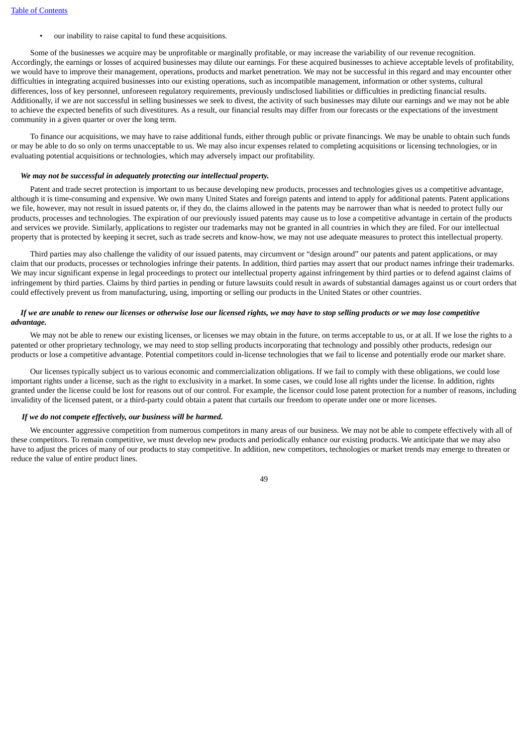- our inability to raise capital to fund these acquisitions.

Some of the businesses we acquire may be unprofitable or marginally profitable, or may increase the variability of our revenue recognition. Accordingly, the earnings or losses of acquired businesses may dilute our earnings. For these acquired businesses to achieve acceptable levels of profitability, we would have to improve their management, operations, products and market penetration. We may not be successful in this regard and may encounter other difficulties in integrating acquired businesses into our existing operations, such as incompatible management, information or other systems, cultural differences, loss of key personnel, unforeseen regulatory requirements, previously undisclosed liabilities or difficulties in predicting financial results. Additionally, if we are not successful in selling businesses we seek to divest, the activity of such businesses may dilute our earnings and we may not be able to achieve the expected benefits of such divestitures. As a result, our financial results may differ from our forecasts or the expectations of the investment community in a given quarter or over the long term.

To finance our acquisitions, we may have to raise additional funds, either through public or private financings. We may be unable to obtain such funds or may be able to do so only on terms unacceptable to us. We may also incur expenses related to completing acquisitions or licensing technologies, or in evaluating potential acquisitions or technologies, which may adversely impact our profitability.

***We may not be successful in adequately protecting our intellectual property.***

Patent and trade secret protection is important to us because developing new products, processes and technologies gives us a competitive advantage, although it is time-consuming and expensive. We own many United States and foreign patents and intend to apply for additional patents. Patent applications we file, however, may not result in issued patents or, if they do, the claims allowed in the patents may be narrower than what is needed to protect fully our products, processes and technologies. The expiration of our previously issued patents may cause us to lose a competitive advantage in certain of the products and services we provide. Similarly, applications to register our trademarks may not be granted in all countries in which they are filed. For our intellectual property that is protected by keeping it secret, such as trade secrets and know-how, we may not use adequate measures to protect this intellectual property.

Third parties may also challenge the validity of our issued patents, may circumvent or "design around" our patents and patent applications, or may claim that our products, processes or technologies infringe their patents. In addition, third parties may assert that our product names infringe their trademarks. We may incur significant expense in legal proceedings to protect our intellectual property against infringement by third parties or to defend against claims of infringement by third parties. Claims by third parties in pending or future lawsuits could result in awards of substantial damages against us or court orders that could effectively prevent us from manufacturing, using, importing or selling our products in the United States or other countries.

***If we are unable to renew our licenses or otherwise lose our licensed rights, we may have to stop selling products or we may lose competitive advantage.***

We may not be able to renew our existing licenses, or licenses we may obtain in the future, on terms acceptable to us, or at all. If we lose the rights to a patented or other proprietary technology, we may need to stop selling products incorporating that technology and possibly other products, redesign our products or lose a competitive advantage. Potential competitors could in-license technologies that we fail to license and potentially erode our market share.

Our licenses typically subject us to various economic and commercialization obligations. If we fail to comply with these obligations, we could lose important rights under a license, such as the right to exclusivity in a market. In some cases, we could lose all rights under the license. In addition, rights granted under the license could be lost for reasons out of our control. For example, the licensor could lose patent protection for a number of reasons, including invalidity of the licensed patent, or a third-party could obtain a patent that curtails our freedom to operate under one or more licenses.

***If we do not compete effectively, our business will be harmed.***

We encounter aggressive competition from numerous competitors in many areas of our business. We may not be able to compete effectively with all of these competitors. To remain competitive, we must develop new products and periodically enhance our existing products. We anticipate that we may also have to adjust the prices of many of our products to stay competitive. In addition, new competitors, technologies or market trends may emerge to threaten or reduce the value of entire product lines.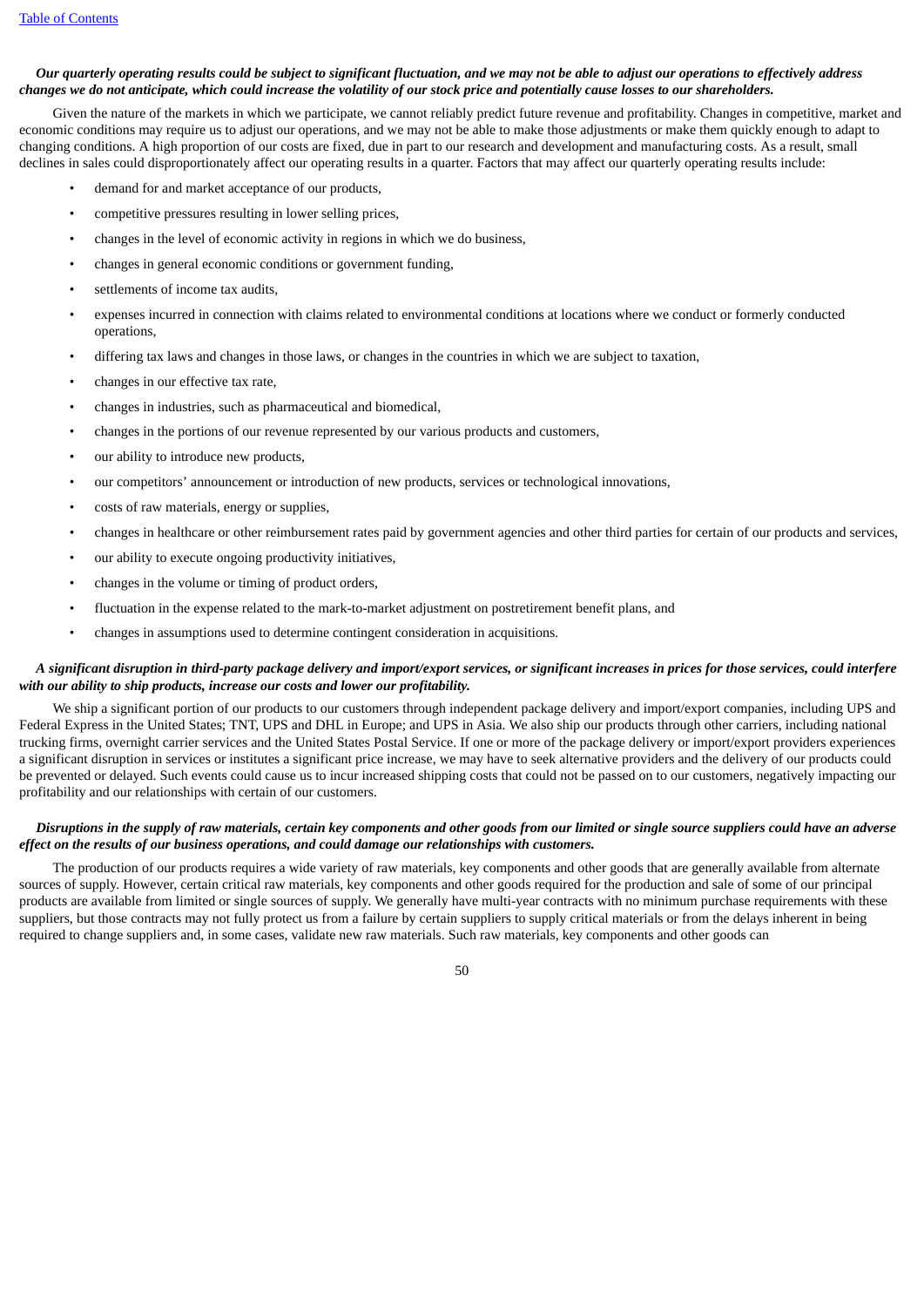***Our quarterly operating results could be subject to significant fluctuation, and we may not be able to adjust our operations to effectively address changes we do not anticipate, which could increase the volatility of our stock price and potentially cause losses to our shareholders.***

Given the nature of the markets in which we participate, we cannot reliably predict future revenue and profitability. Changes in competitive, market and economic conditions may require us to adjust our operations, and we may not be able to make those adjustments or make them quickly enough to adapt to changing conditions. A high proportion of our costs are fixed, due in part to our research and development and manufacturing costs. As a result, small declines in sales could disproportionately affect our operating results in a quarter. Factors that may affect our quarterly operating results include:

- demand for and market acceptance of our products,
- competitive pressures resulting in lower selling prices,
- changes in the level of economic activity in regions in which we do business,
- changes in general economic conditions or government funding,
- settlements of income tax audits,
- expenses incurred in connection with claims related to environmental conditions at locations where we conduct or formerly conducted operations,
- differing tax laws and changes in those laws, or changes in the countries in which we are subject to taxation,
- changes in our effective tax rate,
- changes in industries, such as pharmaceutical and biomedical,
- changes in the portions of our revenue represented by our various products and customers,
- our ability to introduce new products,
- our competitors' announcement or introduction of new products, services or technological innovations,
- costs of raw materials, energy or supplies,
- changes in healthcare or other reimbursement rates paid by government agencies and other third parties for certain of our products and services,
- our ability to execute ongoing productivity initiatives,
- changes in the volume or timing of product orders,
- fluctuation in the expense related to the mark-to-market adjustment on postretirement benefit plans, and
- changes in assumptions used to determine contingent consideration in acquisitions.

***A significant disruption in third-party package delivery and import/export services, or significant increases in prices for those services, could interfere with our ability to ship products, increase our costs and lower our profitability.***

We ship a significant portion of our products to our customers through independent package delivery and import/export companies, including UPS and Federal Express in the United States; TNT, UPS and DHL in Europe; and UPS in Asia. We also ship our products through other carriers, including national trucking firms, overnight carrier services and the United States Postal Service. If one or more of the package delivery or import/export providers experiences a significant disruption in services or institutes a significant price increase, we may have to seek alternative providers and the delivery of our products could be prevented or delayed. Such events could cause us to incur increased shipping costs that could not be passed on to our customers, negatively impacting our profitability and our relationships with certain of our customers.

***Disruptions in the supply of raw materials, certain key components and other goods from our limited or single source suppliers could have an adverse effect on the results of our business operations, and could damage our relationships with customers.***

The production of our products requires a wide variety of raw materials, key components and other goods that are generally available from alternate sources of supply. However, certain critical raw materials, key components and other goods required for the production and sale of some of our principal products are available from limited or single sources of supply. We generally have multi-year contracts with no minimum purchase requirements with these suppliers, but those contracts may not fully protect us from a failure by certain suppliers to supply critical materials or from the delays inherent in being required to change suppliers and, in some cases, validate new raw materials. Such raw materials, key components and other goods can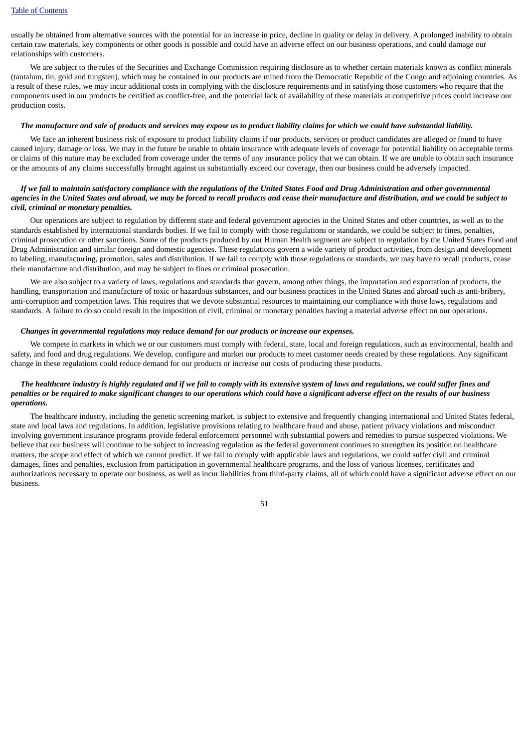usually be obtained from alternative sources with the potential for an increase in price, decline in quality or delay in delivery. A prolonged inability to obtain certain raw materials, key components or other goods is possible and could have an adverse effect on our business operations, and could damage our relationships with customers.

We are subject to the rules of the Securities and Exchange Commission requiring disclosure as to whether certain materials known as conflict minerals (tantalum, tin, gold and tungsten), which may be contained in our products are mined from the Democratic Republic of the Congo and adjoining countries. As a result of these rules, we may incur additional costs in complying with the disclosure requirements and in satisfying those customers who require that the components used in our products be certified as conflict-free, and the potential lack of availability of these materials at competitive prices could increase our production costs.

***The manufacture and sale of products and services may expose us to product liability claims for which we could have substantial liability.***

We face an inherent business risk of exposure to product liability claims if our products, services or product candidates are alleged or found to have caused injury, damage or loss. We may in the future be unable to obtain insurance with adequate levels of coverage for potential liability on acceptable terms or claims of this nature may be excluded from coverage under the terms of any insurance policy that we can obtain. If we are unable to obtain such insurance or the amounts of any claims successfully brought against us substantially exceed our coverage, then our business could be adversely impacted.

***If we fail to maintain satisfactory compliance with the regulations of the United States Food and Drug Administration and other governmental agencies in the United States and abroad, we may be forced to recall products and cease their manufacture and distribution, and we could be subject to civil, criminal or monetary penalties.***

Our operations are subject to regulation by different state and federal government agencies in the United States and other countries, as well as to the standards established by international standards bodies. If we fail to comply with those regulations or standards, we could be subject to fines, penalties, criminal prosecution or other sanctions. Some of the products produced by our Human Health segment are subject to regulation by the United States Food and Drug Administration and similar foreign and domestic agencies. These regulations govern a wide variety of product activities, from design and development to labeling, manufacturing, promotion, sales and distribution. If we fail to comply with those regulations or standards, we may have to recall products, cease their manufacture and distribution, and may be subject to fines or criminal prosecution.

We are also subject to a variety of laws, regulations and standards that govern, among other things, the importation and exportation of products, the handling, transportation and manufacture of toxic or hazardous substances, and our business practices in the United States and abroad such as anti-bribery, anti-corruption and competition laws. This requires that we devote substantial resources to maintaining our compliance with those laws, regulations and standards. A failure to do so could result in the imposition of civil, criminal or monetary penalties having a material adverse effect on our operations.

***Changes in governmental regulations may reduce demand for our products or increase our expenses.***

We compete in markets in which we or our customers must comply with federal, state, local and foreign regulations, such as environmental, health and safety, and food and drug regulations. We develop, configure and market our products to meet customer needs created by these regulations. Any significant change in these regulations could reduce demand for our products or increase our costs of producing these products.

***The healthcare industry is highly regulated and if we fail to comply with its extensive system of laws and regulations, we could suffer fines and penalties or be required to make significant changes to our operations which could have a significant adverse effect on the results of our business operations.***

The healthcare industry, including the genetic screening market, is subject to extensive and frequently changing international and United States federal, state and local laws and regulations. In addition, legislative provisions relating to healthcare fraud and abuse, patient privacy violations and misconduct involving government insurance programs provide federal enforcement personnel with substantial powers and remedies to pursue suspected violations. We believe that our business will continue to be subject to increasing regulation as the federal government continues to strengthen its position on healthcare matters, the scope and effect of which we cannot predict. If we fail to comply with applicable laws and regulations, we could suffer civil and criminal damages, fines and penalties, exclusion from participation in governmental healthcare programs, and the loss of various licenses, certificates and authorizations necessary to operate our business, as well as incur liabilities from third-party claims, all of which could have a significant adverse effect on our business.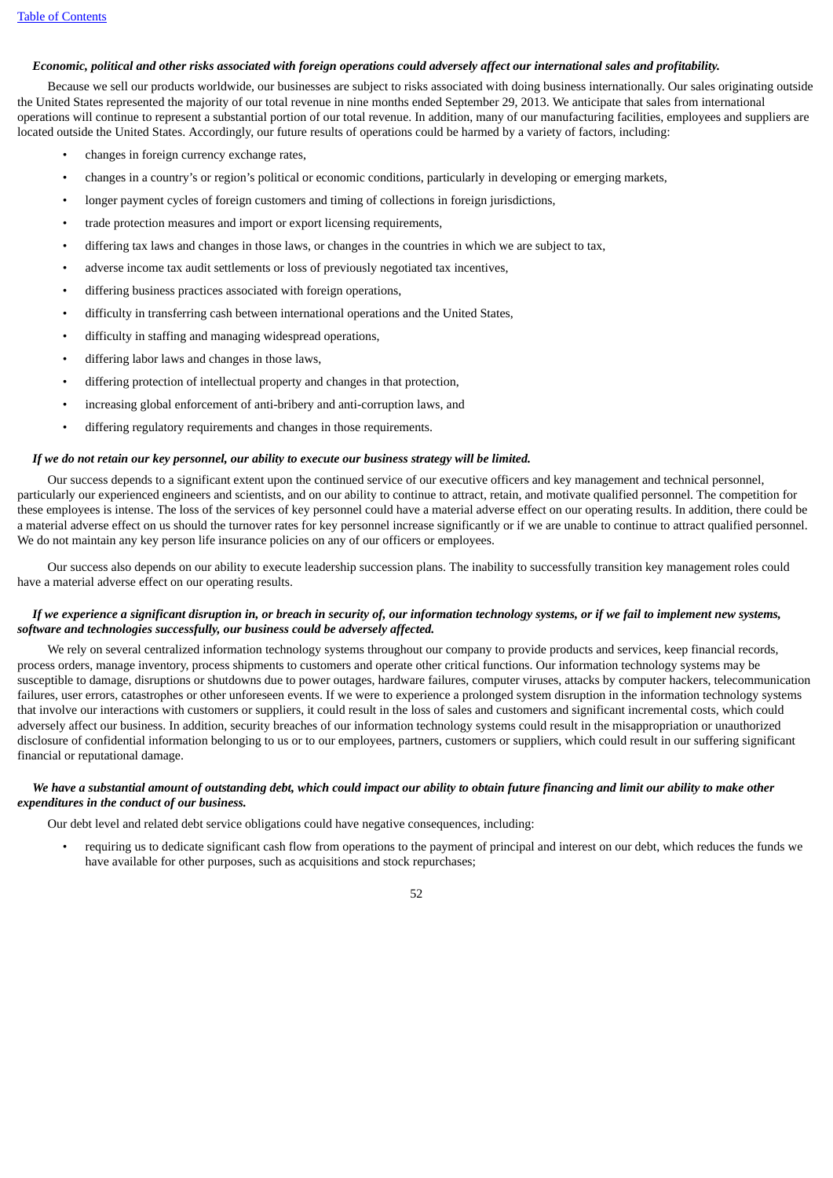***Economic, political and other risks associated with foreign operations could adversely affect our international sales and profitability.***

Because we sell our products worldwide, our businesses are subject to risks associated with doing business internationally. Our sales originating outside the United States represented the majority of our total revenue in nine months ended September 29, 2013. We anticipate that sales from international operations will continue to represent a substantial portion of our total revenue. In addition, many of our manufacturing facilities, employees and suppliers are located outside the United States. Accordingly, our future results of operations could be harmed by a variety of factors, including:

- changes in foreign currency exchange rates,
- changes in a country's or region's political or economic conditions, particularly in developing or emerging markets,
- longer payment cycles of foreign customers and timing of collections in foreign jurisdictions,
- trade protection measures and import or export licensing requirements,
- differing tax laws and changes in those laws, or changes in the countries in which we are subject to tax,
- adverse income tax audit settlements or loss of previously negotiated tax incentives,
- differing business practices associated with foreign operations,
- difficulty in transferring cash between international operations and the United States,
- difficulty in staffing and managing widespread operations,
- differing labor laws and changes in those laws,
- differing protection of intellectual property and changes in that protection,
- increasing global enforcement of anti-bribery and anti-corruption laws, and
- differing regulatory requirements and changes in those requirements.

***If we do not retain our key personnel, our ability to execute our business strategy will be limited.***

Our success depends to a significant extent upon the continued service of our executive officers and key management and technical personnel, particularly our experienced engineers and scientists, and on our ability to continue to attract, retain, and motivate qualified personnel. The competition for these employees is intense. The loss of the services of key personnel could have a material adverse effect on our operating results. In addition, there could be a material adverse effect on us should the turnover rates for key personnel increase significantly or if we are unable to continue to attract qualified personnel. We do not maintain any key person life insurance policies on any of our officers or employees.

Our success also depends on our ability to execute leadership succession plans. The inability to successfully transition key management roles could have a material adverse effect on our operating results.

***If we experience a significant disruption in, or breach in security of, our information technology systems, or if we fail to implement new systems, software and technologies successfully, our business could be adversely affected.***

We rely on several centralized information technology systems throughout our company to provide products and services, keep financial records, process orders, manage inventory, process shipments to customers and operate other critical functions. Our information technology systems may be susceptible to damage, disruptions or shutdowns due to power outages, hardware failures, computer viruses, attacks by computer hackers, telecommunication failures, user errors, catastrophes or other unforeseen events. If we were to experience a prolonged system disruption in the information technology systems that involve our interactions with customers or suppliers, it could result in the loss of sales and customers and significant incremental costs, which could adversely affect our business. In addition, security breaches of our information technology systems could result in the misappropriation or unauthorized disclosure of confidential information belonging to us or to our employees, partners, customers or suppliers, which could result in our suffering significant financial or reputational damage.

***We have a substantial amount of outstanding debt, which could impact our ability to obtain future financing and limit our ability to make other expenditures in the conduct of our business.***

Our debt level and related debt service obligations could have negative consequences, including:

- requiring us to dedicate significant cash flow from operations to the payment of principal and interest on our debt, which reduces the funds we have available for other purposes, such as acquisitions and stock repurchases;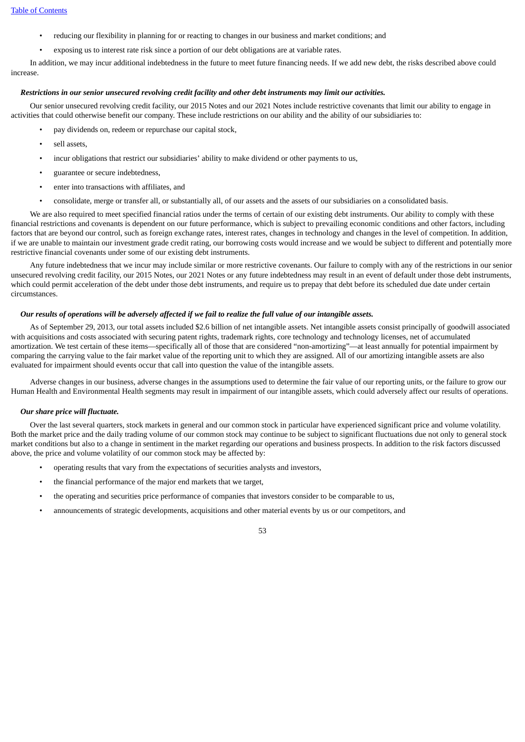- reducing our flexibility in planning for or reacting to changes in our business and market conditions; and
- exposing us to interest rate risk since a portion of our debt obligations are at variable rates.

In addition, we may incur additional indebtedness in the future to meet future financing needs. If we add new debt, the risks described above could increase.

***Restrictions in our senior unsecured revolving credit facility and other debt instruments may limit our activities.***

Our senior unsecured revolving credit facility, our 2015 Notes and our 2021 Notes include restrictive covenants that limit our ability to engage in activities that could otherwise benefit our company. These include restrictions on our ability and the ability of our subsidiaries to:

- pay dividends on, redeem or repurchase our capital stock,
- sell assets,
- incur obligations that restrict our subsidiaries' ability to make dividend or other payments to us,
- guarantee or secure indebtedness,
- enter into transactions with affiliates, and
- consolidate, merge or transfer all, or substantially all, of our assets and the assets of our subsidiaries on a consolidated basis.

We are also required to meet specified financial ratios under the terms of certain of our existing debt instruments. Our ability to comply with these financial restrictions and covenants is dependent on our future performance, which is subject to prevailing economic conditions and other factors, including factors that are beyond our control, such as foreign exchange rates, interest rates, changes in technology and changes in the level of competition. In addition, if we are unable to maintain our investment grade credit rating, our borrowing costs would increase and we would be subject to different and potentially more restrictive financial covenants under some of our existing debt instruments.

Any future indebtedness that we incur may include similar or more restrictive covenants. Our failure to comply with any of the restrictions in our senior unsecured revolving credit facility, our 2015 Notes, our 2021 Notes or any future indebtedness may result in an event of default under those debt instruments, which could permit acceleration of the debt under those debt instruments, and require us to prepay that debt before its scheduled due date under certain circumstances.

***Our results of operations will be adversely affected if we fail to realize the full value of our intangible assets.***

As of September 29, 2013, our total assets included $2.6 billion of net intangible assets. Net intangible assets consist principally of goodwill associated with acquisitions and costs associated with securing patent rights, trademark rights, core technology and technology licenses, net of accumulated amortization. We test certain of these items—specifically all of those that are considered "non-amortizing"—at least annually for potential impairment by comparing the carrying value to the fair market value of the reporting unit to which they are assigned. All of our amortizing intangible assets are also evaluated for impairment should events occur that call into question the value of the intangible assets.

Adverse changes in our business, adverse changes in the assumptions used to determine the fair value of our reporting units, or the failure to grow our Human Health and Environmental Health segments may result in impairment of our intangible assets, which could adversely affect our results of operations.

***Our share price will fluctuate.***

Over the last several quarters, stock markets in general and our common stock in particular have experienced significant price and volume volatility. Both the market price and the daily trading volume of our common stock may continue to be subject to significant fluctuations due not only to general stock market conditions but also to a change in sentiment in the market regarding our operations and business prospects. In addition to the risk factors discussed above, the price and volume volatility of our common stock may be affected by:

- operating results that vary from the expectations of securities analysts and investors,
- the financial performance of the major end markets that we target,
- the operating and securities price performance of companies that investors consider to be comparable to us,
- announcements of strategic developments, acquisitions and other material events by us or our competitors, and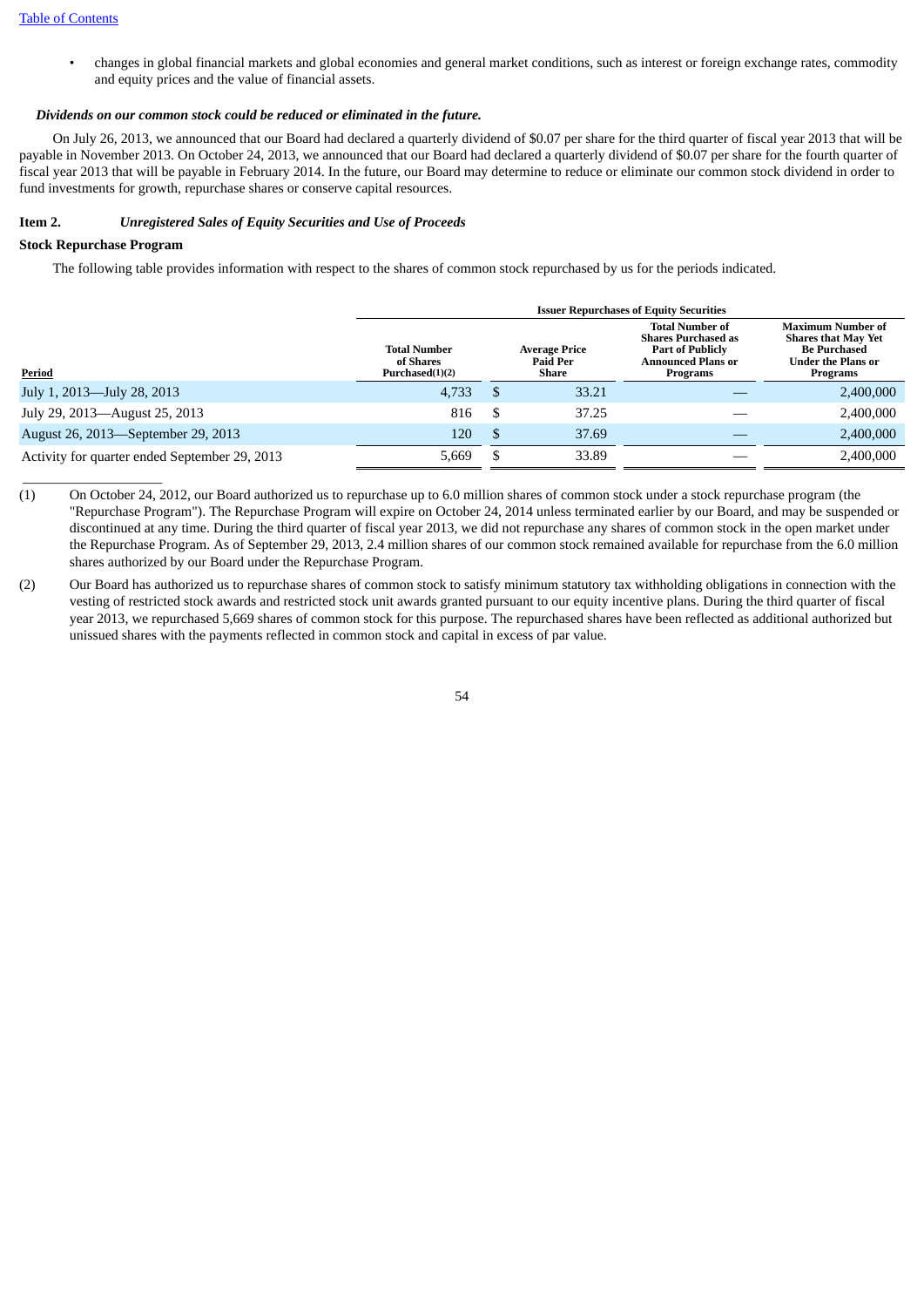- changes in global financial markets and global economies and general market conditions, such as interest or foreign exchange rates, commodity and equity prices and the value of financial assets.

***Dividends on our common stock could be reduced or eliminated in the future.***

On July 26, 2013, we announced that our Board had declared a quarterly dividend of $0.07 per share for the third quarter of fiscal year 2013 that will be payable in November 2013. On October 24, 2013, we announced that our Board had declared a quarterly dividend of $0.07 per share for the fourth quarter of fiscal year 2013 that will be payable in February 2014. In the future, our Board may determine to reduce or eliminate our common stock dividend in order to fund investments for growth, repurchase shares or conserve capital resources.

## Item 2. *Unregistered Sales of Equity Securities and Use of Proceeds*

**Stock Repurchase Program**

The following table provides information with respect to the shares of common stock repurchased by us for the periods indicated.

| | Issuer Repurchases of Equity Securities | | | |
|---|---|---|---|---|
| Period | Total Number of Shares Purchased(1)(2) | Average Price Paid Per Share | Total Number of Shares Purchased as Part of Publicly Announced Plans or Programs | Maximum Number of Shares that May Yet Be Purchased Under the Plans or Programs |
| July 1, 2013—July 28, 2013 | 4,733 | $ 33.21 | — | 2,400,000 |
| July 29, 2013—August 25, 2013 | 816 | $ 37.25 | — | 2,400,000 |
| August 26, 2013—September 29, 2013 | 120 | $ 37.69 | — | 2,400,000 |
| Activity for quarter ended September 29, 2013 | 5,669 | $ 33.89 | — | 2,400,000 |

(1) On October 24, 2012, our Board authorized us to repurchase up to 6.0 million shares of common stock under a stock repurchase program (the "Repurchase Program"). The Repurchase Program will expire on October 24, 2014 unless terminated earlier by our Board, and may be suspended or discontinued at any time. During the third quarter of fiscal year 2013, we did not repurchase any shares of common stock in the open market under the Repurchase Program. As of September 29, 2013, 2.4 million shares of our common stock remained available for repurchase from the 6.0 million shares authorized by our Board under the Repurchase Program.

(2) Our Board has authorized us to repurchase shares of common stock to satisfy minimum statutory tax withholding obligations in connection with the vesting of restricted stock awards and restricted stock unit awards granted pursuant to our equity incentive plans. During the third quarter of fiscal year 2013, we repurchased 5,669 shares of common stock for this purpose. The repurchased shares have been reflected as additional authorized but unissued shares with the payments reflected in common stock and capital in excess of par value.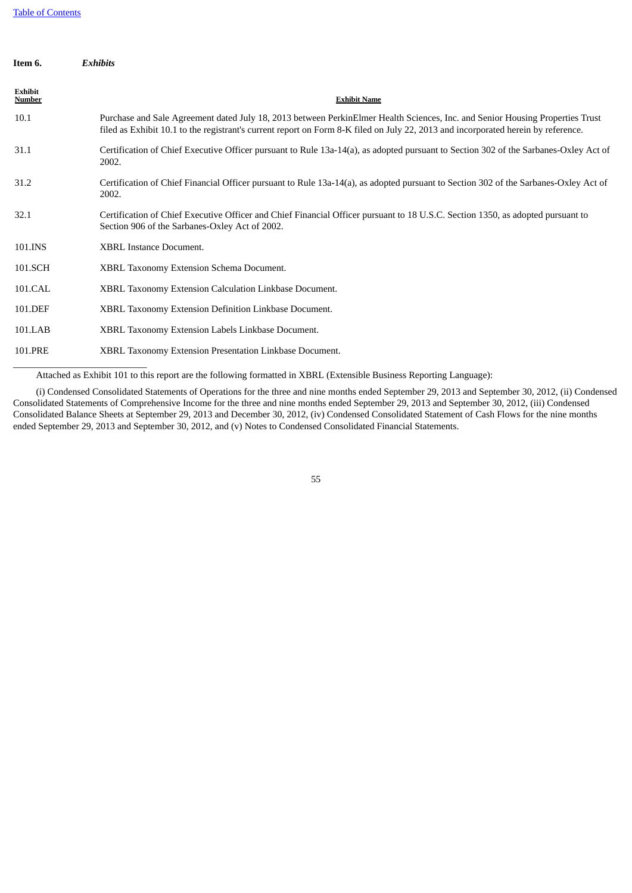## Item 6. *Exhibits*

| Exhibit Number | Exhibit Name |
|---|---|
| 10.1 | Purchase and Sale Agreement dated July 18, 2013 between PerkinElmer Health Sciences, Inc. and Senior Housing Properties Trust filed as Exhibit 10.1 to the registrant's current report on Form 8-K filed on July 22, 2013 and incorporated herein by reference. |
| 31.1 | Certification of Chief Executive Officer pursuant to Rule 13a-14(a), as adopted pursuant to Section 302 of the Sarbanes-Oxley Act of 2002. |
| 31.2 | Certification of Chief Financial Officer pursuant to Rule 13a-14(a), as adopted pursuant to Section 302 of the Sarbanes-Oxley Act of 2002. |
| 32.1 | Certification of Chief Executive Officer and Chief Financial Officer pursuant to 18 U.S.C. Section 1350, as adopted pursuant to Section 906 of the Sarbanes-Oxley Act of 2002. |
| 101.INS | XBRL Instance Document. |
| 101.SCH | XBRL Taxonomy Extension Schema Document. |
| 101.CAL | XBRL Taxonomy Extension Calculation Linkbase Document. |
| 101.DEF | XBRL Taxonomy Extension Definition Linkbase Document. |
| 101.LAB | XBRL Taxonomy Extension Labels Linkbase Document. |
| 101.PRE | XBRL Taxonomy Extension Presentation Linkbase Document. |

---

Attached as Exhibit 101 to this report are the following formatted in XBRL (Extensible Business Reporting Language):

(i) Condensed Consolidated Statements of Operations for the three and nine months ended September 29, 2013 and September 30, 2012, (ii) Condensed Consolidated Statements of Comprehensive Income for the three and nine months ended September 29, 2013 and September 30, 2012, (iii) Condensed Consolidated Balance Sheets at September 29, 2013 and December 30, 2012, (iv) Condensed Consolidated Statement of Cash Flows for the nine months ended September 29, 2013 and September 30, 2012, and (v) Notes to Condensed Consolidated Financial Statements.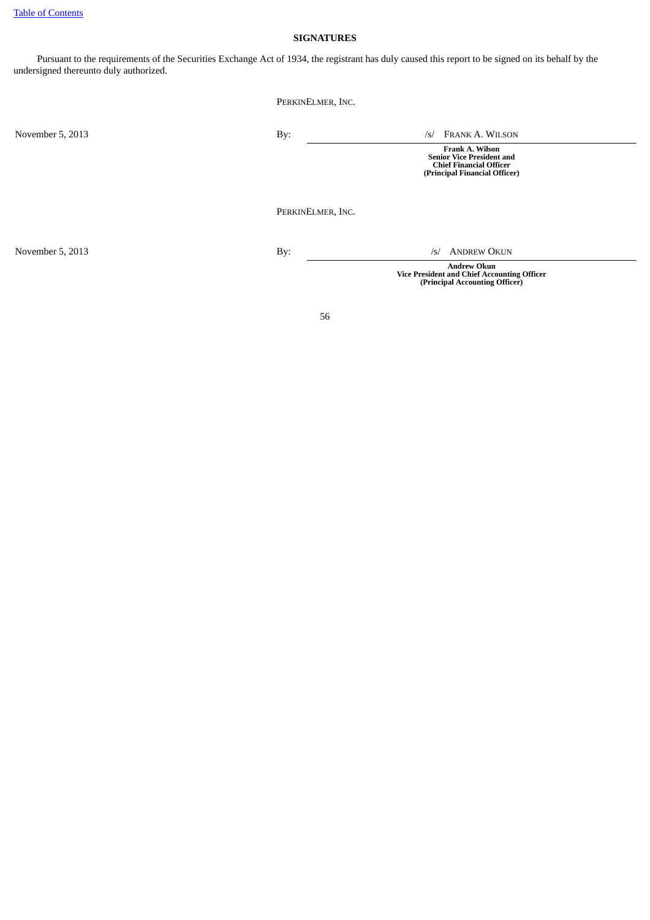## SIGNATURES

Pursuant to the requirements of the Securities Exchange Act of 1934, the registrant has duly caused this report to be signed on its behalf by the undersigned thereunto duly authorized.

PERKINELMER, INC.

November 5, 2013

By: /s/ FRANK A. WILSON

**Frank A. Wilson**
**Senior Vice President and**
**Chief Financial Officer**
**(Principal Financial Officer)**

PERKINELMER, INC.

November 5, 2013

By: /s/ ANDREW OKUN

**Andrew Okun**
**Vice President and Chief Accounting Officer**
**(Principal Accounting Officer)**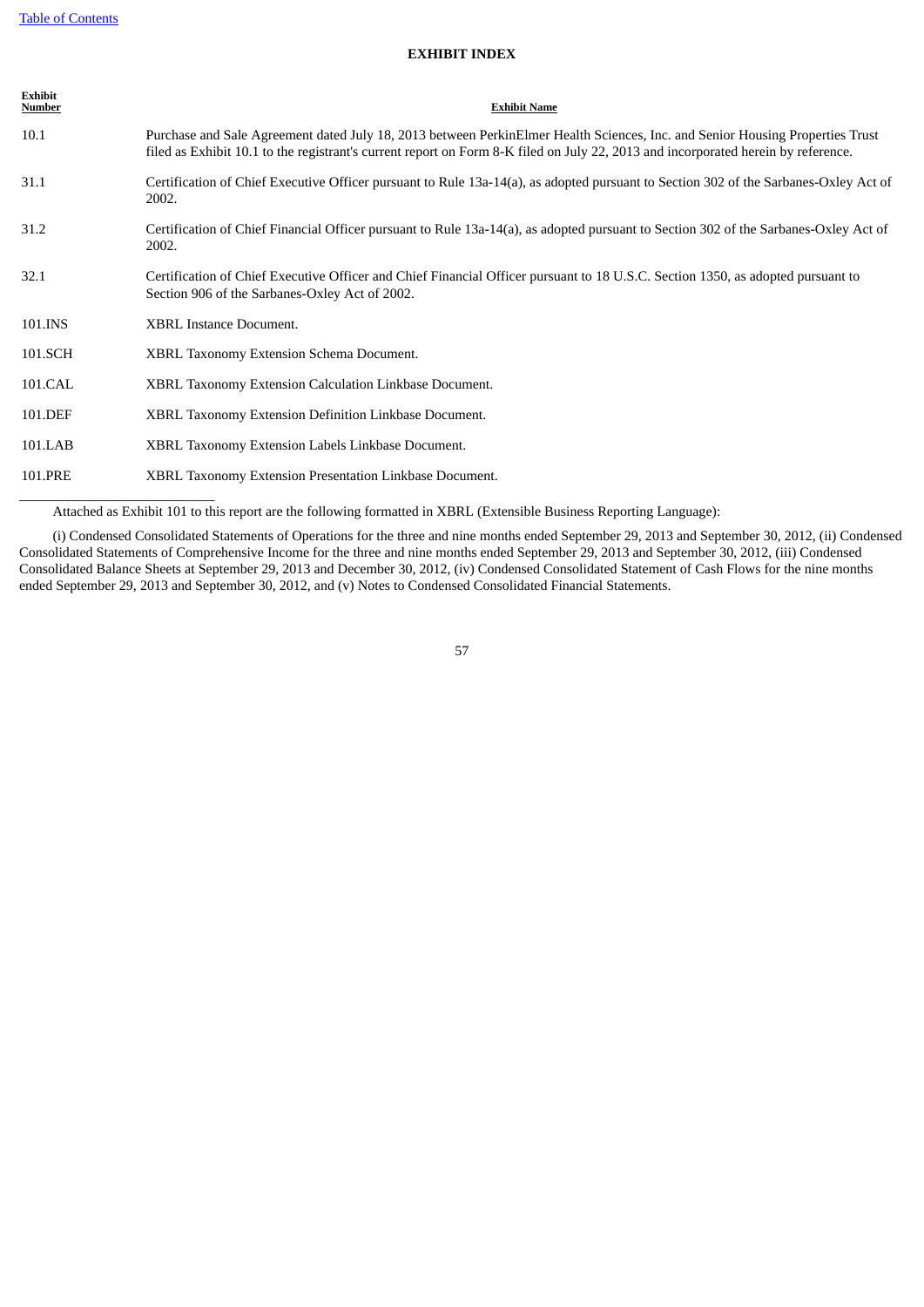[Table of Contents](#)

# EXHIBIT INDEX

| Exhibit Number | Exhibit Name |
|---|---|
| 10.1 | Purchase and Sale Agreement dated July 18, 2013 between PerkinElmer Health Sciences, Inc. and Senior Housing Properties Trust filed as Exhibit 10.1 to the registrant's current report on Form 8-K filed on July 22, 2013 and incorporated herein by reference. |
| 31.1 | Certification of Chief Executive Officer pursuant to Rule 13a-14(a), as adopted pursuant to Section 302 of the Sarbanes-Oxley Act of 2002. |
| 31.2 | Certification of Chief Financial Officer pursuant to Rule 13a-14(a), as adopted pursuant to Section 302 of the Sarbanes-Oxley Act of 2002. |
| 32.1 | Certification of Chief Executive Officer and Chief Financial Officer pursuant to 18 U.S.C. Section 1350, as adopted pursuant to Section 906 of the Sarbanes-Oxley Act of 2002. |
| 101.INS | XBRL Instance Document. |
| 101.SCH | XBRL Taxonomy Extension Schema Document. |
| 101.CAL | XBRL Taxonomy Extension Calculation Linkbase Document. |
| 101.DEF | XBRL Taxonomy Extension Definition Linkbase Document. |
| 101.LAB | XBRL Taxonomy Extension Labels Linkbase Document. |
| 101.PRE | XBRL Taxonomy Extension Presentation Linkbase Document. |

---

Attached as Exhibit 101 to this report are the following formatted in XBRL (Extensible Business Reporting Language):

(i) Condensed Consolidated Statements of Operations for the three and nine months ended September 29, 2013 and September 30, 2012, (ii) Condensed Consolidated Statements of Comprehensive Income for the three and nine months ended September 29, 2013 and September 30, 2012, (iii) Condensed Consolidated Balance Sheets at September 29, 2013 and December 30, 2012, (iv) Condensed Consolidated Statement of Cash Flows for the nine months ended September 29, 2013 and September 30, 2012, and (v) Notes to Condensed Consolidated Financial Statements.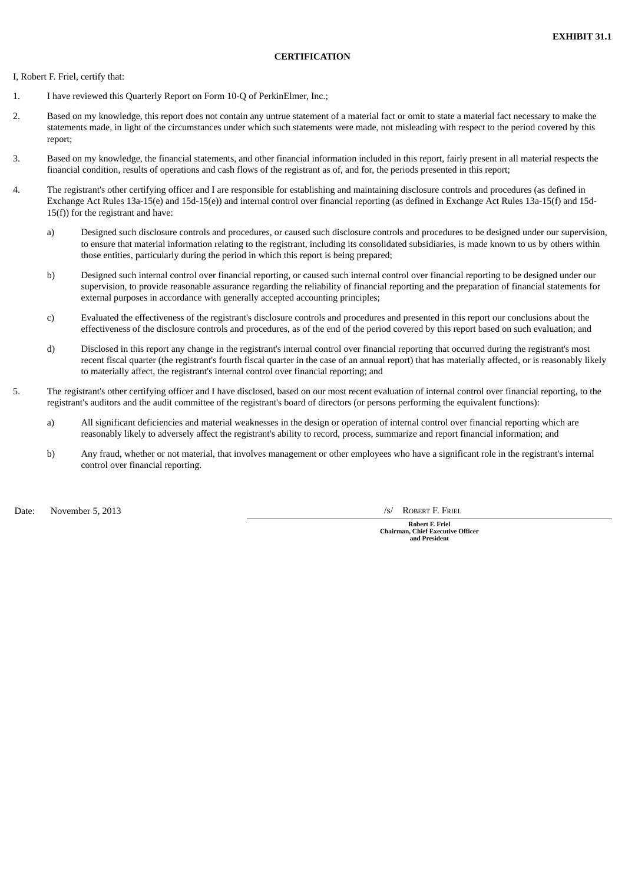**EXHIBIT 31.1**

**CERTIFICATION**

I, Robert F. Friel, certify that:

1. I have reviewed this Quarterly Report on Form 10-Q of PerkinElmer, Inc.;

2. Based on my knowledge, this report does not contain any untrue statement of a material fact or omit to state a material fact necessary to make the statements made, in light of the circumstances under which such statements were made, not misleading with respect to the period covered by this report;

3. Based on my knowledge, the financial statements, and other financial information included in this report, fairly present in all material respects the financial condition, results of operations and cash flows of the registrant as of, and for, the periods presented in this report;

4. The registrant's other certifying officer and I are responsible for establishing and maintaining disclosure controls and procedures (as defined in Exchange Act Rules 13a-15(e) and 15d-15(e)) and internal control over financial reporting (as defined in Exchange Act Rules 13a-15(f) and 15d-15(f)) for the registrant and have:

   a) Designed such disclosure controls and procedures, or caused such disclosure controls and procedures to be designed under our supervision, to ensure that material information relating to the registrant, including its consolidated subsidiaries, is made known to us by others within those entities, particularly during the period in which this report is being prepared;

   b) Designed such internal control over financial reporting, or caused such internal control over financial reporting to be designed under our supervision, to provide reasonable assurance regarding the reliability of financial reporting and the preparation of financial statements for external purposes in accordance with generally accepted accounting principles;

   c) Evaluated the effectiveness of the registrant's disclosure controls and procedures and presented in this report our conclusions about the effectiveness of the disclosure controls and procedures, as of the end of the period covered by this report based on such evaluation; and

   d) Disclosed in this report any change in the registrant's internal control over financial reporting that occurred during the registrant's most recent fiscal quarter (the registrant's fourth fiscal quarter in the case of an annual report) that has materially affected, or is reasonably likely to materially affect, the registrant's internal control over financial reporting; and

5. The registrant's other certifying officer and I have disclosed, based on our most recent evaluation of internal control over financial reporting, to the registrant's auditors and the audit committee of the registrant's board of directors (or persons performing the equivalent functions):

   a) All significant deficiencies and material weaknesses in the design or operation of internal control over financial reporting which are reasonably likely to adversely affect the registrant's ability to record, process, summarize and report financial information; and

   b) Any fraud, whether or not material, that involves management or other employees who have a significant role in the registrant's internal control over financial reporting.

Date: November 5, 2013

/s/ ROBERT F. FRIEL

**Robert F. Friel**
**Chairman, Chief Executive Officer and President**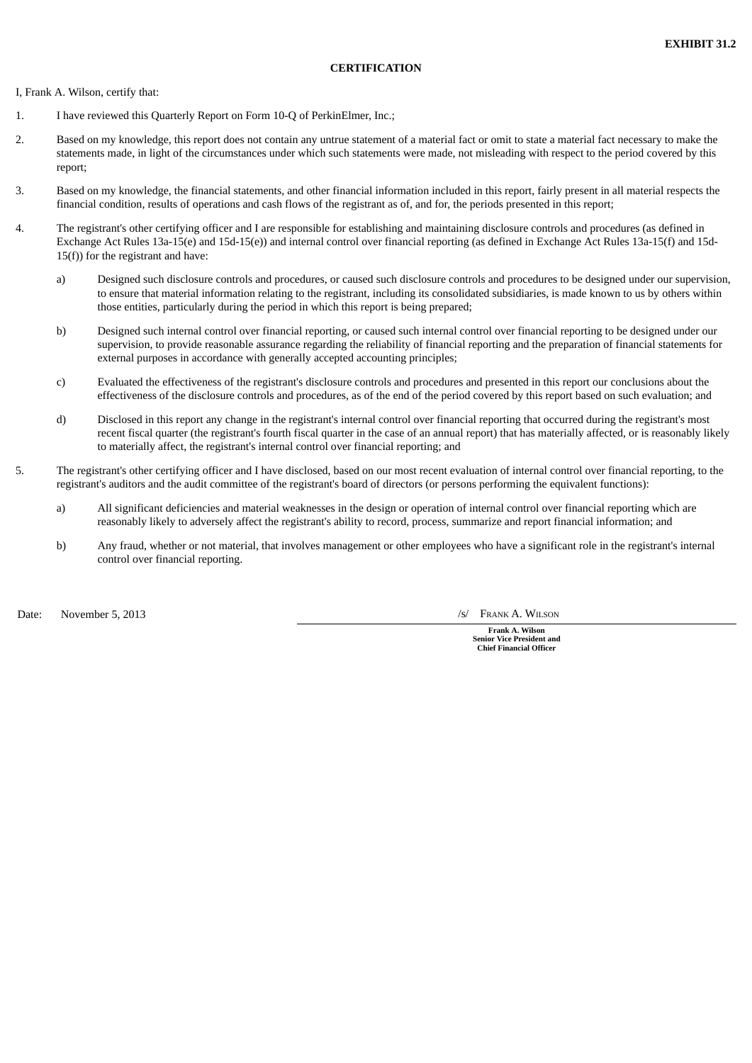**EXHIBIT 31.2**

**CERTIFICATION**

I, Frank A. Wilson, certify that:

1. I have reviewed this Quarterly Report on Form 10-Q of PerkinElmer, Inc.;

2. Based on my knowledge, this report does not contain any untrue statement of a material fact or omit to state a material fact necessary to make the statements made, in light of the circumstances under which such statements were made, not misleading with respect to the period covered by this report;

3. Based on my knowledge, the financial statements, and other financial information included in this report, fairly present in all material respects the financial condition, results of operations and cash flows of the registrant as of, and for, the periods presented in this report;

4. The registrant's other certifying officer and I are responsible for establishing and maintaining disclosure controls and procedures (as defined in Exchange Act Rules 13a-15(e) and 15d-15(e)) and internal control over financial reporting (as defined in Exchange Act Rules 13a-15(f) and 15d-15(f)) for the registrant and have:

   a) Designed such disclosure controls and procedures, or caused such disclosure controls and procedures to be designed under our supervision, to ensure that material information relating to the registrant, including its consolidated subsidiaries, is made known to us by others within those entities, particularly during the period in which this report is being prepared;

   b) Designed such internal control over financial reporting, or caused such internal control over financial reporting to be designed under our supervision, to provide reasonable assurance regarding the reliability of financial reporting and the preparation of financial statements for external purposes in accordance with generally accepted accounting principles;

   c) Evaluated the effectiveness of the registrant's disclosure controls and procedures and presented in this report our conclusions about the effectiveness of the disclosure controls and procedures, as of the end of the period covered by this report based on such evaluation; and

   d) Disclosed in this report any change in the registrant's internal control over financial reporting that occurred during the registrant's most recent fiscal quarter (the registrant's fourth fiscal quarter in the case of an annual report) that has materially affected, or is reasonably likely to materially affect, the registrant's internal control over financial reporting; and

5. The registrant's other certifying officer and I have disclosed, based on our most recent evaluation of internal control over financial reporting, to the registrant's auditors and the audit committee of the registrant's board of directors (or persons performing the equivalent functions):

   a) All significant deficiencies and material weaknesses in the design or operation of internal control over financial reporting which are reasonably likely to adversely affect the registrant's ability to record, process, summarize and report financial information; and

   b) Any fraud, whether or not material, that involves management or other employees who have a significant role in the registrant's internal control over financial reporting.

Date: November 5, 2013

/s/ FRANK A. WILSON

**Frank A. Wilson**
**Senior Vice President and**
**Chief Financial Officer**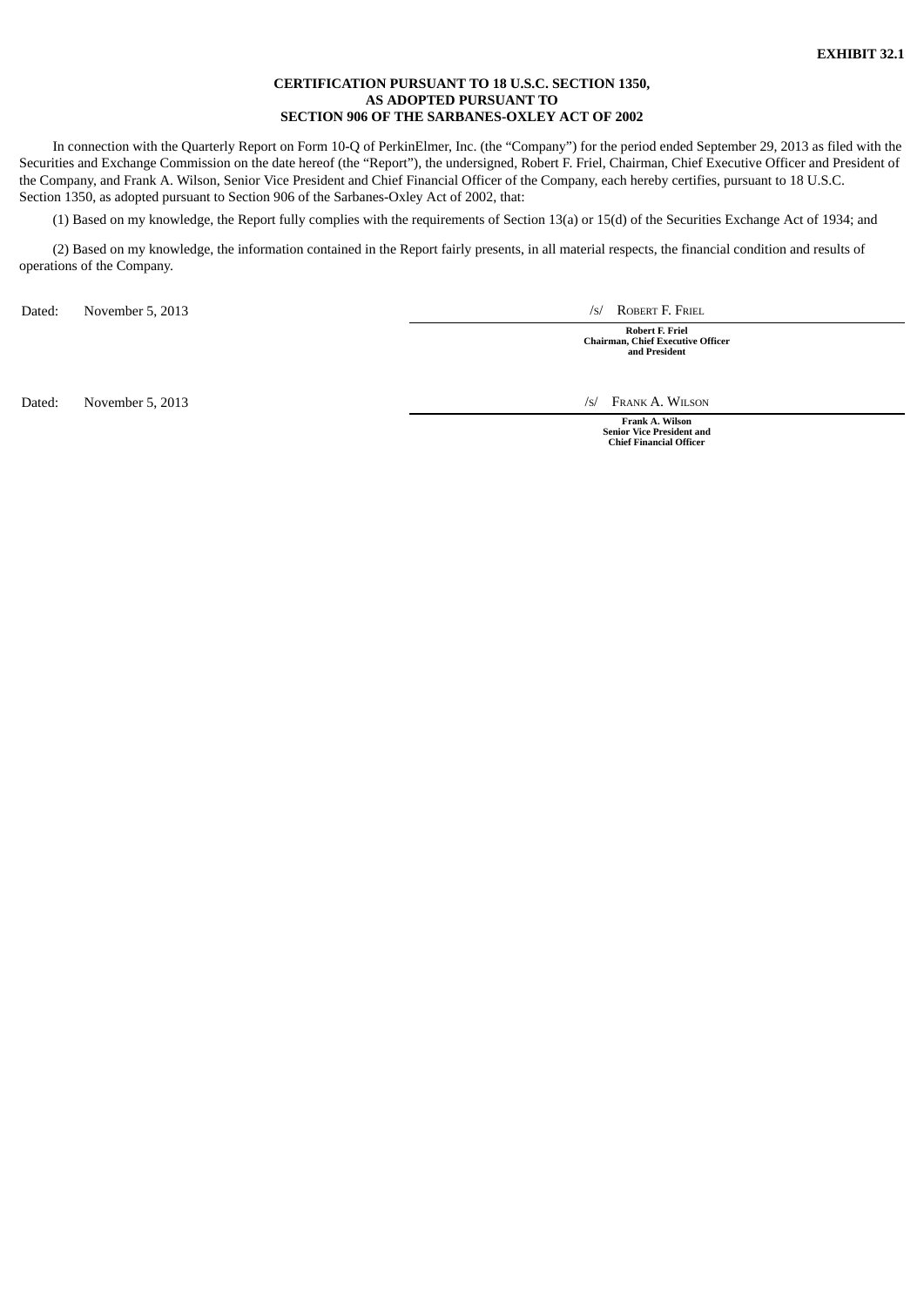**EXHIBIT 32.1**

**CERTIFICATION PURSUANT TO 18 U.S.C. SECTION 1350,
AS ADOPTED PURSUANT TO
SECTION 906 OF THE SARBANES-OXLEY ACT OF 2002**

In connection with the Quarterly Report on Form 10-Q of PerkinElmer, Inc. (the "Company") for the period ended September 29, 2013 as filed with the Securities and Exchange Commission on the date hereof (the "Report"), the undersigned, Robert F. Friel, Chairman, Chief Executive Officer and President of the Company, and Frank A. Wilson, Senior Vice President and Chief Financial Officer of the Company, each hereby certifies, pursuant to 18 U.S.C. Section 1350, as adopted pursuant to Section 906 of the Sarbanes-Oxley Act of 2002, that:

(1) Based on my knowledge, the Report fully complies with the requirements of Section 13(a) or 15(d) of the Securities Exchange Act of 1934; and

(2) Based on my knowledge, the information contained in the Report fairly presents, in all material respects, the financial condition and results of operations of the Company.

| | | |
|---|---|---|
| Dated: | November 5, 2013 | /s/ ROBERT F. FRIEL |
| | | **Robert F. Friel**<br>**Chairman, Chief Executive Officer and President** |
| Dated: | November 5, 2013 | /s/ FRANK A. WILSON |
| | | **Frank A. Wilson**<br>**Senior Vice President and Chief Financial Officer** |